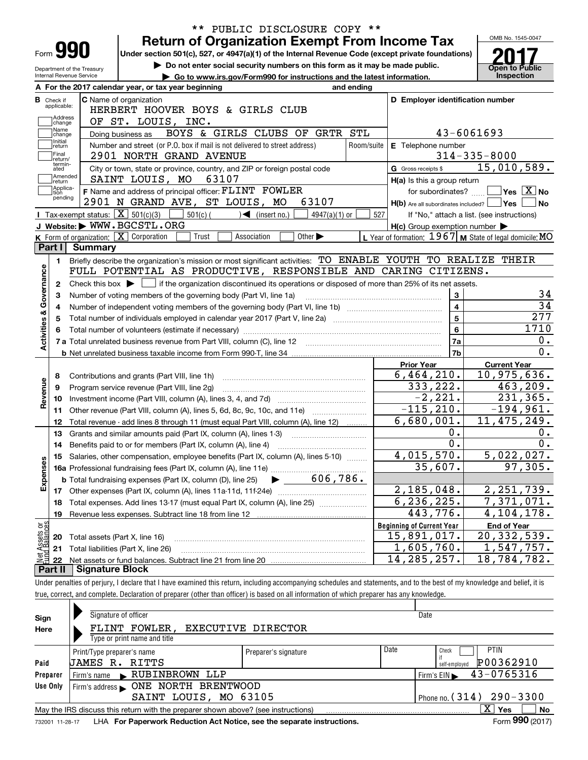\*\* PUBLIC DISCLOSURE COPY \*\*

# Form 990 — Return of Organization Exempt From Income Tax (2017)

Under section 501(c), 527, or 4947(a)(1) of the Internal Revenue Code (except private foundations)

▶ Do not enter social security numbers on this form as it may be made public.

▶ Go to www.irs.gov/Form990 for instructions and the latest information.

Department of the Treasury
Internal Revenue Service

OMB No. 1545-0047

**Open to Public Inspection**

**A** For the 2017 calendar year, or tax year beginning and ending

**B** Check if applicable: Address change / Name change / Initial return / Final return/terminated / Amended return / Application pending

**C** Name of organization: HERBERT HOOVER BOYS & GIRLS CLUB OF ST. LOUIS, INC.

Doing business as: BOYS & GIRLS CLUBS OF GRTR STL

Number and street (or P.O. box if mail is not delivered to street address): 2901 NORTH GRAND AVENUE

City or town, state or province, country, and ZIP or foreign postal code: SAINT LOUIS, MO 63107

**D** Employer identification number: 43-6061693

**E** Telephone number: 314-335-8000

**G** Gross receipts $ 15,010,589.

**F** Name and address of principal officer: FLINT FOWLER, 2901 N GRAND AVE, ST LOUIS, MO 63107

**H(a)** Is this a group return for subordinates? Yes [ ] No [X]

**H(b)** Are all subordinates included? Yes [ ] No [ ] If "No," attach a list. (see instructions)

**H(c)** Group exemption number ▶

**I** Tax-exempt status: [X] 501(c)(3) [ ] 501(c) ( ) ◀ (insert no.) [ ] 4947(a)(1) or [ ] 527

**J** Website: ▶ WWW.BGCSTL.ORG

**K** Form of organization: [X] Corporation [ ] Trust [ ] Association [ ] Other ▶

**L** Year of formation: 1967 **M** State of legal domicile: MO

## Part I Summary

**Activities & Governance**

1. Briefly describe the organization's mission or most significant activities: TO ENABLE YOUTH TO REALIZE THEIR FULL POTENTIAL AS PRODUCTIVE, RESPONSIBLE AND CARING CITIZENS.
2. Check this box ▶ [ ] if the organization discontinued its operations or disposed of more than 25% of its net assets.

| Line | Description | No. | Value |
|---|---|---|---|
| 3 | Number of voting members of the governing body (Part VI, line 1a) | 3 | 34 |
| 4 | Number of independent voting members of the governing body (Part VI, line 1b) | 4 | 34 |
| 5 | Total number of individuals employed in calendar year 2017 (Part V, line 2a) | 5 | 277 |
| 6 | Total number of volunteers (estimate if necessary) | 6 | 1710 |
| 7a | Total unrelated business revenue from Part VIII, column (C), line 12 | 7a | 0. |
| 7b | Net unrelated business taxable income from Form 990-T, line 34 | 7b | 0. |

| Line | Description | Prior Year | Current Year |
|---|---|---|---|
| | **Revenue** | | |
| 8 | Contributions and grants (Part VIII, line 1h) | 6,464,210. | 10,975,636. |
| 9 | Program service revenue (Part VIII, line 2g) | 333,222. | 463,209. |
| 10 | Investment income (Part VIII, column (A), lines 3, 4, and 7d) | -2,221. | 231,365. |
| 11 | Other revenue (Part VIII, column (A), lines 5, 6d, 8c, 9c, 10c, and 11e) | -115,210. | -194,961. |
| 12 | Total revenue - add lines 8 through 11 (must equal Part VIII, column (A), line 12) | 6,680,001. | 11,475,249. |
| | **Expenses** | | |
| 13 | Grants and similar amounts paid (Part IX, column (A), lines 1-3) | 0. | 0. |
| 14 | Benefits paid to or for members (Part IX, column (A), line 4) | 0. | 0. |
| 15 | Salaries, other compensation, employee benefits (Part IX, column (A), lines 5-10) | 4,015,570. | 5,022,027. |
| 16a | Professional fundraising fees (Part IX, column (A), line 11e) | 35,607. | 97,305. |
| b | Total fundraising expenses (Part IX, column (D), line 25) ▶ 606,786. | | |
| 17 | Other expenses (Part IX, column (A), lines 11a-11d, 11f-24e) | 2,185,048. | 2,251,739. |
| 18 | Total expenses. Add lines 13-17 (must equal Part IX, column (A), line 25) | 6,236,225. | 7,371,071. |
| 19 | Revenue less expenses. Subtract line 18 from line 12 | 443,776. | 4,104,178. |

| Line | Net Assets or Fund Balances | Beginning of Current Year | End of Year |
|---|---|---|---|
| 20 | Total assets (Part X, line 16) | 15,891,017. | 20,332,539. |
| 21 | Total liabilities (Part X, line 26) | 1,605,760. | 1,547,757. |
| 22 | Net assets or fund balances. Subtract line 21 from line 20 | 14,285,257. | 18,784,782. |

## Part II Signature Block

Under penalties of perjury, I declare that I have examined this return, including accompanying schedules and statements, and to the best of my knowledge and belief, it is true, correct, and complete. Declaration of preparer (other than officer) is based on all information of which preparer has any knowledge.

**Sign Here**

Signature of officer — Date

FLINT FOWLER, EXECUTIVE DIRECTOR
Type or print name and title

**Paid Preparer Use Only**

| Print/Type preparer's name | Preparer's signature | Date | Check if self-employed | PTIN |
|---|---|---|---|---|
| JAMES R. RITTS | | | [ ] | P00362910 |

Firm's name ▶ RUBINBROWN LLP — Firm's EIN ▶ 43-0765316

Firm's address ▶ ONE NORTH BRENTWOOD, SAINT LOUIS, MO 63105 — Phone no. (314) 290-3300

May the IRS discuss this return with the preparer shown above? (see instructions) [X] Yes [ ] No

732001 11-28-17 LHA For Paperwork Reduction Act Notice, see the separate instructions. Form 990 (2017)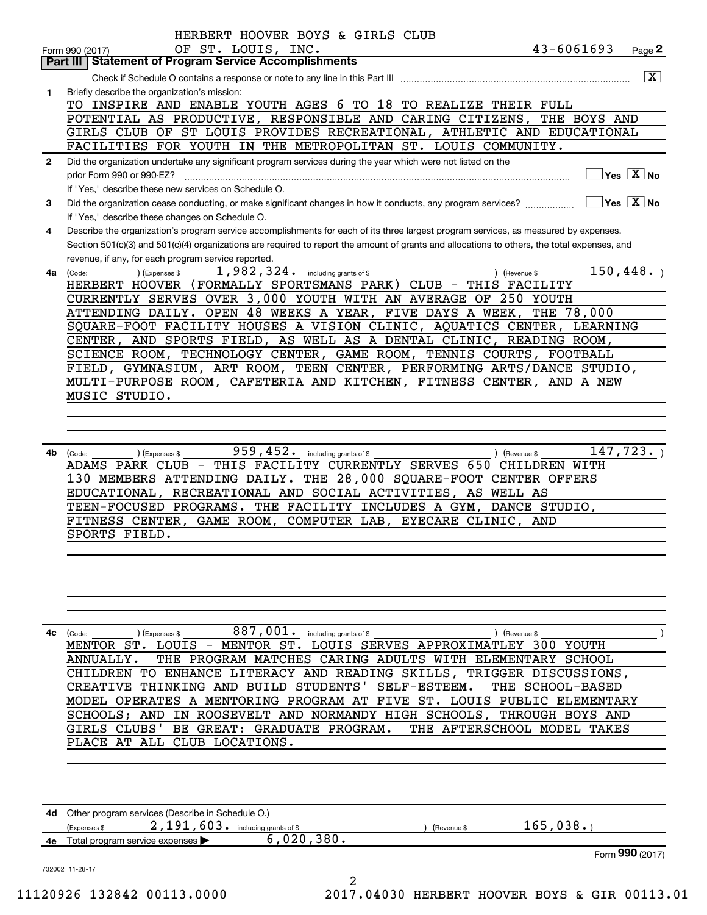HERBERT HOOVER BOYS & GIRLS CLUB
Form 990 (2017) OF ST. LOUIS, INC. 43-6061693 Page 2

## Part III Statement of Program Service Accomplishments

Check if Schedule O contains a response or note to any line in this Part III [X]

**1** Briefly describe the organization's mission:

TO INSPIRE AND ENABLE YOUTH AGES 6 TO 18 TO REALIZE THEIR FULL POTENTIAL AS PRODUCTIVE, RESPONSIBLE AND CARING CITIZENS, THE BOYS AND GIRLS CLUB OF ST LOUIS PROVIDES RECREATIONAL, ATHLETIC AND EDUCATIONAL FACILITIES FOR YOUTH IN THE METROPOLITAN ST. LOUIS COMMUNITY.

**2** Did the organization undertake any significant program services during the year which were not listed on the prior Form 990 or 990-EZ? [ ] Yes [X] No

If "Yes," describe these new services on Schedule O.

**3** Did the organization cease conducting, or make significant changes in how it conducts, any program services? [ ] Yes [X] No

If "Yes," describe these changes on Schedule O.

**4** Describe the organization's program service accomplishments for each of its three largest program services, as measured by expenses. Section 501(c)(3) and 501(c)(4) organizations are required to report the amount of grants and allocations to others, the total expenses, and revenue, if any, for each program service reported.

**4a** (Code: ) (Expenses $ 1,982,324. including grants of $ ) (Revenue $ 150,448. )

HERBERT HOOVER (FORMALLY SPORTSMANS PARK) CLUB - THIS FACILITY CURRENTLY SERVES OVER 3,000 YOUTH WITH AN AVERAGE OF 250 YOUTH ATTENDING DAILY. OPEN 48 WEEKS A YEAR, FIVE DAYS A WEEK, THE 78,000 SQUARE-FOOT FACILITY HOUSES A VISION CLINIC, AQUATICS CENTER, LEARNING CENTER, AND SPORTS FIELD, AS WELL AS A DENTAL CLINIC, READING ROOM, SCIENCE ROOM, TECHNOLOGY CENTER, GAME ROOM, TENNIS COURTS, FOOTBALL FIELD, GYMNASIUM, ART ROOM, TEEN CENTER, PERFORMING ARTS/DANCE STUDIO, MULTI-PURPOSE ROOM, CAFETERIA AND KITCHEN, FITNESS CENTER, AND A NEW MUSIC STUDIO.

**4b** (Code: ) (Expenses $ 959,452. including grants of $ ) (Revenue $ 147,723. )

ADAMS PARK CLUB - THIS FACILITY CURRENTLY SERVES 650 CHILDREN WITH 130 MEMBERS ATTENDING DAILY. THE 28,000 SQUARE-FOOT CENTER OFFERS EDUCATIONAL, RECREATIONAL AND SOCIAL ACTIVITIES, AS WELL AS TEEN-FOCUSED PROGRAMS. THE FACILITY INCLUDES A GYM, DANCE STUDIO, FITNESS CENTER, GAME ROOM, COMPUTER LAB, EYECARE CLINIC, AND SPORTS FIELD.

**4c** (Code: ) (Expenses $ 887,001. including grants of $ ) (Revenue $ )

MENTOR ST. LOUIS - MENTOR ST. LOUIS SERVES APPROXIMATLEY 300 YOUTH ANNUALLY. THE PROGRAM MATCHES CARING ADULTS WITH ELEMENTARY SCHOOL CHILDREN TO ENHANCE LITERACY AND READING SKILLS, TRIGGER DISCUSSIONS, CREATIVE THINKING AND BUILD STUDENTS' SELF-ESTEEM. THE SCHOOL-BASED MODEL OPERATES A MENTORING PROGRAM AT FIVE ST. LOUIS PUBLIC ELEMENTARY SCHOOLS; AND IN ROOSEVELT AND NORMANDY HIGH SCHOOLS, THROUGH BOYS AND GIRLS CLUBS' BE GREAT: GRADUATE PROGRAM. THE AFTERSCHOOL MODEL TAKES PLACE AT ALL CLUB LOCATIONS.

**4d** Other program services (Describe in Schedule O.)

(Expenses $ 2,191,603. including grants of $ ) (Revenue $ 165,038.)

**4e** Total program service expenses ▶ 6,020,380.

Form 990 (2017)

732002 11-28-17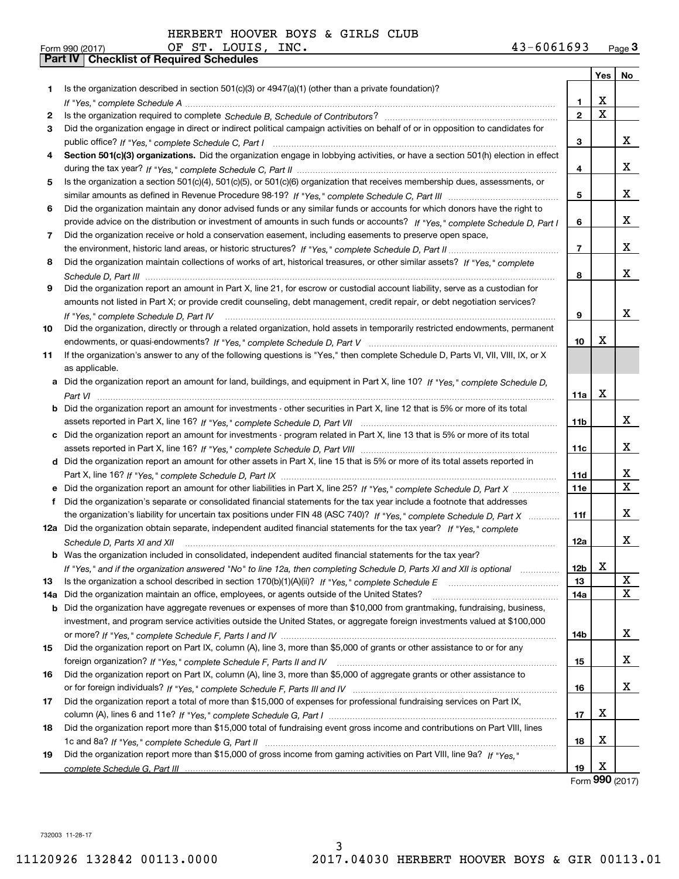HERBERT HOOVER BOYS & GIRLS CLUB

Form 990 (2017) OF ST. LOUIS, INC. 43-6061693 Page 3

**Part IV Checklist of Required Schedules**

| | | | Yes | No |
|---|---|---|---|---|
| 1 | Is the organization described in section 501(c)(3) or 4947(a)(1) (other than a private foundation)? *If "Yes," complete Schedule A* | 1 | X | |
| 2 | Is the organization required to complete *Schedule B, Schedule of Contributors*? | 2 | X | |
| 3 | Did the organization engage in direct or indirect political campaign activities on behalf of or in opposition to candidates for public office? *If "Yes," complete Schedule C, Part I* | 3 | | X |
| 4 | **Section 501(c)(3) organizations.** Did the organization engage in lobbying activities, or have a section 501(h) election in effect during the tax year? *If "Yes," complete Schedule C, Part II* | 4 | | X |
| 5 | Is the organization a section 501(c)(4), 501(c)(5), or 501(c)(6) organization that receives membership dues, assessments, or similar amounts as defined in Revenue Procedure 98-19? *If "Yes," complete Schedule C, Part III* | 5 | | X |
| 6 | Did the organization maintain any donor advised funds or any similar funds or accounts for which donors have the right to provide advice on the distribution or investment of amounts in such funds or accounts? *If "Yes," complete Schedule D, Part I* | 6 | | X |
| 7 | Did the organization receive or hold a conservation easement, including easements to preserve open space, the environment, historic land areas, or historic structures? *If "Yes," complete Schedule D, Part II* | 7 | | X |
| 8 | Did the organization maintain collections of works of art, historical treasures, or other similar assets? *If "Yes," complete Schedule D, Part III* | 8 | | X |
| 9 | Did the organization report an amount in Part X, line 21, for escrow or custodial account liability, serve as a custodian for amounts not listed in Part X; or provide credit counseling, debt management, credit repair, or debt negotiation services? *If "Yes," complete Schedule D, Part IV* | 9 | | X |
| 10 | Did the organization, directly or through a related organization, hold assets in temporarily restricted endowments, permanent endowments, or quasi-endowments? *If "Yes," complete Schedule D, Part V* | 10 | X | |
| 11 | If the organization's answer to any of the following questions is "Yes," then complete Schedule D, Parts VI, VII, VIII, IX, or X as applicable. | | | |
| a | Did the organization report an amount for land, buildings, and equipment in Part X, line 10? *If "Yes," complete Schedule D, Part VI* | 11a | X | |
| b | Did the organization report an amount for investments - other securities in Part X, line 12 that is 5% or more of its total assets reported in Part X, line 16? *If "Yes," complete Schedule D, Part VII* | 11b | | X |
| c | Did the organization report an amount for investments - program related in Part X, line 13 that is 5% or more of its total assets reported in Part X, line 16? *If "Yes," complete Schedule D, Part VIII* | 11c | | X |
| d | Did the organization report an amount for other assets in Part X, line 15 that is 5% or more of its total assets reported in Part X, line 16? *If "Yes," complete Schedule D, Part IX* | 11d | | X |
| e | Did the organization report an amount for other liabilities in Part X, line 25? *If "Yes," complete Schedule D, Part X* | 11e | | X |
| f | Did the organization's separate or consolidated financial statements for the tax year include a footnote that addresses the organization's liability for uncertain tax positions under FIN 48 (ASC 740)? *If "Yes," complete Schedule D, Part X* | 11f | | X |
| 12a | Did the organization obtain separate, independent audited financial statements for the tax year? *If "Yes," complete Schedule D, Parts XI and XII* | 12a | | X |
| b | Was the organization included in consolidated, independent audited financial statements for the tax year? *If "Yes," and if the organization answered "No" to line 12a, then completing Schedule D, Parts XI and XII is optional* | 12b | X | |
| 13 | Is the organization a school described in section 170(b)(1)(A)(ii)? *If "Yes," complete Schedule E* | 13 | | X |
| 14a | Did the organization maintain an office, employees, or agents outside of the United States? | 14a | | X |
| b | Did the organization have aggregate revenues or expenses of more than $10,000 from grantmaking, fundraising, business, investment, and program service activities outside the United States, or aggregate foreign investments valued at $100,000 or more? *If "Yes," complete Schedule F, Parts I and IV* | 14b | | X |
| 15 | Did the organization report on Part IX, column (A), line 3, more than $5,000 of grants or other assistance to or for any foreign organization? *If "Yes," complete Schedule F, Parts II and IV* | 15 | | X |
| 16 | Did the organization report on Part IX, column (A), line 3, more than $5,000 of aggregate grants or other assistance to or for foreign individuals? *If "Yes," complete Schedule F, Parts III and IV* | 16 | | X |
| 17 | Did the organization report a total of more than $15,000 of expenses for professional fundraising services on Part IX, column (A), lines 6 and 11e? *If "Yes," complete Schedule G, Part I* | 17 | X | |
| 18 | Did the organization report more than $15,000 total of fundraising event gross income and contributions on Part VIII, lines 1c and 8a? *If "Yes," complete Schedule G, Part II* | 18 | X | |
| 19 | Did the organization report more than $15,000 of gross income from gaming activities on Part VIII, line 9a? *If "Yes," complete Schedule G, Part III* | 19 | X | |

Form **990** (2017)

732003 11-28-17

11120926 132842 00113.0000 2017.04030 HERBERT HOOVER BOYS & GIR 00113.01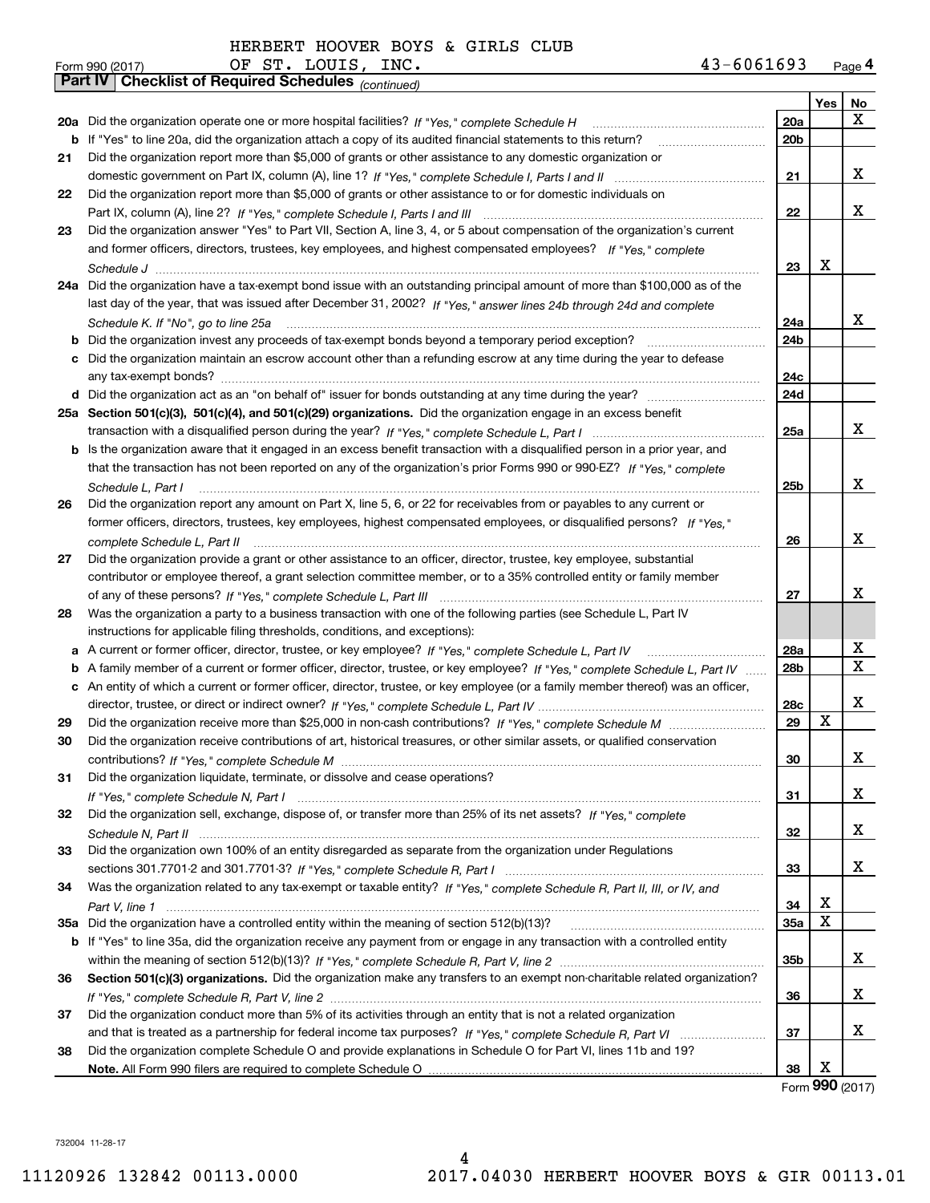HERBERT HOOVER BOYS & GIRLS CLUB

Form 990 (2017) OF ST. LOUIS, INC. 43-6061693 Page 4

## Part IV Checklist of Required Schedules *(continued)*

| | | | Yes | No |
|---|---|---|---|---|
| 20a | Did the organization operate one or more hospital facilities? *If "Yes," complete Schedule H* | 20a | | X |
| b | If "Yes" to line 20a, did the organization attach a copy of its audited financial statements to this return? | 20b | | |
| 21 | Did the organization report more than $5,000 of grants or other assistance to any domestic organization or domestic government on Part IX, column (A), line 1? *If "Yes," complete Schedule I, Parts I and II* | 21 | | X |
| 22 | Did the organization report more than $5,000 of grants or other assistance to or for domestic individuals on Part IX, column (A), line 2? *If "Yes," complete Schedule I, Parts I and III* | 22 | | X |
| 23 | Did the organization answer "Yes" to Part VII, Section A, line 3, 4, or 5 about compensation of the organization's current and former officers, directors, trustees, key employees, and highest compensated employees? *If "Yes," complete Schedule J* | 23 | X | |
| 24a | Did the organization have a tax-exempt bond issue with an outstanding principal amount of more than $100,000 as of the last day of the year, that was issued after December 31, 2002? *If "Yes," answer lines 24b through 24d and complete Schedule K. If "No", go to line 25a* | 24a | | X |
| b | Did the organization invest any proceeds of tax-exempt bonds beyond a temporary period exception? | 24b | | |
| c | Did the organization maintain an escrow account other than a refunding escrow at any time during the year to defease any tax-exempt bonds? | 24c | | |
| d | Did the organization act as an "on behalf of" issuer for bonds outstanding at any time during the year? | 24d | | |
| 25a | **Section 501(c)(3), 501(c)(4), and 501(c)(29) organizations.** Did the organization engage in an excess benefit transaction with a disqualified person during the year? *If "Yes," complete Schedule L, Part I* | 25a | | X |
| b | Is the organization aware that it engaged in an excess benefit transaction with a disqualified person in a prior year, and that the transaction has not been reported on any of the organization's prior Forms 990 or 990-EZ? *If "Yes," complete Schedule L, Part I* | 25b | | X |
| 26 | Did the organization report any amount on Part X, line 5, 6, or 22 for receivables from or payables to any current or former officers, directors, trustees, key employees, highest compensated employees, or disqualified persons? *If "Yes," complete Schedule L, Part II* | 26 | | X |
| 27 | Did the organization provide a grant or other assistance to an officer, director, trustee, key employee, substantial contributor or employee thereof, a grant selection committee member, or to a 35% controlled entity or family member of any of these persons? *If "Yes," complete Schedule L, Part III* | 27 | | X |
| 28 | Was the organization a party to a business transaction with one of the following parties (see Schedule L, Part IV instructions for applicable filing thresholds, conditions, and exceptions): | | | |
| a | A current or former officer, director, trustee, or key employee? *If "Yes," complete Schedule L, Part IV* | 28a | | X |
| b | A family member of a current or former officer, director, trustee, or key employee? *If "Yes," complete Schedule L, Part IV* | 28b | | X |
| c | An entity of which a current or former officer, director, trustee, or key employee (or a family member thereof) was an officer, director, trustee, or direct or indirect owner? *If "Yes," complete Schedule L, Part IV* | 28c | | X |
| 29 | Did the organization receive more than $25,000 in non-cash contributions? *If "Yes," complete Schedule M* | 29 | X | |
| 30 | Did the organization receive contributions of art, historical treasures, or other similar assets, or qualified conservation contributions? *If "Yes," complete Schedule M* | 30 | | X |
| 31 | Did the organization liquidate, terminate, or dissolve and cease operations? *If "Yes," complete Schedule N, Part I* | 31 | | X |
| 32 | Did the organization sell, exchange, dispose of, or transfer more than 25% of its net assets? *If "Yes," complete Schedule N, Part II* | 32 | | X |
| 33 | Did the organization own 100% of an entity disregarded as separate from the organization under Regulations sections 301.7701-2 and 301.7701-3? *If "Yes," complete Schedule R, Part I* | 33 | | X |
| 34 | Was the organization related to any tax-exempt or taxable entity? *If "Yes," complete Schedule R, Part II, III, or IV, and Part V, line 1* | 34 | X | |
| 35a | Did the organization have a controlled entity within the meaning of section 512(b)(13)? | 35a | X | |
| b | If "Yes" to line 35a, did the organization receive any payment from or engage in any transaction with a controlled entity within the meaning of section 512(b)(13)? *If "Yes," complete Schedule R, Part V, line 2* | 35b | | X |
| 36 | **Section 501(c)(3) organizations.** Did the organization make any transfers to an exempt non-charitable related organization? *If "Yes," complete Schedule R, Part V, line 2* | 36 | | X |
| 37 | Did the organization conduct more than 5% of its activities through an entity that is not a related organization and that is treated as a partnership for federal income tax purposes? *If "Yes," complete Schedule R, Part VI* | 37 | | X |
| 38 | Did the organization complete Schedule O and provide explanations in Schedule O for Part VI, lines 11b and 19? **Note.** All Form 990 filers are required to complete Schedule O | 38 | X | |

Form **990** (2017)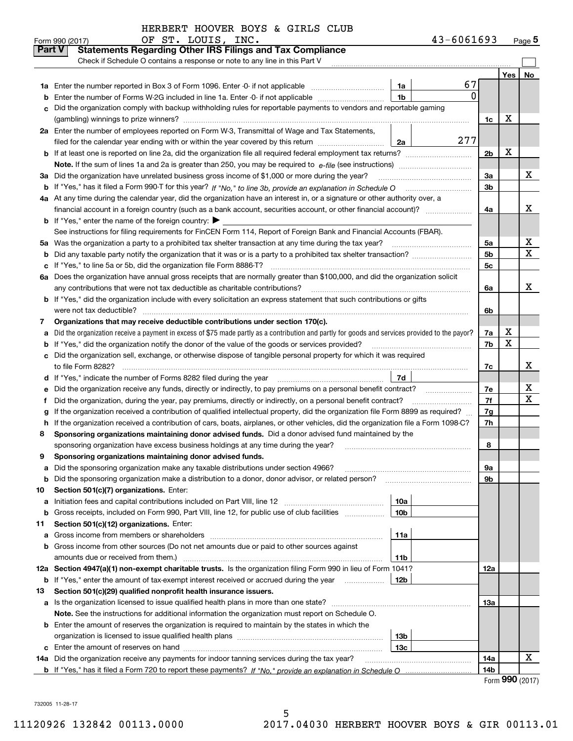HERBERT HOOVER BOYS & GIRLS CLUB
OF ST. LOUIS, INC. 43-6061693

Form 990 (2017) Page 5

## Part V Statements Regarding Other IRS Filings and Tax Compliance

Check if Schedule O contains a response or note to any line in this Part V

| | | | | | Yes | No |
|---|---|---|---|---|---|---|
| **1a** | Enter the number reported in Box 3 of Form 1096. Enter -0- if not applicable | 1a | 67 | | | |
| **b** | Enter the number of Forms W-2G included in line 1a. Enter -0- if not applicable | 1b | 0 | | | |
| **c** | Did the organization comply with backup withholding rules for reportable payments to vendors and reportable gaming (gambling) winnings to prize winners? | | | 1c | X | |
| **2a** | Enter the number of employees reported on Form W-3, Transmittal of Wage and Tax Statements, filed for the calendar year ending with or within the year covered by this return | 2a | 277 | | | |
| **b** | If at least one is reported on line 2a, did the organization file all required federal employment tax returns? | | | 2b | X | |
| | **Note.** If the sum of lines 1a and 2a is greater than 250, you may be required to *e-file* (see instructions) | | | | | |
| **3a** | Did the organization have unrelated business gross income of $1,000 or more during the year? | | | 3a | | X |
| **b** | If "Yes," has it filed a Form 990-T for this year? *If "No," to line 3b, provide an explanation in Schedule O* | | | 3b | | |
| **4a** | At any time during the calendar year, did the organization have an interest in, or a signature or other authority over, a financial account in a foreign country (such as a bank account, securities account, or other financial account)? | | | 4a | | X |
| **b** | If "Yes," enter the name of the foreign country: ▶ | | | | | |
| | See instructions for filing requirements for FinCEN Form 114, Report of Foreign Bank and Financial Accounts (FBAR). | | | | | |
| **5a** | Was the organization a party to a prohibited tax shelter transaction at any time during the tax year? | | | 5a | | X |
| **b** | Did any taxable party notify the organization that it was or is a party to a prohibited tax shelter transaction? | | | 5b | | X |
| **c** | If "Yes," to line 5a or 5b, did the organization file Form 8886-T? | | | 5c | | |
| **6a** | Does the organization have annual gross receipts that are normally greater than $100,000, and did the organization solicit any contributions that were not tax deductible as charitable contributions? | | | 6a | | X |
| **b** | If "Yes," did the organization include with every solicitation an express statement that such contributions or gifts were not tax deductible? | | | 6b | | |
| **7** | **Organizations that may receive deductible contributions under section 170(c).** | | | | | |
| **a** | Did the organization receive a payment in excess of $75 made partly as a contribution and partly for goods and services provided to the payor? | | | 7a | X | |
| **b** | If "Yes," did the organization notify the donor of the value of the goods or services provided? | | | 7b | X | |
| **c** | Did the organization sell, exchange, or otherwise dispose of tangible personal property for which it was required to file Form 8282? | | | 7c | | X |
| **d** | If "Yes," indicate the number of Forms 8282 filed during the year | 7d | | | | |
| **e** | Did the organization receive any funds, directly or indirectly, to pay premiums on a personal benefit contract? | | | 7e | | X |
| **f** | Did the organization, during the year, pay premiums, directly or indirectly, on a personal benefit contract? | | | 7f | | X |
| **g** | If the organization received a contribution of qualified intellectual property, did the organization file Form 8899 as required? | | | 7g | | |
| **h** | If the organization received a contribution of cars, boats, airplanes, or other vehicles, did the organization file a Form 1098-C? | | | 7h | | |
| **8** | **Sponsoring organizations maintaining donor advised funds.** Did a donor advised fund maintained by the sponsoring organization have excess business holdings at any time during the year? | | | 8 | | |
| **9** | **Sponsoring organizations maintaining donor advised funds.** | | | | | |
| **a** | Did the sponsoring organization make any taxable distributions under section 4966? | | | 9a | | |
| **b** | Did the sponsoring organization make a distribution to a donor, donor advisor, or related person? | | | 9b | | |
| **10** | **Section 501(c)(7) organizations.** Enter: | | | | | |
| **a** | Initiation fees and capital contributions included on Part VIII, line 12 | 10a | | | | |
| **b** | Gross receipts, included on Form 990, Part VIII, line 12, for public use of club facilities | 10b | | | | |
| **11** | **Section 501(c)(12) organizations.** Enter: | | | | | |
| **a** | Gross income from members or shareholders | 11a | | | | |
| **b** | Gross income from other sources (Do not net amounts due or paid to other sources against amounts due or received from them.) | 11b | | | | |
| **12a** | **Section 4947(a)(1) non-exempt charitable trusts.** Is the organization filing Form 990 in lieu of Form 1041? | | | 12a | | |
| **b** | If "Yes," enter the amount of tax-exempt interest received or accrued during the year | 12b | | | | |
| **13** | **Section 501(c)(29) qualified nonprofit health insurance issuers.** | | | | | |
| **a** | Is the organization licensed to issue qualified health plans in more than one state? | | | 13a | | |
| | **Note.** See the instructions for additional information the organization must report on Schedule O. | | | | | |
| **b** | Enter the amount of reserves the organization is required to maintain by the states in which the organization is licensed to issue qualified health plans | 13b | | | | |
| **c** | Enter the amount of reserves on hand | 13c | | | | |
| **14a** | Did the organization receive any payments for indoor tanning services during the tax year? | | | 14a | | X |
| **b** | If "Yes," has it filed a Form 720 to report these payments? *If "No," provide an explanation in Schedule O* | | | 14b | | |

Form **990** (2017)

732005 11-28-17

11120926 132842 00113.0000 2017.04030 HERBERT HOOVER BOYS & GIR 00113.01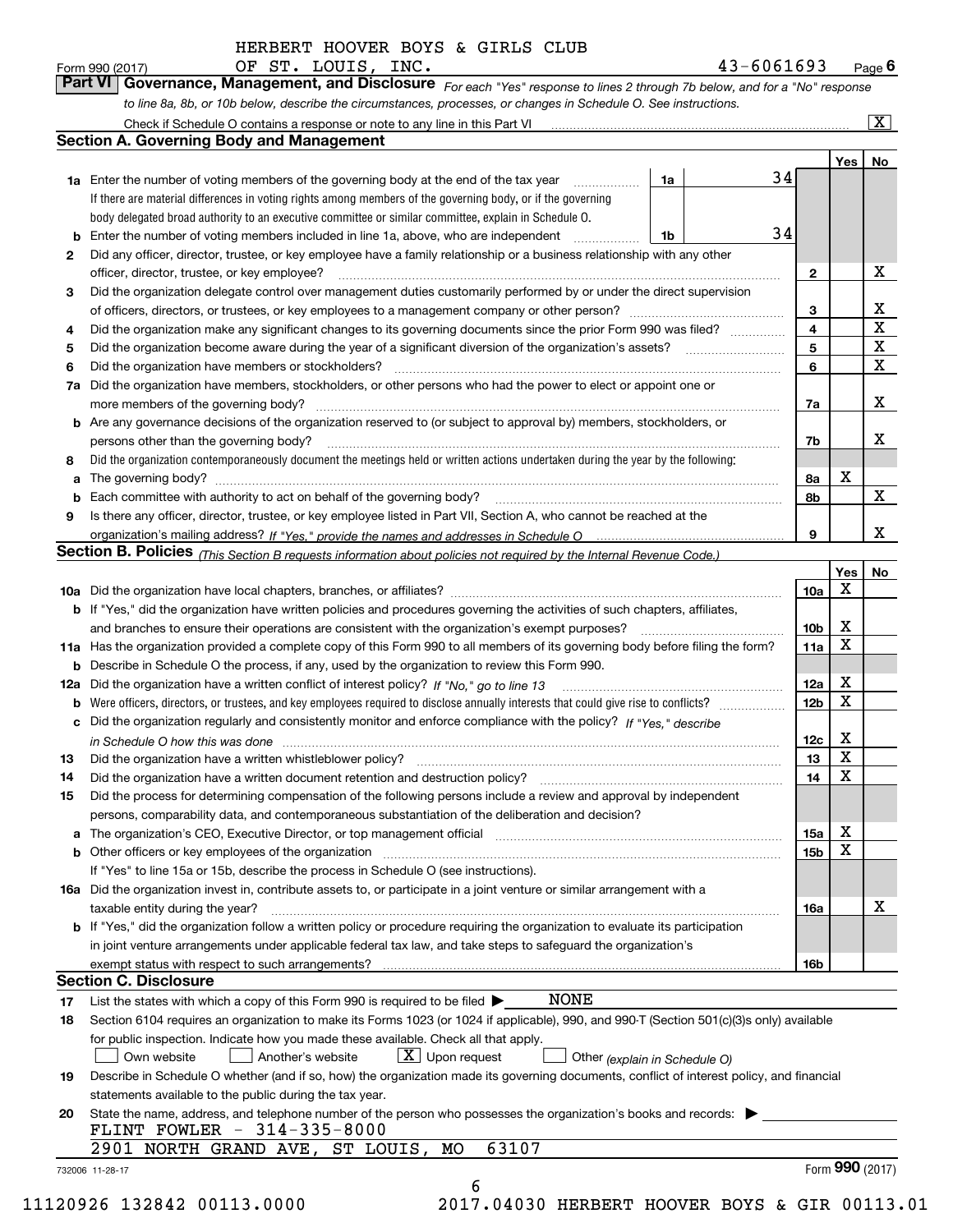HERBERT HOOVER BOYS & GIRLS CLUB
Form 990 (2017) OF ST. LOUIS, INC. 43-6061693 Page 6

## Part VI Governance, Management, and Disclosure

*For each "Yes" response to lines 2 through 7b below, and for a "No" response to line 8a, 8b, or 10b below, describe the circumstances, processes, or changes in Schedule O. See instructions.*

Check if Schedule O contains a response or note to any line in this Part VI [X]

### Section A. Governing Body and Management

| | | | | Yes | No |
|---|---|---|---|---|---|
| 1a | Enter the number of voting members of the governing body at the end of the tax year. If there are material differences in voting rights among members of the governing body, or if the governing body delegated broad authority to an executive committee or similar committee, explain in Schedule O. | 1a | 34 | | |
| b | Enter the number of voting members included in line 1a, above, who are independent | 1b | 34 | | |
| 2 | Did any officer, director, trustee, or key employee have a family relationship or a business relationship with any other officer, director, trustee, or key employee? | 2 | | | X |
| 3 | Did the organization delegate control over management duties customarily performed by or under the direct supervision of officers, directors, or trustees, or key employees to a management company or other person? | 3 | | | X |
| 4 | Did the organization make any significant changes to its governing documents since the prior Form 990 was filed? | 4 | | | X |
| 5 | Did the organization become aware during the year of a significant diversion of the organization's assets? | 5 | | | X |
| 6 | Did the organization have members or stockholders? | 6 | | | X |
| 7a | Did the organization have members, stockholders, or other persons who had the power to elect or appoint one or more members of the governing body? | 7a | | | X |
| b | Are any governance decisions of the organization reserved to (or subject to approval by) members, stockholders, or persons other than the governing body? | 7b | | | X |
| 8 | Did the organization contemporaneously document the meetings held or written actions undertaken during the year by the following: | | | | |
| a | The governing body? | 8a | | X | |
| b | Each committee with authority to act on behalf of the governing body? | 8b | | | X |
| 9 | Is there any officer, director, trustee, or key employee listed in Part VII, Section A, who cannot be reached at the organization's mailing address? *If "Yes," provide the names and addresses in Schedule O* | 9 | | | X |

### Section B. Policies *(This Section B requests information about policies not required by the Internal Revenue Code.)*

| | | | Yes | No |
|---|---|---|---|---|
| 10a | Did the organization have local chapters, branches, or affiliates? | 10a | X | |
| b | If "Yes," did the organization have written policies and procedures governing the activities of such chapters, affiliates, and branches to ensure their operations are consistent with the organization's exempt purposes? | 10b | X | |
| 11a | Has the organization provided a complete copy of this Form 990 to all members of its governing body before filing the form? | 11a | X | |
| b | Describe in Schedule O the process, if any, used by the organization to review this Form 990. | | | |
| 12a | Did the organization have a written conflict of interest policy? *If "No," go to line 13* | 12a | X | |
| b | Were officers, directors, or trustees, and key employees required to disclose annually interests that could give rise to conflicts? | 12b | X | |
| c | Did the organization regularly and consistently monitor and enforce compliance with the policy? *If "Yes," describe in Schedule O how this was done* | 12c | X | |
| 13 | Did the organization have a written whistleblower policy? | 13 | X | |
| 14 | Did the organization have a written document retention and destruction policy? | 14 | X | |
| 15 | Did the process for determining compensation of the following persons include a review and approval by independent persons, comparability data, and contemporaneous substantiation of the deliberation and decision? | | | |
| a | The organization's CEO, Executive Director, or top management official | 15a | X | |
| b | Other officers or key employees of the organization | 15b | X | |
| | If "Yes" to line 15a or 15b, describe the process in Schedule O (see instructions). | | | |
| 16a | Did the organization invest in, contribute assets to, or participate in a joint venture or similar arrangement with a taxable entity during the year? | 16a | | X |
| b | If "Yes," did the organization follow a written policy or procedure requiring the organization to evaluate its participation in joint venture arrangements under applicable federal tax law, and take steps to safeguard the organization's exempt status with respect to such arrangements? | 16b | | |

### Section C. Disclosure

17 List the states with which a copy of this Form 990 is required to be filed ▶ NONE

18 Section 6104 requires an organization to make its Forms 1023 (or 1024 if applicable), 990, and 990-T (Section 501(c)(3)s only) available for public inspection. Indicate how you made these available. Check all that apply.

[ ] Own website [ ] Another's website [X] Upon request [ ] Other *(explain in Schedule O)*

19 Describe in Schedule O whether (and if so, how) the organization made its governing documents, conflict of interest policy, and financial statements available to the public during the tax year.

20 State the name, address, and telephone number of the person who possesses the organization's books and records: ▶
FLINT FOWLER - 314-335-8000
2901 NORTH GRAND AVE, ST LOUIS, MO 63107

732006 11-28-17 Form **990** (2017)

11120926 132842 00113.0000 2017.04030 HERBERT HOOVER BOYS & GIR 00113.01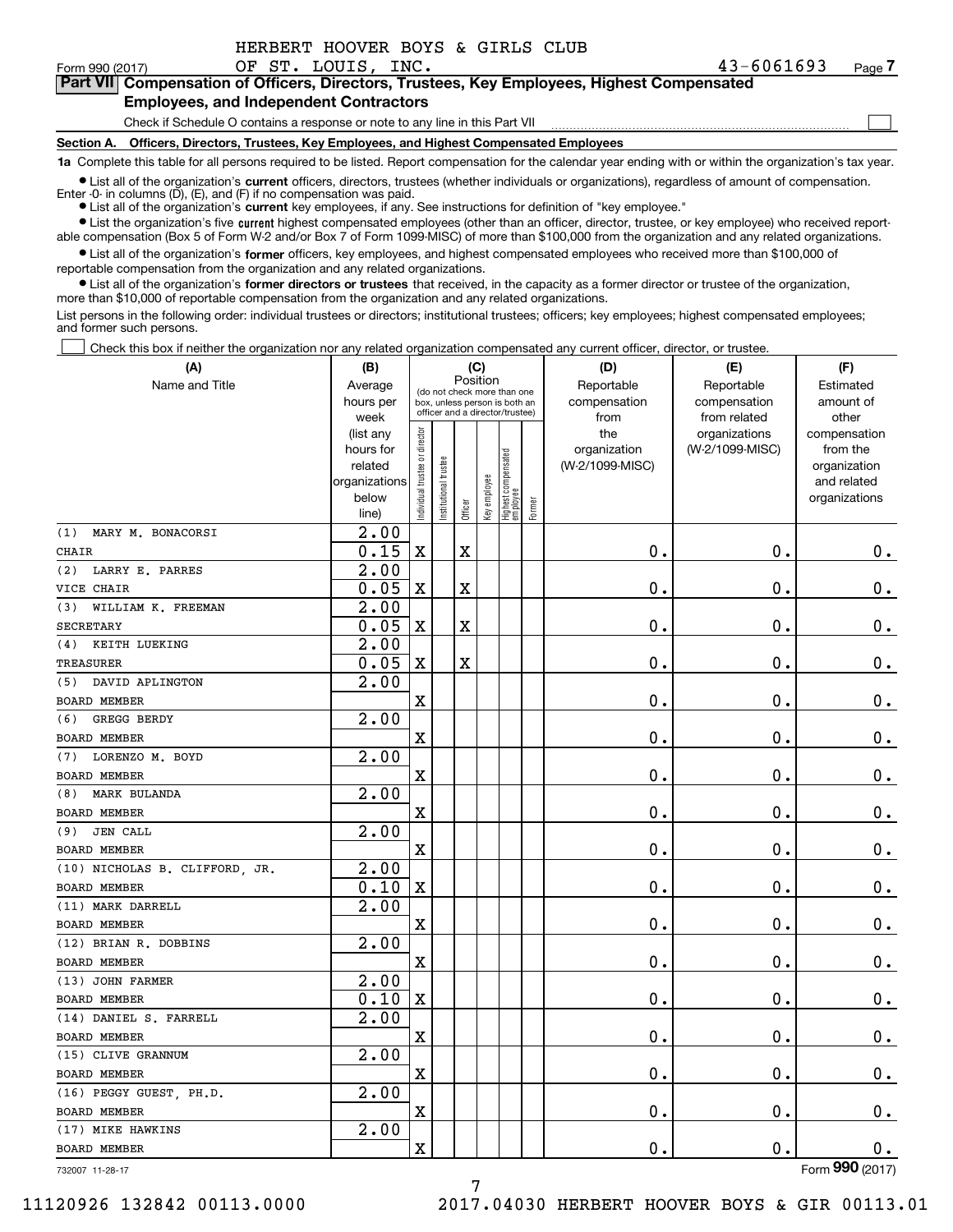HERBERT HOOVER BOYS & GIRLS CLUB
Form 990 (2017) OF ST. LOUIS, INC. 43-6061693 Page 7

**Part VII Compensation of Officers, Directors, Trustees, Key Employees, Highest Compensated Employees, and Independent Contractors**

Check if Schedule O contains a response or note to any line in this Part VII ☐

**Section A. Officers, Directors, Trustees, Key Employees, and Highest Compensated Employees**

**1a** Complete this table for all persons required to be listed. Report compensation for the calendar year ending with or within the organization's tax year.

- List all of the organization's **current** officers, directors, trustees (whether individuals or organizations), regardless of amount of compensation. Enter -0- in columns (D), (E), and (F) if no compensation was paid.
- List all of the organization's **current** key employees, if any. See instructions for definition of "key employee."
- List the organization's five **current** highest compensated employees (other than an officer, director, trustee, or key employee) who received reportable compensation (Box 5 of Form W-2 and/or Box 7 of Form 1099-MISC) of more than $100,000 from the organization and any related organizations.
- List all of the organization's **former** officers, key employees, and highest compensated employees who received more than $100,000 of reportable compensation from the organization and any related organizations.
- List all of the organization's **former directors or trustees** that received, in the capacity as a former director or trustee of the organization, more than $10,000 of reportable compensation from the organization and any related organizations.

List persons in the following order: individual trustees or directors; institutional trustees; officers; key employees; highest compensated employees; and former such persons.

☐ Check this box if neither the organization nor any related organization compensated any current officer, director, or trustee.

| (A) Name and Title | (B) Average hours per week (list any hours for related organizations below line) | (C) Position: Individual trustee or director | Institutional trustee | Officer | Key employee | Highest compensated employee | Former | (D) Reportable compensation from the organization (W-2/1099-MISC) | (E) Reportable compensation from related organizations (W-2/1099-MISC) | (F) Estimated amount of other compensation from the organization and related organizations |
|---|---|---|---|---|---|---|---|---|---|---|
| (1) MARY M. BONACORSI<br>CHAIR | 2.00<br>0.15 | X | | X | | | | 0. | 0. | 0. |
| (2) LARRY E. PARRES<br>VICE CHAIR | 2.00<br>0.05 | X | | X | | | | 0. | 0. | 0. |
| (3) WILLIAM K. FREEMAN<br>SECRETARY | 2.00<br>0.05 | X | | X | | | | 0. | 0. | 0. |
| (4) KEITH LUEKING<br>TREASURER | 2.00<br>0.05 | X | | X | | | | 0. | 0. | 0. |
| (5) DAVID APLINGTON<br>BOARD MEMBER | 2.00 | X | | | | | | 0. | 0. | 0. |
| (6) GREGG BERDY<br>BOARD MEMBER | 2.00 | X | | | | | | 0. | 0. | 0. |
| (7) LORENZO M. BOYD<br>BOARD MEMBER | 2.00 | X | | | | | | 0. | 0. | 0. |
| (8) MARK BULANDA<br>BOARD MEMBER | 2.00 | X | | | | | | 0. | 0. | 0. |
| (9) JEN CALL<br>BOARD MEMBER | 2.00 | X | | | | | | 0. | 0. | 0. |
| (10) NICHOLAS B. CLIFFORD, JR.<br>BOARD MEMBER | 2.00<br>0.10 | X | | | | | | 0. | 0. | 0. |
| (11) MARK DARRELL<br>BOARD MEMBER | 2.00 | X | | | | | | 0. | 0. | 0. |
| (12) BRIAN R. DOBBINS<br>BOARD MEMBER | 2.00 | X | | | | | | 0. | 0. | 0. |
| (13) JOHN FARMER<br>BOARD MEMBER | 2.00<br>0.10 | X | | | | | | 0. | 0. | 0. |
| (14) DANIEL S. FARRELL<br>BOARD MEMBER | 2.00 | X | | | | | | 0. | 0. | 0. |
| (15) CLIVE GRANNUM<br>BOARD MEMBER | 2.00 | X | | | | | | 0. | 0. | 0. |
| (16) PEGGY GUEST, PH.D.<br>BOARD MEMBER | 2.00 | X | | | | | | 0. | 0. | 0. |
| (17) MIKE HAWKINS<br>BOARD MEMBER | 2.00 | X | | | | | | 0. | 0. | 0. |

732007 11-28-17 Form **990** (2017)

11120926 132842 00113.0000 2017.04030 HERBERT HOOVER BOYS & GIR 00113.01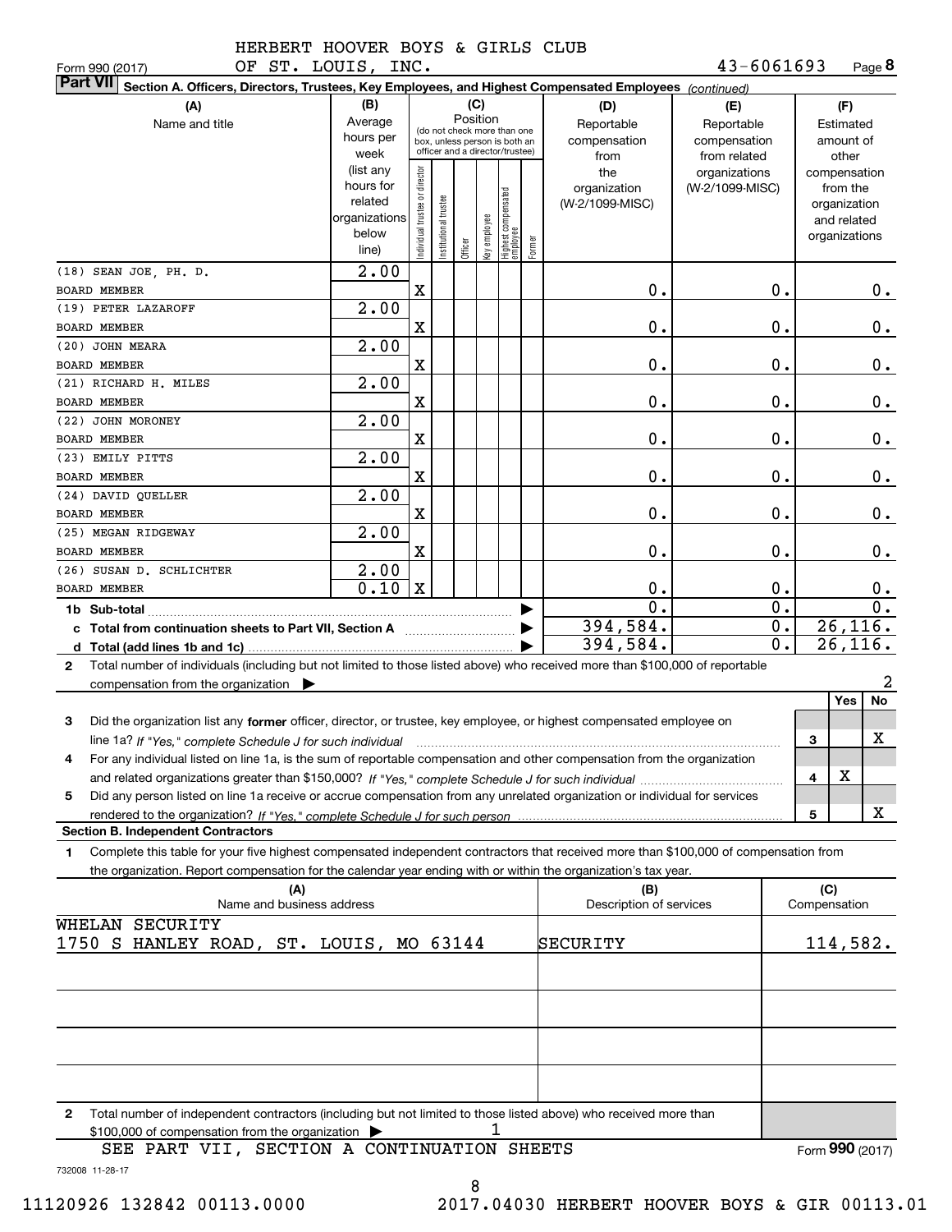HERBERT HOOVER BOYS & GIRLS CLUB
OF ST. LOUIS, INC. 43-6061693

Form 990 (2017) Page 8

**Part VII** Section A. Officers, Directors, Trustees, Key Employees, and Highest Compensated Employees *(continued)*

| (A) Name and title | (B) Average hours per week (list any hours for related organizations below line) | (C) Position: Individual trustee or director | Institutional trustee | Officer | Key employee | Highest compensated employee | Former | (D) Reportable compensation from the organization (W-2/1099-MISC) | (E) Reportable compensation from related organizations (W-2/1099-MISC) | (F) Estimated amount of other compensation from the organization and related organizations |
|---|---|---|---|---|---|---|---|---|---|---|
| (18) SEAN JOE, PH. D. BOARD MEMBER | 2.00 | X | | | | | | 0. | 0. | 0. |
| (19) PETER LAZAROFF BOARD MEMBER | 2.00 | X | | | | | | 0. | 0. | 0. |
| (20) JOHN MEARA BOARD MEMBER | 2.00 | X | | | | | | 0. | 0. | 0. |
| (21) RICHARD H. MILES BOARD MEMBER | 2.00 | X | | | | | | 0. | 0. | 0. |
| (22) JOHN MORONEY BOARD MEMBER | 2.00 | X | | | | | | 0. | 0. | 0. |
| (23) EMILY PITTS BOARD MEMBER | 2.00 | X | | | | | | 0. | 0. | 0. |
| (24) DAVID QUELLER BOARD MEMBER | 2.00 | X | | | | | | 0. | 0. | 0. |
| (25) MEGAN RIDGEWAY BOARD MEMBER | 2.00 | X | | | | | | 0. | 0. | 0. |
| (26) SUSAN D. SCHLICHTER BOARD MEMBER | 2.00 / 0.10 | X | | | | | | 0. | 0. | 0. |
| **1b Sub-total** | | | | | | | | 0. | 0. | 0. |
| **c Total from continuation sheets to Part VII, Section A** | | | | | | | | 394,584. | 0. | 26,116. |
| **d Total (add lines 1b and 1c)** | | | | | | | | 394,584. | 0. | 26,116. |

**2** Total number of individuals (including but not limited to those listed above) who received more than $100,000 of reportable compensation from the organization ▶ 2

| | | Yes | No |
|---|---|---|---|
| **3** Did the organization list any **former** officer, director, or trustee, key employee, or highest compensated employee on line 1a? *If "Yes," complete Schedule J for such individual* | 3 | | X |
| **4** For any individual listed on line 1a, is the sum of reportable compensation and other compensation from the organization and related organizations greater than $150,000? *If "Yes," complete Schedule J for such individual* | 4 | X | |
| **5** Did any person listed on line 1a receive or accrue compensation from any unrelated organization or individual for services rendered to the organization? *If "Yes," complete Schedule J for such person* | 5 | | X |

**Section B. Independent Contractors**

**1** Complete this table for your five highest compensated independent contractors that received more than $100,000 of compensation from the organization. Report compensation for the calendar year ending with or within the organization's tax year.

| (A) Name and business address | (B) Description of services | (C) Compensation |
|---|---|---|
| WHELAN SECURITY 1750 S HANLEY ROAD, ST. LOUIS, MO 63144 | SECURITY | 114,582. |
| | | |
| | | |
| | | |
| | | |

**2** Total number of independent contractors (including but not limited to those listed above) who received more than $100,000 of compensation from the organization ▶ 1

SEE PART VII, SECTION A CONTINUATION SHEETS

Form **990** (2017)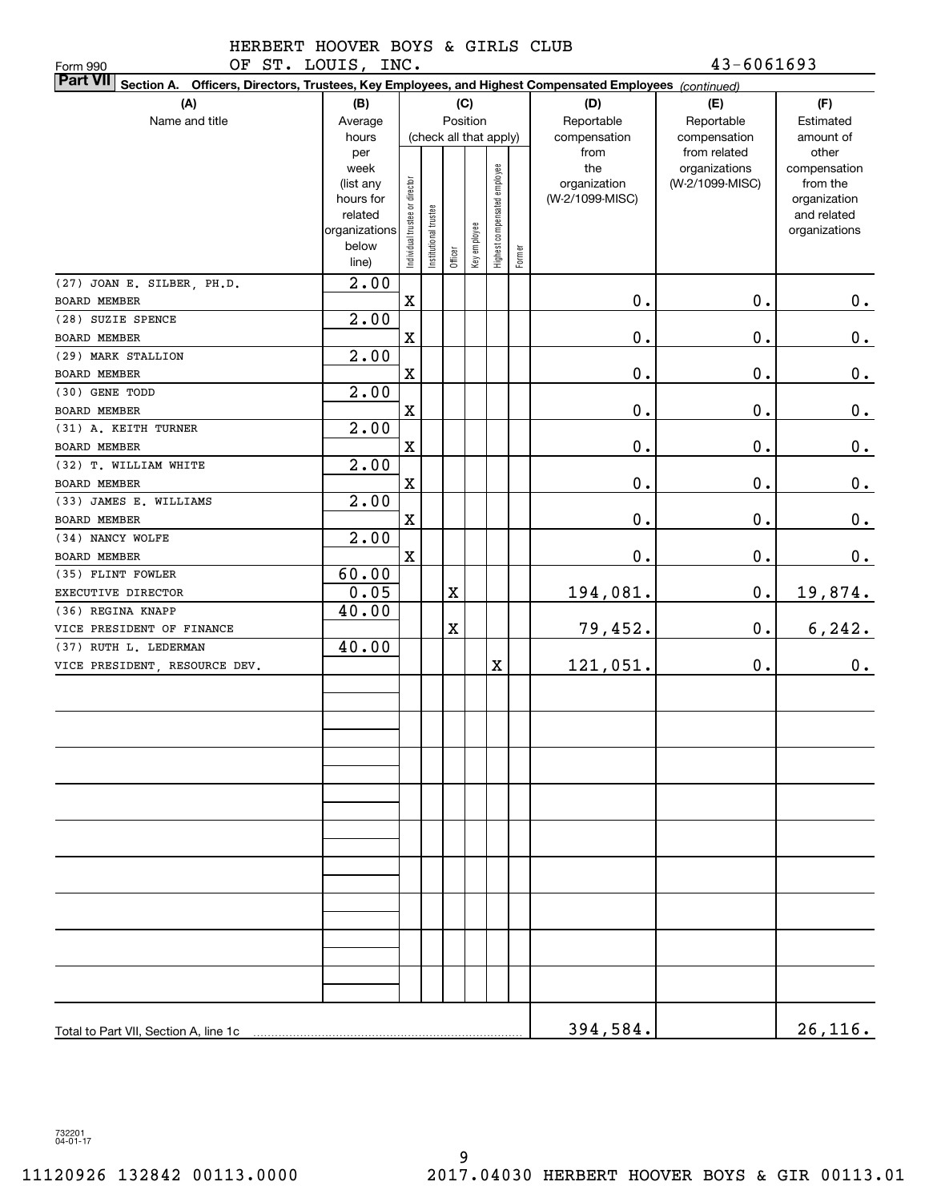HERBERT HOOVER BOYS & GIRLS CLUB OF ST. LOUIS, INC. 43-6061693

Form 990

**Part VII Section A. Officers, Directors, Trustees, Key Employees, and Highest Compensated Employees** *(continued)*

| (A) Name and title | (B) Average hours per week (list any hours for related organizations below line) | (C) Position (check all that apply): Individual trustee or director | Institutional trustee | Officer | Key employee | Highest compensated employee | Former | (D) Reportable compensation from the organization (W-2/1099-MISC) | (E) Reportable compensation from related organizations (W-2/1099-MISC) | (F) Estimated amount of other compensation from the organization and related organizations |
|---|---|---|---|---|---|---|---|---|---|---|
| (27) JOAN E. SILBER, PH.D.<br>BOARD MEMBER | 2.00 | X | | | | | | 0. | 0. | 0. |
| (28) SUZIE SPENCE<br>BOARD MEMBER | 2.00 | X | | | | | | 0. | 0. | 0. |
| (29) MARK STALLION<br>BOARD MEMBER | 2.00 | X | | | | | | 0. | 0. | 0. |
| (30) GENE TODD<br>BOARD MEMBER | 2.00 | X | | | | | | 0. | 0. | 0. |
| (31) A. KEITH TURNER<br>BOARD MEMBER | 2.00 | X | | | | | | 0. | 0. | 0. |
| (32) T. WILLIAM WHITE<br>BOARD MEMBER | 2.00 | X | | | | | | 0. | 0. | 0. |
| (33) JAMES E. WILLIAMS<br>BOARD MEMBER | 2.00 | X | | | | | | 0. | 0. | 0. |
| (34) NANCY WOLFE<br>BOARD MEMBER | 2.00 | X | | | | | | 0. | 0. | 0. |
| (35) FLINT FOWLER<br>EXECUTIVE DIRECTOR | 60.00<br>0.05 | | | X | | | | 194,081. | 0. | 19,874. |
| (36) REGINA KNAPP<br>VICE PRESIDENT OF FINANCE | 40.00 | | | X | | | | 79,452. | 0. | 6,242. |
| (37) RUTH L. LEDERMAN<br>VICE PRESIDENT, RESOURCE DEV. | 40.00 | | | | | X | | 121,051. | 0. | 0. |
| Total to Part VII, Section A, line 1c | | | | | | | | 394,584. | | 26,116. |

732201 04-01-17

11120926 132842 00113.0000 2017.04030 HERBERT HOOVER BOYS & GIR 00113.01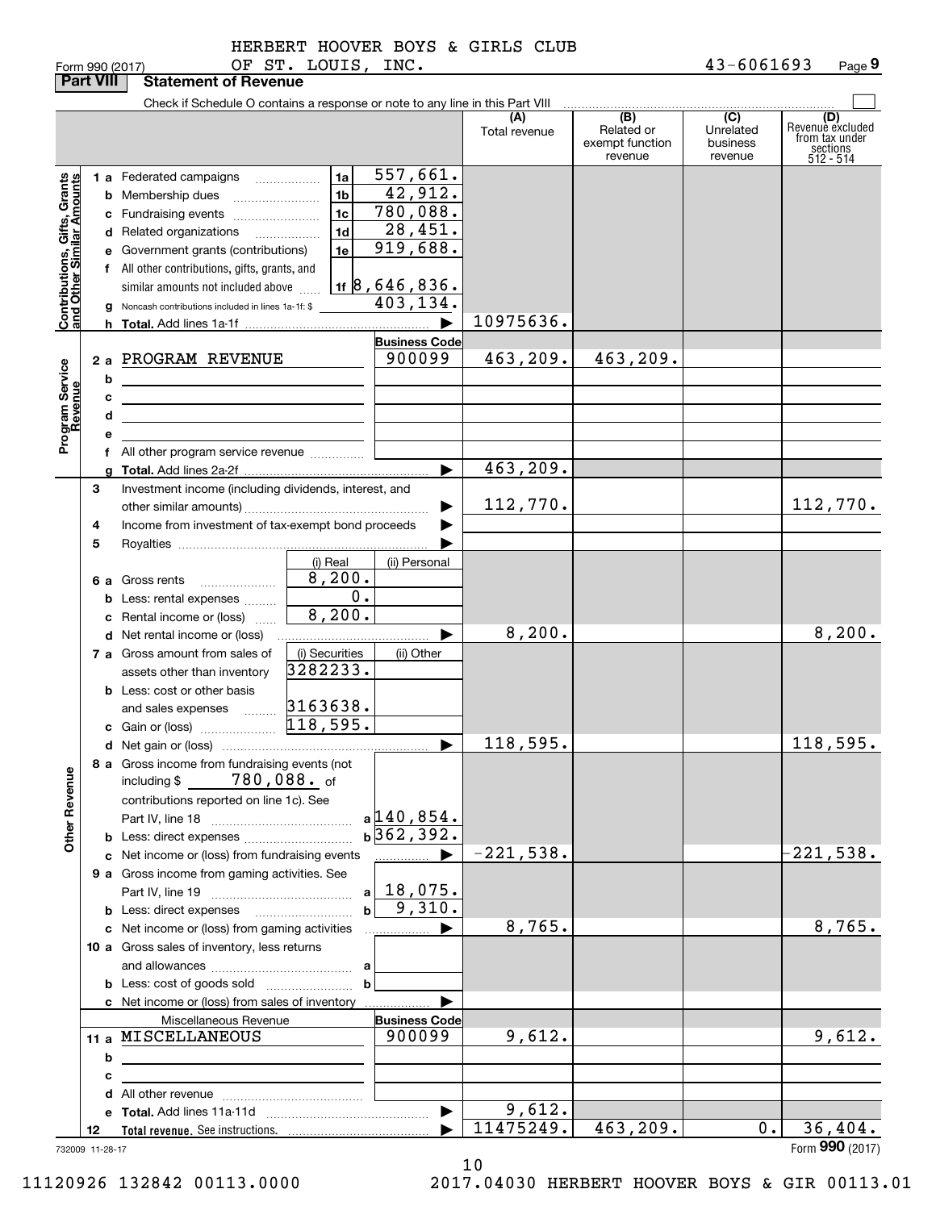HERBERT HOOVER BOYS & GIRLS CLUB OF ST. LOUIS, INC.

Form 990 (2017) 43-6061693 Page **9**

## Part VIII Statement of Revenue

Check if Schedule O contains a response or note to any line in this Part VIII ☐

| | | | | (A) Total revenue | (B) Related or exempt function revenue | (C) Unrelated business revenue | (D) Revenue excluded from tax under sections 512 - 514 |
|---|---|---|---|---|---|---|---|
| **Contributions, Gifts, Grants and Other Similar Amounts** | **1 a** Federated campaigns | 1a | 557,661. | | | | |
| | **b** Membership dues | 1b | 42,912. | | | | |
| | **c** Fundraising events | 1c | 780,088. | | | | |
| | **d** Related organizations | 1d | 28,451. | | | | |
| | **e** Government grants (contributions) | 1e | 919,688. | | | | |
| | **f** All other contributions, gifts, grants, and similar amounts not included above | 1f | 8,646,836. | | | | |
| | **g** Noncash contributions included in lines 1a-1f: $ | | 403,134. | | | | |
| | **h Total.** Add lines 1a-1f | | | 10975636. | | | |
| **Program Service Revenue** | | | **Business Code** | | | | |
| | **2 a** PROGRAM REVENUE | | 900099 | 463,209. | 463,209. | | |
| | **b** | | | | | | |
| | **c** | | | | | | |
| | **d** | | | | | | |
| | **e** | | | | | | |
| | **f** All other program service revenue | | | | | | |
| | **g Total.** Add lines 2a-2f | | | 463,209. | | | |
| **Other Revenue** | **3** Investment income (including dividends, interest, and other similar amounts) | | | 112,770. | | | 112,770. |
| | **4** Income from investment of tax-exempt bond proceeds | | | | | | |
| | **5** Royalties | | | | | | |
| | | (i) Real | (ii) Personal | | | | |
| | **6 a** Gross rents | 8,200. | | | | | |
| | **b** Less: rental expenses | 0. | | | | | |
| | **c** Rental income or (loss) | 8,200. | | | | | |
| | **d** Net rental income or (loss) | | | 8,200. | | | 8,200. |
| | **7 a** Gross amount from sales of assets other than inventory | (i) Securities 3282233. | (ii) Other | | | | |
| | **b** Less: cost or other basis and sales expenses | 3163638. | | | | | |
| | **c** Gain or (loss) | 118,595. | | | | | |
| | **d** Net gain or (loss) | | | 118,595. | | | 118,595. |
| | **8 a** Gross income from fundraising events (not including $ 780,088. of contributions reported on line 1c). See Part IV, line 18 | a | 140,854. | | | | |
| | **b** Less: direct expenses | b | 362,392. | | | | |
| | **c** Net income or (loss) from fundraising events | | | -221,538. | | | -221,538. |
| | **9 a** Gross income from gaming activities. See Part IV, line 19 | a | 18,075. | | | | |
| | **b** Less: direct expenses | b | 9,310. | | | | |
| | **c** Net income or (loss) from gaming activities | | | 8,765. | | | 8,765. |
| | **10 a** Gross sales of inventory, less returns and allowances | a | | | | | |
| | **b** Less: cost of goods sold | b | | | | | |
| | **c** Net income or (loss) from sales of inventory | | | | | | |
| | Miscellaneous Revenue | | **Business Code** | | | | |
| | **11 a** MISCELLANEOUS | | 900099 | 9,612. | | | 9,612. |
| | **b** | | | | | | |
| | **c** | | | | | | |
| | **d** All other revenue | | | | | | |
| | **e Total.** Add lines 11a-11d | | | 9,612. | | | |
| | **12 Total revenue.** See instructions. | | | 11475249. | 463,209. | 0. | 36,404. |

732009 11-28-17

Form **990** (2017)

11120926 132842 00113.0000 2017.04030 HERBERT HOOVER BOYS & GIR 00113.01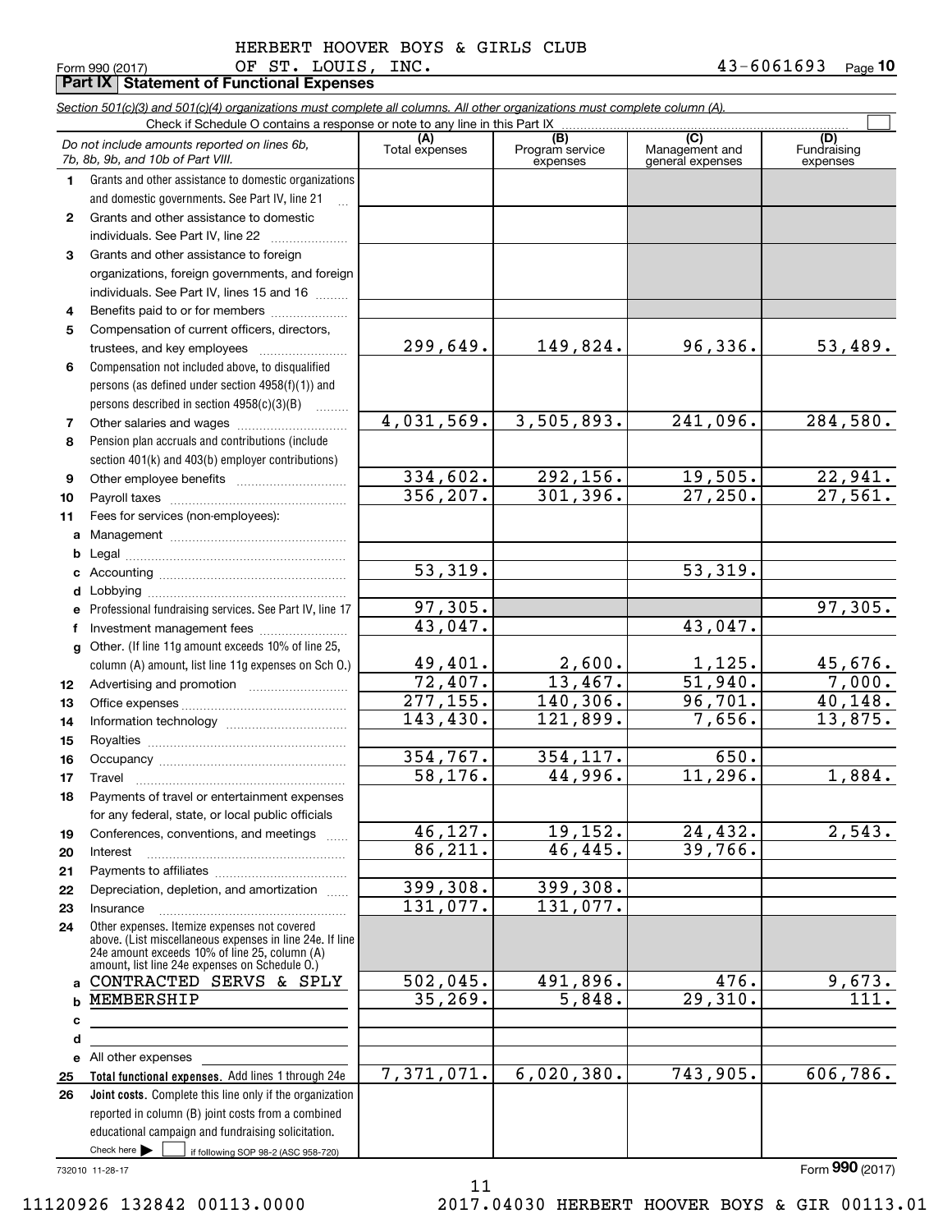HERBERT HOOVER BOYS & GIRLS CLUB
OF ST. LOUIS, INC.

Form 990 (2017) 43-6061693 Page 10

## Part IX Statement of Functional Expenses

*Section 501(c)(3) and 501(c)(4) organizations must complete all columns. All other organizations must complete column (A).*

Check if Schedule O contains a response or note to any line in this Part IX

| | *Do not include amounts reported on lines 6b, 7b, 8b, 9b, and 10b of Part VIII.* | (A) Total expenses | (B) Program service expenses | (C) Management and general expenses | (D) Fundraising expenses |
|---|---|---|---|---|---|
| 1 | Grants and other assistance to domestic organizations and domestic governments. See Part IV, line 21 | | | | |
| 2 | Grants and other assistance to domestic individuals. See Part IV, line 22 | | | | |
| 3 | Grants and other assistance to foreign organizations, foreign governments, and foreign individuals. See Part IV, lines 15 and 16 | | | | |
| 4 | Benefits paid to or for members | | | | |
| 5 | Compensation of current officers, directors, trustees, and key employees | 299,649. | 149,824. | 96,336. | 53,489. |
| 6 | Compensation not included above, to disqualified persons (as defined under section 4958(f)(1)) and persons described in section 4958(c)(3)(B) | | | | |
| 7 | Other salaries and wages | 4,031,569. | 3,505,893. | 241,096. | 284,580. |
| 8 | Pension plan accruals and contributions (include section 401(k) and 403(b) employer contributions) | | | | |
| 9 | Other employee benefits | 334,602. | 292,156. | 19,505. | 22,941. |
| 10 | Payroll taxes | 356,207. | 301,396. | 27,250. | 27,561. |
| 11 | Fees for services (non-employees): | | | | |
| a | Management | | | | |
| b | Legal | | | | |
| c | Accounting | 53,319. | | 53,319. | |
| d | Lobbying | | | | |
| e | Professional fundraising services. See Part IV, line 17 | 97,305. | | | 97,305. |
| f | Investment management fees | 43,047. | | 43,047. | |
| g | Other. (If line 11g amount exceeds 10% of line 25, column (A) amount, list line 11g expenses on Sch O.) | 49,401. | 2,600. | 1,125. | 45,676. |
| 12 | Advertising and promotion | 72,407. | 13,467. | 51,940. | 7,000. |
| 13 | Office expenses | 277,155. | 140,306. | 96,701. | 40,148. |
| 14 | Information technology | 143,430. | 121,899. | 7,656. | 13,875. |
| 15 | Royalties | | | | |
| 16 | Occupancy | 354,767. | 354,117. | 650. | |
| 17 | Travel | 58,176. | 44,996. | 11,296. | 1,884. |
| 18 | Payments of travel or entertainment expenses for any federal, state, or local public officials | | | | |
| 19 | Conferences, conventions, and meetings | 46,127. | 19,152. | 24,432. | 2,543. |
| 20 | Interest | 86,211. | 46,445. | 39,766. | |
| 21 | Payments to affiliates | | | | |
| 22 | Depreciation, depletion, and amortization | 399,308. | 399,308. | | |
| 23 | Insurance | 131,077. | 131,077. | | |
| 24 | Other expenses. Itemize expenses not covered above. (List miscellaneous expenses in line 24e. If line 24e amount exceeds 10% of line 25, column (A) amount, list line 24e expenses on Schedule O.) | | | | |
| a | CONTRACTED SERVS & SPLY | 502,045. | 491,896. | 476. | 9,673. |
| b | MEMBERSHIP | 35,269. | 5,848. | 29,310. | 111. |
| c | | | | | |
| d | | | | | |
| e | All other expenses | | | | |
| 25 | **Total functional expenses.** Add lines 1 through 24e | 7,371,071. | 6,020,380. | 743,905. | 606,786. |
| 26 | **Joint costs.** Complete this line only if the organization reported in column (B) joint costs from a combined educational campaign and fundraising solicitation. Check here ☐ if following SOP 98-2 (ASC 958-720) | | | | |

732010 11-28-17

Form **990** (2017)

11120926 132842 00113.0000 2017.04030 HERBERT HOOVER BOYS & GIR 00113.01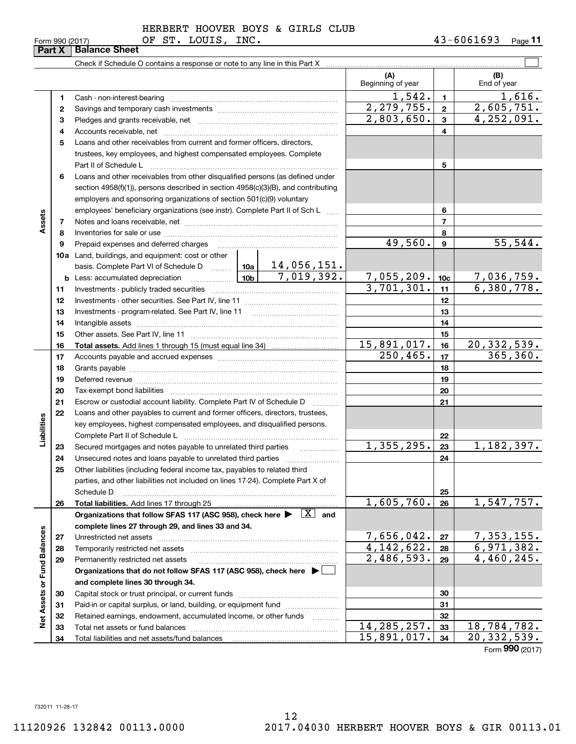HERBERT HOOVER BOYS & GIRLS CLUB
Form 990 (2017) OF ST. LOUIS, INC. 43-6061693 Page **11**

**Part X Balance Sheet**

Check if Schedule O contains a response or note to any line in this Part X ☐

| | | | | (A) Beginning of year | | (B) End of year |
|---|---|---|---|---|---|---|
| Assets | 1 | Cash - non-interest-bearing | | 1,542. | 1 | 1,616. |
| | 2 | Savings and temporary cash investments | | 2,279,755. | 2 | 2,605,751. |
| | 3 | Pledges and grants receivable, net | | 2,803,650. | 3 | 4,252,091. |
| | 4 | Accounts receivable, net | | | 4 | |
| | 5 | Loans and other receivables from current and former officers, directors, trustees, key employees, and highest compensated employees. Complete Part II of Schedule L | | | 5 | |
| | 6 | Loans and other receivables from other disqualified persons (as defined under section 4958(f)(1)), persons described in section 4958(c)(3)(B), and contributing employers and sponsoring organizations of section 501(c)(9) voluntary employees' beneficiary organizations (see instr). Complete Part II of Sch L | | | 6 | |
| | 7 | Notes and loans receivable, net | | | 7 | |
| | 8 | Inventories for sale or use | | | 8 | |
| | 9 | Prepaid expenses and deferred charges | | 49,560. | 9 | 55,544. |
| | 10a | Land, buildings, and equipment: cost or other basis. Complete Part VI of Schedule D | 10a 14,056,151. | | | |
| | b | Less: accumulated depreciation | 10b 7,019,392. | 7,055,209. | 10c | 7,036,759. |
| | 11 | Investments - publicly traded securities | | 3,701,301. | 11 | 6,380,778. |
| | 12 | Investments - other securities. See Part IV, line 11 | | | 12 | |
| | 13 | Investments - program-related. See Part IV, line 11 | | | 13 | |
| | 14 | Intangible assets | | | 14 | |
| | 15 | Other assets. See Part IV, line 11 | | | 15 | |
| | 16 | **Total assets.** Add lines 1 through 15 (must equal line 34) | | 15,891,017. | 16 | 20,332,539. |
| Liabilities | 17 | Accounts payable and accrued expenses | | 250,465. | 17 | 365,360. |
| | 18 | Grants payable | | | 18 | |
| | 19 | Deferred revenue | | | 19 | |
| | 20 | Tax-exempt bond liabilities | | | 20 | |
| | 21 | Escrow or custodial account liability. Complete Part IV of Schedule D | | | 21 | |
| | 22 | Loans and other payables to current and former officers, directors, trustees, key employees, highest compensated employees, and disqualified persons. Complete Part II of Schedule L | | | 22 | |
| | 23 | Secured mortgages and notes payable to unrelated third parties | | 1,355,295. | 23 | 1,182,397. |
| | 24 | Unsecured notes and loans payable to unrelated third parties | | | 24 | |
| | 25 | Other liabilities (including federal income tax, payables to related third parties, and other liabilities not included on lines 17-24). Complete Part X of Schedule D | | | 25 | |
| | 26 | **Total liabilities.** Add lines 17 through 25 | | 1,605,760. | 26 | 1,547,757. |
| Net Assets or Fund Balances | | **Organizations that follow SFAS 117 (ASC 958), check here ▶ [X] and complete lines 27 through 29, and lines 33 and 34.** | | | | |
| | 27 | Unrestricted net assets | | 7,656,042. | 27 | 7,353,155. |
| | 28 | Temporarily restricted net assets | | 4,142,622. | 28 | 6,971,382. |
| | 29 | Permanently restricted net assets | | 2,486,593. | 29 | 4,460,245. |
| | | **Organizations that do not follow SFAS 117 (ASC 958), check here ▶ [ ] and complete lines 30 through 34.** | | | | |
| | 30 | Capital stock or trust principal, or current funds | | | 30 | |
| | 31 | Paid-in or capital surplus, or land, building, or equipment fund | | | 31 | |
| | 32 | Retained earnings, endowment, accumulated income, or other funds | | | 32 | |
| | 33 | Total net assets or fund balances | | 14,285,257. | 33 | 18,784,782. |
| | 34 | Total liabilities and net assets/fund balances | | 15,891,017. | 34 | 20,332,539. |

Form **990** (2017)

732011 11-28-17

11120926 132842 00113.0000 2017.04030 HERBERT HOOVER BOYS & GIR 00113.01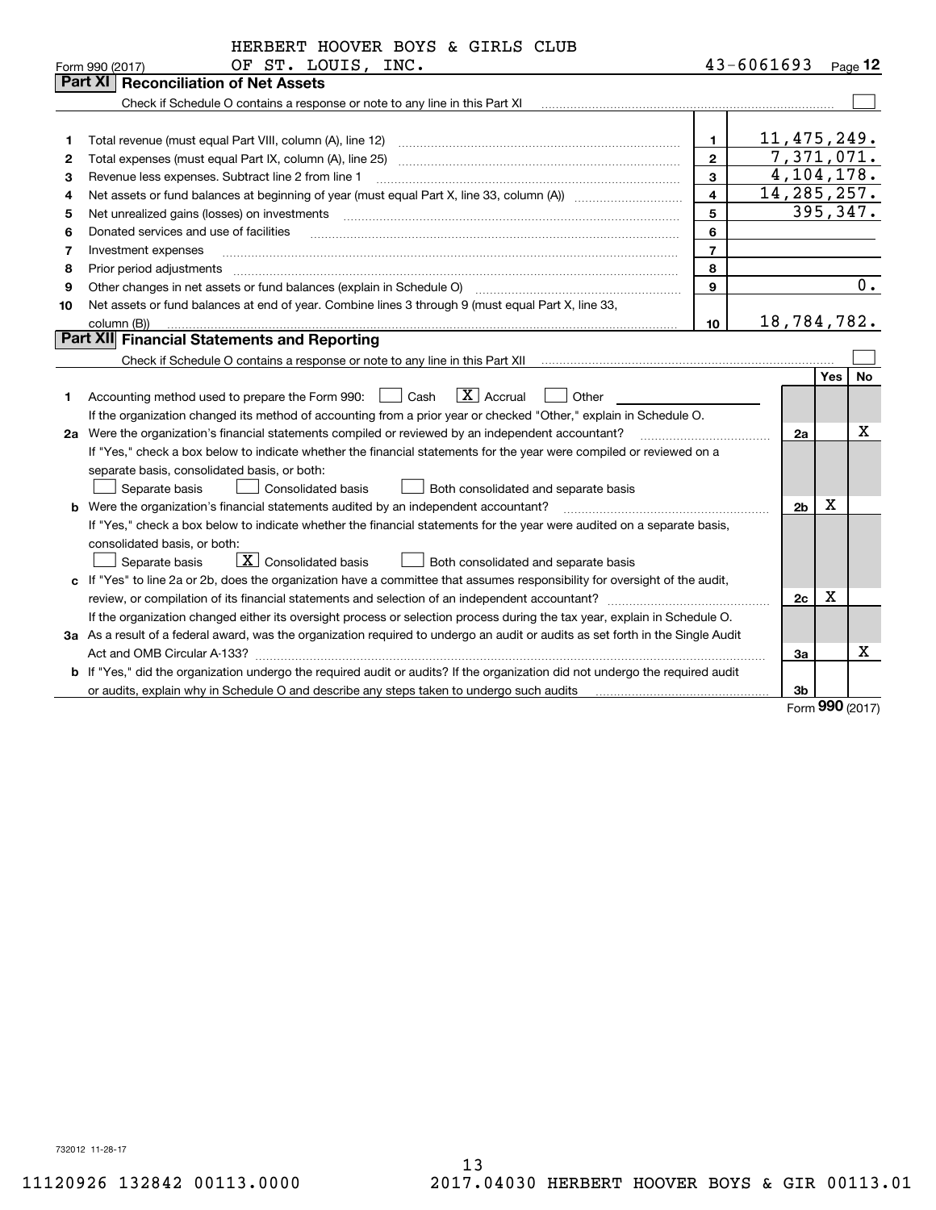HERBERT HOOVER BOYS & GIRLS CLUB OF ST. LOUIS, INC. 43-6061693

Form 990 (2017) Page 12

## Part XI Reconciliation of Net Assets

Check if Schedule O contains a response or note to any line in this Part XI ☐

| | | | |
|---|---|---|---|
| 1 | Total revenue (must equal Part VIII, column (A), line 12) | 1 | 11,475,249. |
| 2 | Total expenses (must equal Part IX, column (A), line 25) | 2 | 7,371,071. |
| 3 | Revenue less expenses. Subtract line 2 from line 1 | 3 | 4,104,178. |
| 4 | Net assets or fund balances at beginning of year (must equal Part X, line 33, column (A)) | 4 | 14,285,257. |
| 5 | Net unrealized gains (losses) on investments | 5 | 395,347. |
| 6 | Donated services and use of facilities | 6 | |
| 7 | Investment expenses | 7 | |
| 8 | Prior period adjustments | 8 | |
| 9 | Other changes in net assets or fund balances (explain in Schedule O) | 9 | 0. |
| 10 | Net assets or fund balances at end of year. Combine lines 3 through 9 (must equal Part X, line 33, column (B)) | 10 | 18,784,782. |

## Part XII Financial Statements and Reporting

Check if Schedule O contains a response or note to any line in this Part XII ☐

| | | | Yes | No |
|---|---|---|---|---|
| 1 | Accounting method used to prepare the Form 990: ☐ Cash ☒ Accrual ☐ Other<br>If the organization changed its method of accounting from a prior year or checked "Other," explain in Schedule O. | | | |
| 2a | Were the organization's financial statements compiled or reviewed by an independent accountant?<br>If "Yes," check a box below to indicate whether the financial statements for the year were compiled or reviewed on a separate basis, consolidated basis, or both:<br>☐ Separate basis ☐ Consolidated basis ☐ Both consolidated and separate basis | 2a | | X |
| b | Were the organization's financial statements audited by an independent accountant?<br>If "Yes," check a box below to indicate whether the financial statements for the year were audited on a separate basis, consolidated basis, or both:<br>☐ Separate basis ☒ Consolidated basis ☐ Both consolidated and separate basis | 2b | X | |
| c | If "Yes" to line 2a or 2b, does the organization have a committee that assumes responsibility for oversight of the audit, review, or compilation of its financial statements and selection of an independent accountant?<br>If the organization changed either its oversight process or selection process during the tax year, explain in Schedule O. | 2c | X | |
| 3a | As a result of a federal award, was the organization required to undergo an audit or audits as set forth in the Single Audit Act and OMB Circular A-133? | 3a | | X |
| b | If "Yes," did the organization undergo the required audit or audits? If the organization did not undergo the required audit or audits, explain why in Schedule O and describe any steps taken to undergo such audits | 3b | | |

Form 990 (2017)

732012 11-28-17

11120926 132842 00113.0000 2017.04030 HERBERT HOOVER BOYS & GIR 00113.01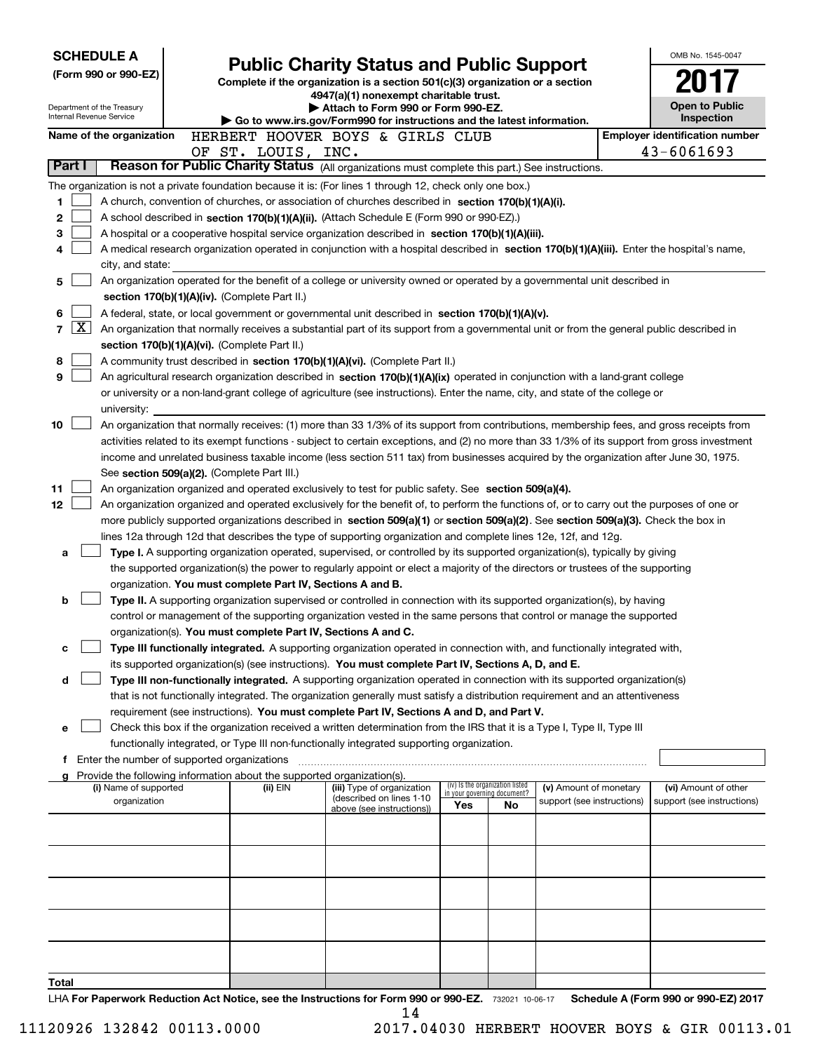**SCHEDULE A**
**(Form 990 or 990-EZ)**

Department of the Treasury
Internal Revenue Service

# Public Charity Status and Public Support

**Complete if the organization is a section 501(c)(3) organization or a section 4947(a)(1) nonexempt charitable trust.**
**▶ Attach to Form 990 or Form 990-EZ.**
**▶ Go to www.irs.gov/Form990 for instructions and the latest information.**

OMB No. 1545-0047
**2017**
**Open to Public Inspection**

**Name of the organization** HERBERT HOOVER BOYS & GIRLS CLUB OF ST. LOUIS, INC.

**Employer identification number** 43-6061693

## Part I Reason for Public Charity Status (All organizations must complete this part.) See instructions.

The organization is not a private foundation because it is: (For lines 1 through 12, check only one box.)

1 [ ] A church, convention of churches, or association of churches described in **section 170(b)(1)(A)(i).**

2 [ ] A school described in **section 170(b)(1)(A)(ii).** (Attach Schedule E (Form 990 or 990-EZ).)

3 [ ] A hospital or a cooperative hospital service organization described in **section 170(b)(1)(A)(iii).**

4 [ ] A medical research organization operated in conjunction with a hospital described in **section 170(b)(1)(A)(iii).** Enter the hospital's name, city, and state:

5 [ ] An organization operated for the benefit of a college or university owned or operated by a governmental unit described in **section 170(b)(1)(A)(iv).** (Complete Part II.)

6 [ ] A federal, state, or local government or governmental unit described in **section 170(b)(1)(A)(v).**

7 [X] An organization that normally receives a substantial part of its support from a governmental unit or from the general public described in **section 170(b)(1)(A)(vi).** (Complete Part II.)

8 [ ] A community trust described in **section 170(b)(1)(A)(vi).** (Complete Part II.)

9 [ ] An agricultural research organization described in **section 170(b)(1)(A)(ix)** operated in conjunction with a land-grant college or university or a non-land-grant college of agriculture (see instructions). Enter the name, city, and state of the college or university:

10 [ ] An organization that normally receives: (1) more than 33 1/3% of its support from contributions, membership fees, and gross receipts from activities related to its exempt functions - subject to certain exceptions, and (2) no more than 33 1/3% of its support from gross investment income and unrelated business taxable income (less section 511 tax) from businesses acquired by the organization after June 30, 1975. See **section 509(a)(2).** (Complete Part III.)

11 [ ] An organization organized and operated exclusively to test for public safety. See **section 509(a)(4).**

12 [ ] An organization organized and operated exclusively for the benefit of, to perform the functions of, or to carry out the purposes of one or more publicly supported organizations described in **section 509(a)(1)** or **section 509(a)(2)**. See **section 509(a)(3).** Check the box in lines 12a through 12d that describes the type of supporting organization and complete lines 12e, 12f, and 12g.

a [ ] **Type I.** A supporting organization operated, supervised, or controlled by its supported organization(s), typically by giving the supported organization(s) the power to regularly appoint or elect a majority of the directors or trustees of the supporting organization. **You must complete Part IV, Sections A and B.**

b [ ] **Type II.** A supporting organization supervised or controlled in connection with its supported organization(s), by having control or management of the supporting organization vested in the same persons that control or manage the supported organization(s). **You must complete Part IV, Sections A and C.**

c [ ] **Type III functionally integrated.** A supporting organization operated in connection with, and functionally integrated with, its supported organization(s) (see instructions). **You must complete Part IV, Sections A, D, and E.**

d [ ] **Type III non-functionally integrated.** A supporting organization operated in connection with its supported organization(s) that is not functionally integrated. The organization generally must satisfy a distribution requirement and an attentiveness requirement (see instructions). **You must complete Part IV, Sections A and D, and Part V.**

e [ ] Check this box if the organization received a written determination from the IRS that it is a Type I, Type II, Type III functionally integrated, or Type III non-functionally integrated supporting organization.

f Enter the number of supported organizations

g Provide the following information about the supported organization(s).

| (i) Name of supported organization | (ii) EIN | (iii) Type of organization (described on lines 1-10 above (see instructions)) | (iv) Is the organization listed in your governing document? Yes | No | (v) Amount of monetary support (see instructions) | (vi) Amount of other support (see instructions) |
|---|---|---|---|---|---|---|
| | | | | | | |
| | | | | | | |
| | | | | | | |
| | | | | | | |
| | | | | | | |
| **Total** | | | | | | |

LHA **For Paperwork Reduction Act Notice, see the Instructions for Form 990 or 990-EZ.** 732021 10-06-17 **Schedule A (Form 990 or 990-EZ) 2017**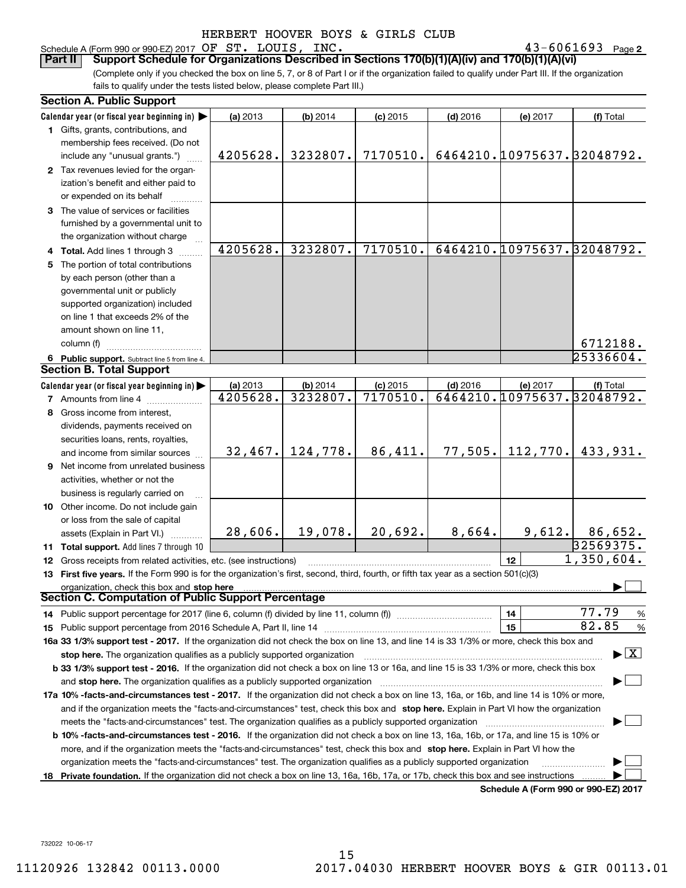HERBERT HOOVER BOYS & GIRLS CLUB

Schedule A (Form 990 or 990-EZ) 2017 OF ST. LOUIS, INC. 43-6061693 Page 2

**Part II — Support Schedule for Organizations Described in Sections 170(b)(1)(A)(iv) and 170(b)(1)(A)(vi)**

(Complete only if you checked the box on line 5, 7, or 8 of Part I or if the organization failed to qualify under Part III. If the organization fails to qualify under the tests listed below, please complete Part III.)

### Section A. Public Support

| Calendar year (or fiscal year beginning in) ▶ | (a) 2013 | (b) 2014 | (c) 2015 | (d) 2016 | (e) 2017 | (f) Total |
|---|---|---|---|---|---|---|
| 1 Gifts, grants, contributions, and membership fees received. (Do not include any "unusual grants.") | 4205628. | 3232807. | 7170510. | 6464210. | 10975637. | 32048792. |
| 2 Tax revenues levied for the organization's benefit and either paid to or expended on its behalf | | | | | | |
| 3 The value of services or facilities furnished by a governmental unit to the organization without charge | | | | | | |
| 4 Total. Add lines 1 through 3 | 4205628. | 3232807. | 7170510. | 6464210. | 10975637. | 32048792. |
| 5 The portion of total contributions by each person (other than a governmental unit or publicly supported organization) included on line 1 that exceeds 2% of the amount shown on line 11, column (f) | | | | | | 6712188. |
| 6 Public support. Subtract line 5 from line 4. | | | | | | 25336604. |

### Section B. Total Support

| Calendar year (or fiscal year beginning in) ▶ | (a) 2013 | (b) 2014 | (c) 2015 | (d) 2016 | (e) 2017 | (f) Total |
|---|---|---|---|---|---|---|
| 7 Amounts from line 4 | 4205628. | 3232807. | 7170510. | 6464210. | 10975637. | 32048792. |
| 8 Gross income from interest, dividends, payments received on securities loans, rents, royalties, and income from similar sources | 32,467. | 124,778. | 86,411. | 77,505. | 112,770. | 433,931. |
| 9 Net income from unrelated business activities, whether or not the business is regularly carried on | | | | | | |
| 10 Other income. Do not include gain or loss from the sale of capital assets (Explain in Part VI.) | 28,606. | 19,078. | 20,692. | 8,664. | 9,612. | 86,652. |
| 11 Total support. Add lines 7 through 10 | | | | | | 32569375. |

12 Gross receipts from related activities, etc. (see instructions) — 12 — 1,350,604.

13 **First five years.** If the Form 990 is for the organization's first, second, third, fourth, or fifth tax year as a section 501(c)(3) organization, check this box and **stop here** ▶ ☐

### Section C. Computation of Public Support Percentage

14 Public support percentage for 2017 (line 6, column (f) divided by line 11, column (f)) — 14 — 77.79 %

15 Public support percentage from 2016 Schedule A, Part II, line 14 — 15 — 82.85 %

**16a 33 1/3% support test - 2017.** If the organization did not check the box on line 13, and line 14 is 33 1/3% or more, check this box and **stop here.** The organization qualifies as a publicly supported organization ▶ ☒

**b 33 1/3% support test - 2016.** If the organization did not check a box on line 13 or 16a, and line 15 is 33 1/3% or more, check this box and **stop here.** The organization qualifies as a publicly supported organization ▶ ☐

**17a 10% -facts-and-circumstances test - 2017.** If the organization did not check a box on line 13, 16a, or 16b, and line 14 is 10% or more, and if the organization meets the "facts-and-circumstances" test, check this box and **stop here.** Explain in Part VI how the organization meets the "facts-and-circumstances" test. The organization qualifies as a publicly supported organization ▶ ☐

**b 10% -facts-and-circumstances test - 2016.** If the organization did not check a box on line 13, 16a, 16b, or 17a, and line 15 is 10% or more, and if the organization meets the "facts-and-circumstances" test, check this box and **stop here.** Explain in Part VI how the organization meets the "facts-and-circumstances" test. The organization qualifies as a publicly supported organization ▶ ☐

**18 Private foundation.** If the organization did not check a box on line 13, 16a, 16b, 17a, or 17b, check this box and see instructions ▶ ☐

**Schedule A (Form 990 or 990-EZ) 2017**

732022 10-06-17

11120926 132842 00113.0000 2017.04030 HERBERT HOOVER BOYS & GIR 00113.01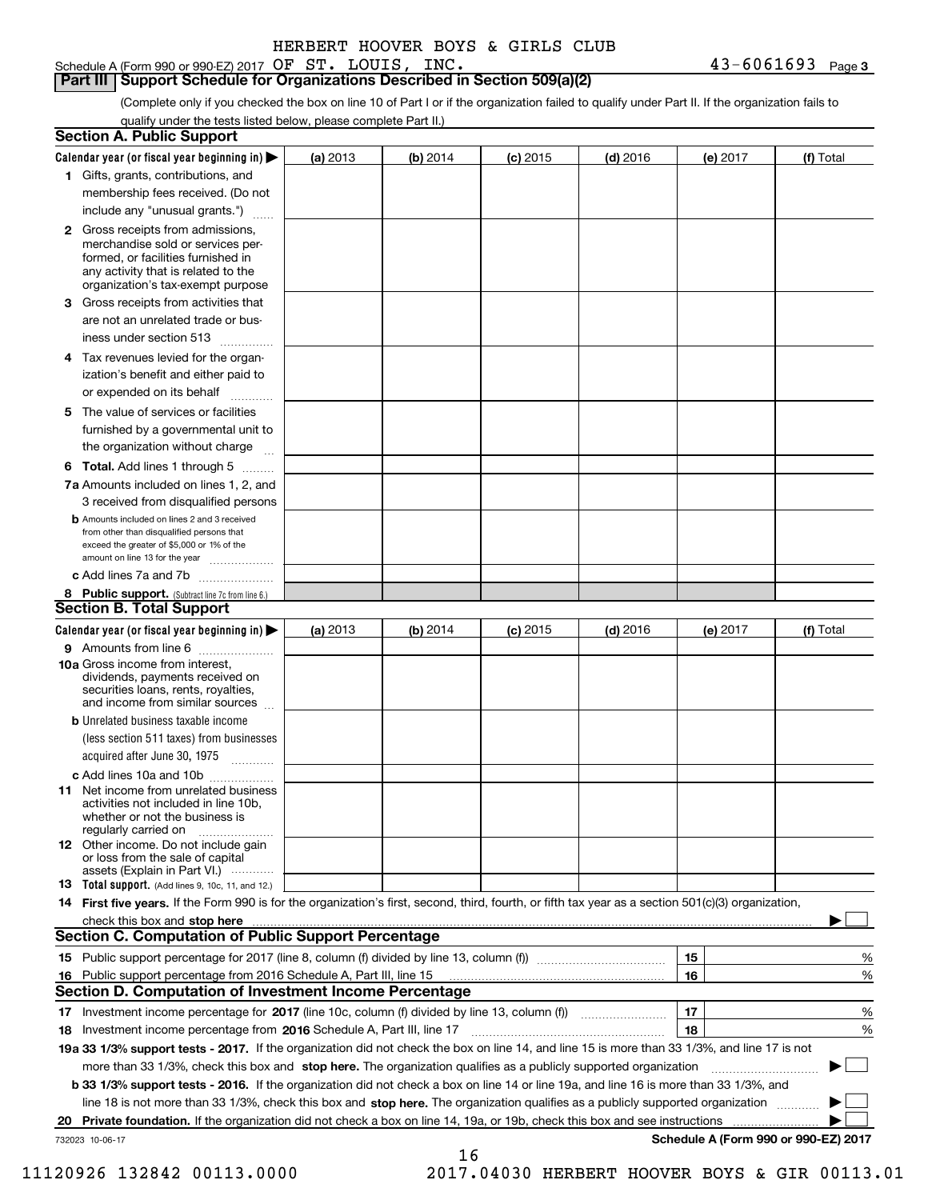HERBERT HOOVER BOYS & GIRLS CLUB

Schedule A (Form 990 or 990-EZ) 2017 OF ST. LOUIS, INC. 43-6061693 Page 3

**Part III | Support Schedule for Organizations Described in Section 509(a)(2)**

(Complete only if you checked the box on line 10 of Part I or if the organization failed to qualify under Part II. If the organization fails to qualify under the tests listed below, please complete Part II.)

## Section A. Public Support

| Calendar year (or fiscal year beginning in) ▶ | (a) 2013 | (b) 2014 | (c) 2015 | (d) 2016 | (e) 2017 | (f) Total |
|---|---|---|---|---|---|---|
| 1 Gifts, grants, contributions, and membership fees received. (Do not include any "unusual grants.") | | | | | | |
| 2 Gross receipts from admissions, merchandise sold or services performed, or facilities furnished in any activity that is related to the organization's tax-exempt purpose | | | | | | |
| 3 Gross receipts from activities that are not an unrelated trade or business under section 513 | | | | | | |
| 4 Tax revenues levied for the organization's benefit and either paid to or expended on its behalf | | | | | | |
| 5 The value of services or facilities furnished by a governmental unit to the organization without charge | | | | | | |
| 6 **Total.** Add lines 1 through 5 | | | | | | |
| 7a Amounts included on lines 1, 2, and 3 received from disqualified persons | | | | | | |
| b Amounts included on lines 2 and 3 received from other than disqualified persons that exceed the greater of $5,000 or 1% of the amount on line 13 for the year | | | | | | |
| c Add lines 7a and 7b | | | | | | |
| 8 **Public support.** (Subtract line 7c from line 6.) | | | | | | |

## Section B. Total Support

| Calendar year (or fiscal year beginning in) ▶ | (a) 2013 | (b) 2014 | (c) 2015 | (d) 2016 | (e) 2017 | (f) Total |
|---|---|---|---|---|---|---|
| 9 Amounts from line 6 | | | | | | |
| 10a Gross income from interest, dividends, payments received on securities loans, rents, royalties, and income from similar sources | | | | | | |
| b Unrelated business taxable income (less section 511 taxes) from businesses acquired after June 30, 1975 | | | | | | |
| c Add lines 10a and 10b | | | | | | |
| 11 Net income from unrelated business activities not included in line 10b, whether or not the business is regularly carried on | | | | | | |
| 12 Other income. Do not include gain or loss from the sale of capital assets (Explain in Part VI.) | | | | | | |
| 13 **Total support.** (Add lines 9, 10c, 11, and 12.) | | | | | | |

14 **First five years.** If the Form 990 is for the organization's first, second, third, fourth, or fifth tax year as a section 501(c)(3) organization, check this box and **stop here** ▶ ☐

## Section C. Computation of Public Support Percentage

| | | |
|---|---|---|
| 15 Public support percentage for 2017 (line 8, column (f) divided by line 13, column (f)) | 15 | % |
| 16 Public support percentage from 2016 Schedule A, Part III, line 15 | 16 | % |

## Section D. Computation of Investment Income Percentage

| | | |
|---|---|---|
| 17 Investment income percentage for **2017** (line 10c, column (f) divided by line 13, column (f)) | 17 | % |
| 18 Investment income percentage from **2016** Schedule A, Part III, line 17 | 18 | % |

**19a 33 1/3% support tests - 2017.** If the organization did not check the box on line 14, and line 15 is more than 33 1/3%, and line 17 is not more than 33 1/3%, check this box and **stop here.** The organization qualifies as a publicly supported organization ▶ ☐

**b 33 1/3% support tests - 2016.** If the organization did not check a box on line 14 or line 19a, and line 16 is more than 33 1/3%, and line 18 is not more than 33 1/3%, check this box and **stop here.** The organization qualifies as a publicly supported organization ▶ ☐

**20 Private foundation.** If the organization did not check a box on line 14, 19a, or 19b, check this box and see instructions ▶ ☐

732023 10-06-17 **Schedule A (Form 990 or 990-EZ) 2017**

11120926 132842 00113.0000 2017.04030 HERBERT HOOVER BOYS & GIR 00113.01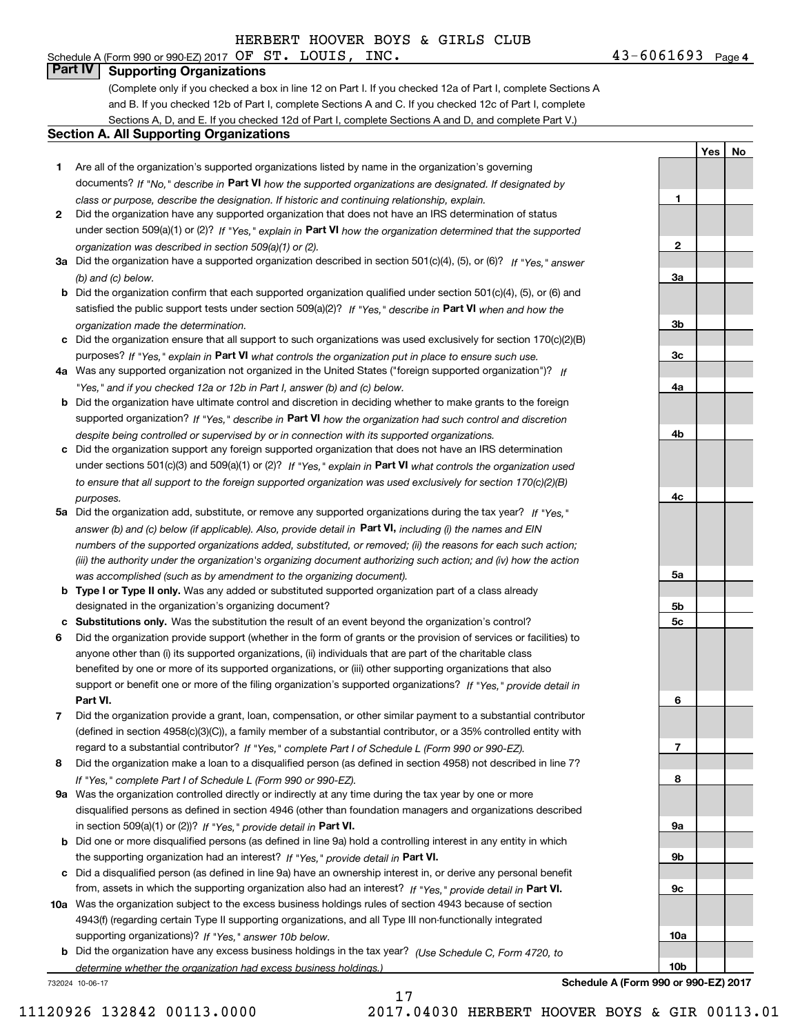HERBERT HOOVER BOYS & GIRLS CLUB

Schedule A (Form 990 or 990-EZ) 2017 OF ST. LOUIS, INC. 43-6061693 Page 4

## Part IV Supporting Organizations

(Complete only if you checked a box in line 12 on Part I. If you checked 12a of Part I, complete Sections A and B. If you checked 12b of Part I, complete Sections A and C. If you checked 12c of Part I, complete Sections A, D, and E. If you checked 12d of Part I, complete Sections A and D, and complete Part V.)

### Section A. All Supporting Organizations

| | | Line | Yes | No |
|---|---|---|---|---|
| **1** | Are all of the organization's supported organizations listed by name in the organization's governing documents? *If "No," describe in* **Part VI** *how the supported organizations are designated. If designated by class or purpose, describe the designation. If historic and continuing relationship, explain.* | **1** | | |
| **2** | Did the organization have any supported organization that does not have an IRS determination of status under section 509(a)(1) or (2)? *If "Yes," explain in* **Part VI** *how the organization determined that the supported organization was described in section 509(a)(1) or (2).* | **2** | | |
| **3a** | Did the organization have a supported organization described in section 501(c)(4), (5), or (6)? *If "Yes," answer (b) and (c) below.* | **3a** | | |
| **b** | Did the organization confirm that each supported organization qualified under section 501(c)(4), (5), or (6) and satisfied the public support tests under section 509(a)(2)? *If "Yes," describe in* **Part VI** *when and how the organization made the determination.* | **3b** | | |
| **c** | Did the organization ensure that all support to such organizations was used exclusively for section 170(c)(2)(B) purposes? *If "Yes," explain in* **Part VI** *what controls the organization put in place to ensure such use.* | **3c** | | |
| **4a** | Was any supported organization not organized in the United States ("foreign supported organization")? *If "Yes," and if you checked 12a or 12b in Part I, answer (b) and (c) below.* | **4a** | | |
| **b** | Did the organization have ultimate control and discretion in deciding whether to make grants to the foreign supported organization? *If "Yes," describe in* **Part VI** *how the organization had such control and discretion despite being controlled or supervised by or in connection with its supported organizations.* | **4b** | | |
| **c** | Did the organization support any foreign supported organization that does not have an IRS determination under sections 501(c)(3) and 509(a)(1) or (2)? *If "Yes," explain in* **Part VI** *what controls the organization used to ensure that all support to the foreign supported organization was used exclusively for section 170(c)(2)(B) purposes.* | **4c** | | |
| **5a** | Did the organization add, substitute, or remove any supported organizations during the tax year? *If "Yes," answer (b) and (c) below (if applicable). Also, provide detail in* **Part VI,** *including (i) the names and EIN numbers of the supported organizations added, substituted, or removed; (ii) the reasons for each such action; (iii) the authority under the organization's organizing document authorizing such action; and (iv) how the action was accomplished (such as by amendment to the organizing document).* | **5a** | | |
| **b** | **Type I or Type II only.** Was any added or substituted supported organization part of a class already designated in the organization's organizing document? | **5b** | | |
| **c** | **Substitutions only.** Was the substitution the result of an event beyond the organization's control? | **5c** | | |
| **6** | Did the organization provide support (whether in the form of grants or the provision of services or facilities) to anyone other than (i) its supported organizations, (ii) individuals that are part of the charitable class benefited by one or more of its supported organizations, or (iii) other supporting organizations that also support or benefit one or more of the filing organization's supported organizations? *If "Yes," provide detail in* **Part VI.** | **6** | | |
| **7** | Did the organization provide a grant, loan, compensation, or other similar payment to a substantial contributor (defined in section 4958(c)(3)(C)), a family member of a substantial contributor, or a 35% controlled entity with regard to a substantial contributor? *If "Yes," complete Part I of Schedule L (Form 990 or 990-EZ).* | **7** | | |
| **8** | Did the organization make a loan to a disqualified person (as defined in section 4958) not described in line 7? *If "Yes," complete Part I of Schedule L (Form 990 or 990-EZ).* | **8** | | |
| **9a** | Was the organization controlled directly or indirectly at any time during the tax year by one or more disqualified persons as defined in section 4946 (other than foundation managers and organizations described in section 509(a)(1) or (2))? *If "Yes," provide detail in* **Part VI.** | **9a** | | |
| **b** | Did one or more disqualified persons (as defined in line 9a) hold a controlling interest in any entity in which the supporting organization had an interest? *If "Yes," provide detail in* **Part VI.** | **9b** | | |
| **c** | Did a disqualified person (as defined in line 9a) have an ownership interest in, or derive any personal benefit from, assets in which the supporting organization also had an interest? *If "Yes," provide detail in* **Part VI.** | **9c** | | |
| **10a** | Was the organization subject to the excess business holdings rules of section 4943 because of section 4943(f) (regarding certain Type II supporting organizations, and all Type III non-functionally integrated supporting organizations)? *If "Yes," answer 10b below.* | **10a** | | |
| **b** | Did the organization have any excess business holdings in the tax year? *(Use Schedule C, Form 4720, to determine whether the organization had excess business holdings.)* | **10b** | | |

732024 10-06-17 **Schedule A (Form 990 or 990-EZ) 2017**

11120926 132842 00113.0000 2017.04030 HERBERT HOOVER BOYS & GIR 00113.01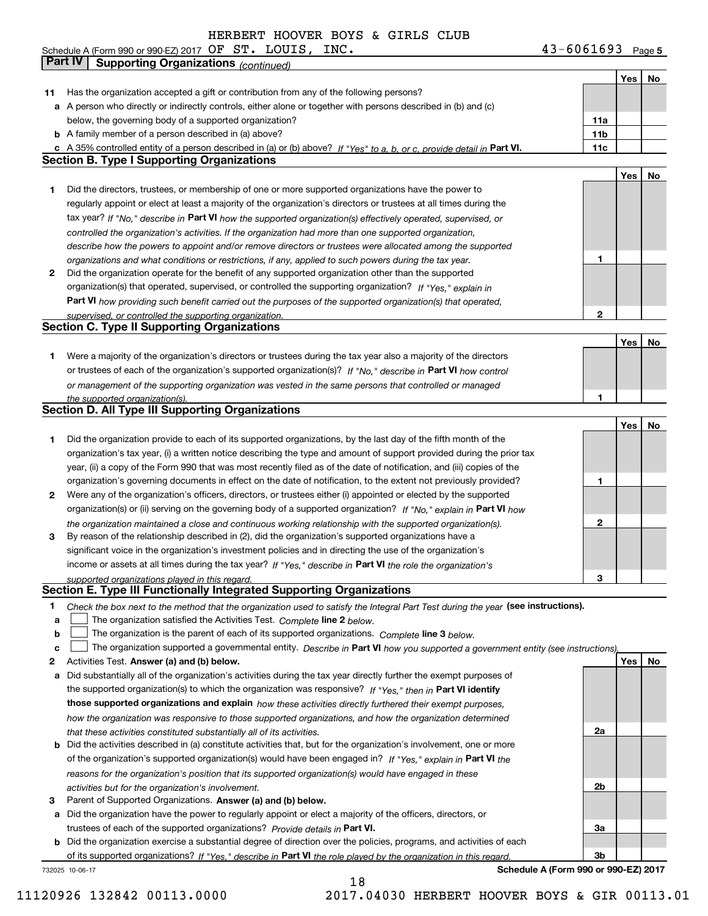HERBERT HOOVER BOYS & GIRLS CLUB

Schedule A (Form 990 or 990-EZ) 2017 OF ST. LOUIS, INC. 43-6061693 Page 5

**Part IV Supporting Organizations** *(continued)*

| | | | Yes | No |
|---|---|---|---|---|
| **11** | Has the organization accepted a gift or contribution from any of the following persons? | | | |
| **a** | A person who directly or indirectly controls, either alone or together with persons described in (b) and (c) below, the governing body of a supported organization? | **11a** | | |
| **b** | A family member of a person described in (a) above? | **11b** | | |
| **c** | A 35% controlled entity of a person described in (a) or (b) above? *If "Yes" to a, b, or c, provide detail in* **Part VI.** | **11c** | | |

## Section B. Type I Supporting Organizations

| | | | Yes | No |
|---|---|---|---|---|
| **1** | Did the directors, trustees, or membership of one or more supported organizations have the power to regularly appoint or elect at least a majority of the organization's directors or trustees at all times during the tax year? *If "No," describe in* **Part VI** *how the supported organization(s) effectively operated, supervised, or controlled the organization's activities. If the organization had more than one supported organization, describe how the powers to appoint and/or remove directors or trustees were allocated among the supported organizations and what conditions or restrictions, if any, applied to such powers during the tax year.* | **1** | | |
| **2** | Did the organization operate for the benefit of any supported organization other than the supported organization(s) that operated, supervised, or controlled the supporting organization? *If "Yes," explain in* **Part VI** *how providing such benefit carried out the purposes of the supported organization(s) that operated, supervised, or controlled the supporting organization.* | **2** | | |

## Section C. Type II Supporting Organizations

| | | | Yes | No |
|---|---|---|---|---|
| **1** | Were a majority of the organization's directors or trustees during the tax year also a majority of the directors or trustees of each of the organization's supported organization(s)? *If "No," describe in* **Part VI** *how control or management of the supporting organization was vested in the same persons that controlled or managed the supported organization(s).* | **1** | | |

## Section D. All Type III Supporting Organizations

| | | | Yes | No |
|---|---|---|---|---|
| **1** | Did the organization provide to each of its supported organizations, by the last day of the fifth month of the organization's tax year, (i) a written notice describing the type and amount of support provided during the prior tax year, (ii) a copy of the Form 990 that was most recently filed as of the date of notification, and (iii) copies of the organization's governing documents in effect on the date of notification, to the extent not previously provided? | **1** | | |
| **2** | Were any of the organization's officers, directors, or trustees either (i) appointed or elected by the supported organization(s) or (ii) serving on the governing body of a supported organization? *If "No," explain in* **Part VI** *how the organization maintained a close and continuous working relationship with the supported organization(s).* | **2** | | |
| **3** | By reason of the relationship described in (2), did the organization's supported organizations have a significant voice in the organization's investment policies and in directing the use of the organization's income or assets at all times during the tax year? *If "Yes," describe in* **Part VI** *the role the organization's supported organizations played in this regard.* | **3** | | |

## Section E. Type III Functionally Integrated Supporting Organizations

**1** *Check the box next to the method that the organization used to satisfy the Integral Part Test during the year* **(see instructions).**

**a** ☐ The organization satisfied the Activities Test. *Complete* **line 2** *below.*

**b** ☐ The organization is the parent of each of its supported organizations. *Complete* **line 3** *below.*

**c** ☐ The organization supported a governmental entity. *Describe in* **Part VI** *how you supported a government entity (see instructions).*

| | | | Yes | No |
|---|---|---|---|---|
| **2** | Activities Test. **Answer (a) and (b) below.** | | | |
| **a** | Did substantially all of the organization's activities during the tax year directly further the exempt purposes of the supported organization(s) to which the organization was responsive? *If "Yes," then in* **Part VI identify those supported organizations and explain** *how these activities directly furthered their exempt purposes, how the organization was responsive to those supported organizations, and how the organization determined that these activities constituted substantially all of its activities.* | **2a** | | |
| **b** | Did the activities described in (a) constitute activities that, but for the organization's involvement, one or more of the organization's supported organization(s) would have been engaged in? *If "Yes," explain in* **Part VI** *the reasons for the organization's position that its supported organization(s) would have engaged in these activities but for the organization's involvement.* | **2b** | | |
| **3** | Parent of Supported Organizations. **Answer (a) and (b) below.** | | | |
| **a** | Did the organization have the power to regularly appoint or elect a majority of the officers, directors, or trustees of each of the supported organizations? *Provide details in* **Part VI.** | **3a** | | |
| **b** | Did the organization exercise a substantial degree of direction over the policies, programs, and activities of each of its supported organizations? *If "Yes," describe in* **Part VI** *the role played by the organization in this regard.* | **3b** | | |

732025 10-06-17 **Schedule A (Form 990 or 990-EZ) 2017**

11120926 132842 00113.0000 2017.04030 HERBERT HOOVER BOYS & GIR 00113.01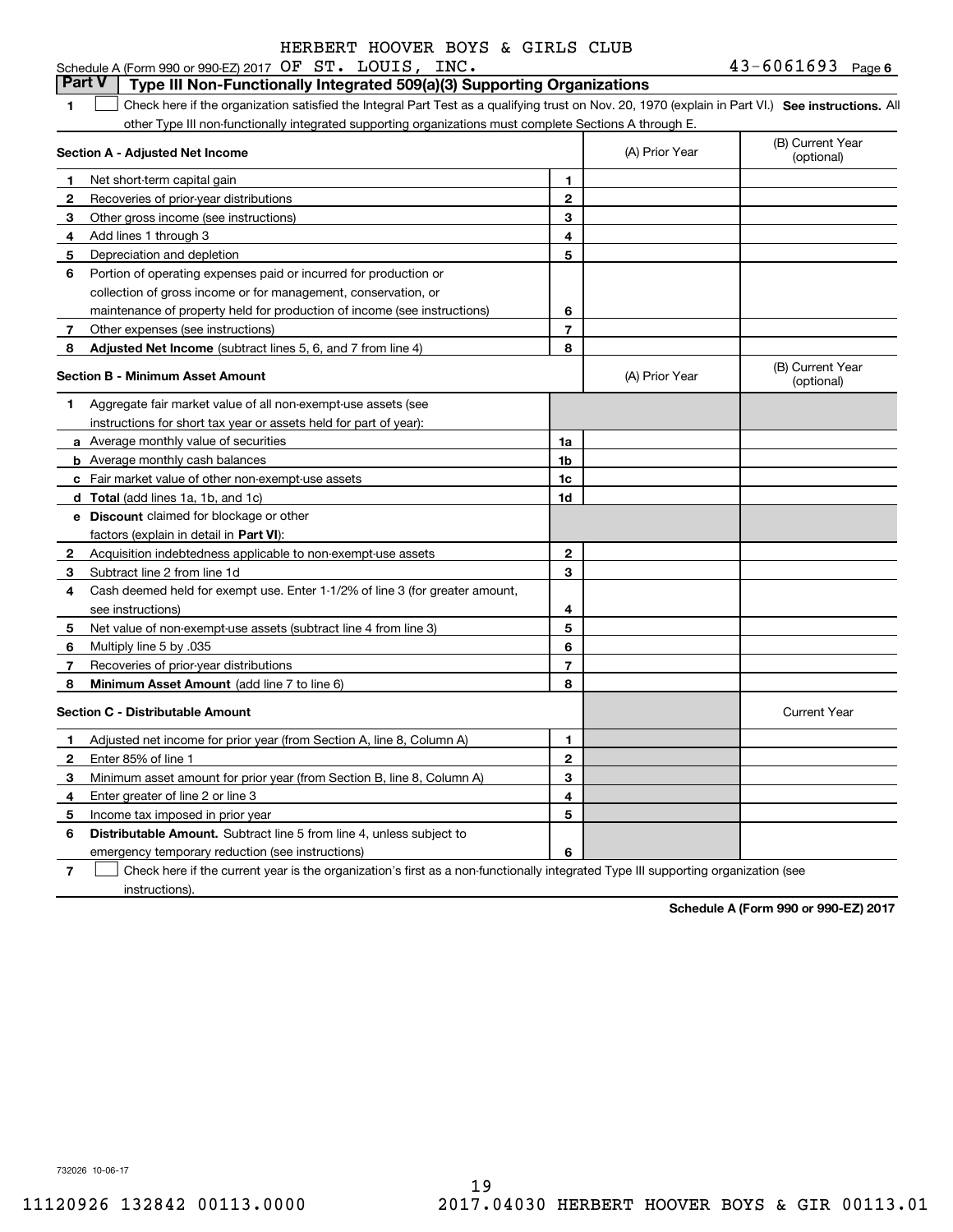HERBERT HOOVER BOYS & GIRLS CLUB

Schedule A (Form 990 or 990-EZ) 2017 OF ST. LOUIS, INC. 43-6061693 Page 6

**Part V | Type III Non-Functionally Integrated 509(a)(3) Supporting Organizations**

1 ☐ Check here if the organization satisfied the Integral Part Test as a qualifying trust on Nov. 20, 1970 (explain in Part VI.) **See instructions.** All other Type III non-functionally integrated supporting organizations must complete Sections A through E.

| **Section A - Adjusted Net Income** | | (A) Prior Year | (B) Current Year (optional) |
|---|---|---|---|
| **1** Net short-term capital gain | 1 | | |
| **2** Recoveries of prior-year distributions | 2 | | |
| **3** Other gross income (see instructions) | 3 | | |
| **4** Add lines 1 through 3 | 4 | | |
| **5** Depreciation and depletion | 5 | | |
| **6** Portion of operating expenses paid or incurred for production or collection of gross income or for management, conservation, or maintenance of property held for production of income (see instructions) | 6 | | |
| **7** Other expenses (see instructions) | 7 | | |
| **8** **Adjusted Net Income** (subtract lines 5, 6, and 7 from line 4) | 8 | | |

| **Section B - Minimum Asset Amount** | | (A) Prior Year | (B) Current Year (optional) |
|---|---|---|---|
| **1** Aggregate fair market value of all non-exempt-use assets (see instructions for short tax year or assets held for part of year): | | | |
| **a** Average monthly value of securities | 1a | | |
| **b** Average monthly cash balances | 1b | | |
| **c** Fair market value of other non-exempt-use assets | 1c | | |
| **d** **Total** (add lines 1a, 1b, and 1c) | 1d | | |
| **e** **Discount** claimed for blockage or other factors (explain in detail in **Part VI**): | | | |
| **2** Acquisition indebtedness applicable to non-exempt-use assets | 2 | | |
| **3** Subtract line 2 from line 1d | 3 | | |
| **4** Cash deemed held for exempt use. Enter 1-1/2% of line 3 (for greater amount, see instructions) | 4 | | |
| **5** Net value of non-exempt-use assets (subtract line 4 from line 3) | 5 | | |
| **6** Multiply line 5 by .035 | 6 | | |
| **7** Recoveries of prior-year distributions | 7 | | |
| **8** **Minimum Asset Amount** (add line 7 to line 6) | 8 | | |

| **Section C - Distributable Amount** | | | Current Year |
|---|---|---|---|
| **1** Adjusted net income for prior year (from Section A, line 8, Column A) | 1 | | |
| **2** Enter 85% of line 1 | 2 | | |
| **3** Minimum asset amount for prior year (from Section B, line 8, Column A) | 3 | | |
| **4** Enter greater of line 2 or line 3 | 4 | | |
| **5** Income tax imposed in prior year | 5 | | |
| **6** **Distributable Amount.** Subtract line 5 from line 4, unless subject to emergency temporary reduction (see instructions) | 6 | | |

7 ☐ Check here if the current year is the organization's first as a non-functionally integrated Type III supporting organization (see instructions).

**Schedule A (Form 990 or 990-EZ) 2017**

732026 10-06-17

11120926 132842 00113.0000 2017.04030 HERBERT HOOVER BOYS & GIR 00113.01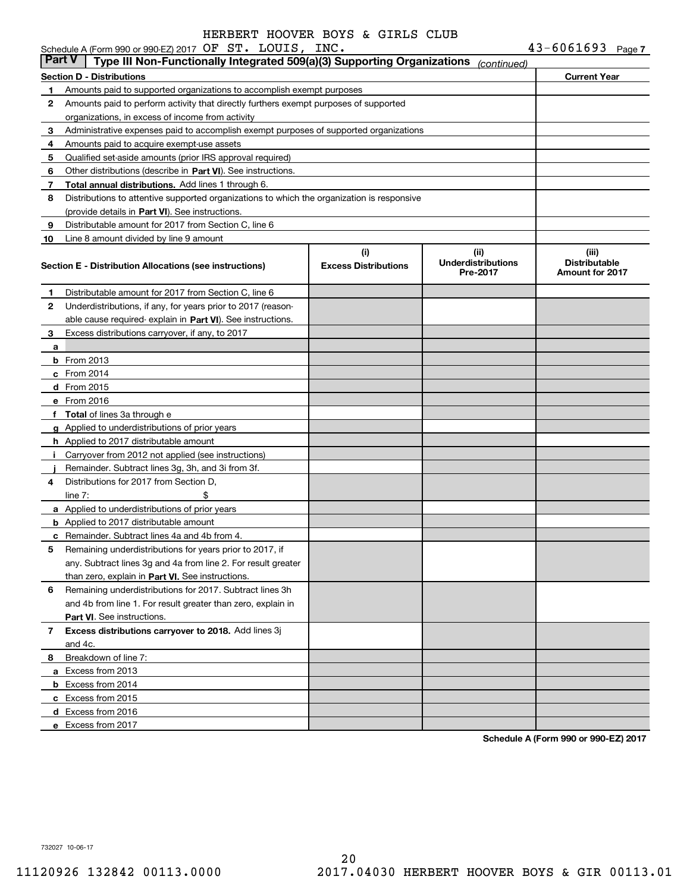HERBERT HOOVER BOYS & GIRLS CLUB

Schedule A (Form 990 or 990-EZ) 2017 OF ST. LOUIS, INC. 43-6061693 Page 7

**Part V | Type III Non-Functionally Integrated 509(a)(3) Supporting Organizations** *(continued)*

| **Section D - Distributions** | | **Current Year** |
|---|---|---|
| 1 | Amounts paid to supported organizations to accomplish exempt purposes | |
| 2 | Amounts paid to perform activity that directly furthers exempt purposes of supported organizations, in excess of income from activity | |
| 3 | Administrative expenses paid to accomplish exempt purposes of supported organizations | |
| 4 | Amounts paid to acquire exempt-use assets | |
| 5 | Qualified set-aside amounts (prior IRS approval required) | |
| 6 | Other distributions (describe in **Part VI**). See instructions. | |
| 7 | **Total annual distributions.** Add lines 1 through 6. | |
| 8 | Distributions to attentive supported organizations to which the organization is responsive (provide details in **Part VI**). See instructions. | |
| 9 | Distributable amount for 2017 from Section C, line 6 | |
| 10 | Line 8 amount divided by line 9 amount | |

| | **Section E - Distribution Allocations (see instructions)** | **(i) Excess Distributions** | **(ii) Underdistributions Pre-2017** | **(iii) Distributable Amount for 2017** |
|---|---|---|---|---|
| 1 | Distributable amount for 2017 from Section C, line 6 | | | |
| 2 | Underdistributions, if any, for years prior to 2017 (reasonable cause required- explain in **Part VI**). See instructions. | | | |
| 3 | Excess distributions carryover, if any, to 2017 | | | |
| a | | | | |
| b | From 2013 | | | |
| c | From 2014 | | | |
| d | From 2015 | | | |
| e | From 2016 | | | |
| f | **Total** of lines 3a through e | | | |
| g | Applied to underdistributions of prior years | | | |
| h | Applied to 2017 distributable amount | | | |
| i | Carryover from 2012 not applied (see instructions) | | | |
| j | Remainder. Subtract lines 3g, 3h, and 3i from 3f. | | | |
| 4 | Distributions for 2017 from Section D, line 7: $ | | | |
| a | Applied to underdistributions of prior years | | | |
| b | Applied to 2017 distributable amount | | | |
| c | Remainder. Subtract lines 4a and 4b from 4. | | | |
| 5 | Remaining underdistributions for years prior to 2017, if any. Subtract lines 3g and 4a from line 2. For result greater than zero, explain in **Part VI.** See instructions. | | | |
| 6 | Remaining underdistributions for 2017. Subtract lines 3h and 4b from line 1. For result greater than zero, explain in **Part VI**. See instructions. | | | |
| 7 | **Excess distributions carryover to 2018.** Add lines 3j and 4c. | | | |
| 8 | Breakdown of line 7: | | | |
| a | Excess from 2013 | | | |
| b | Excess from 2014 | | | |
| c | Excess from 2015 | | | |
| d | Excess from 2016 | | | |
| e | Excess from 2017 | | | |

**Schedule A (Form 990 or 990-EZ) 2017**

732027 10-06-17

11120926 132842 00113.0000 2017.04030 HERBERT HOOVER BOYS & GIR 00113.01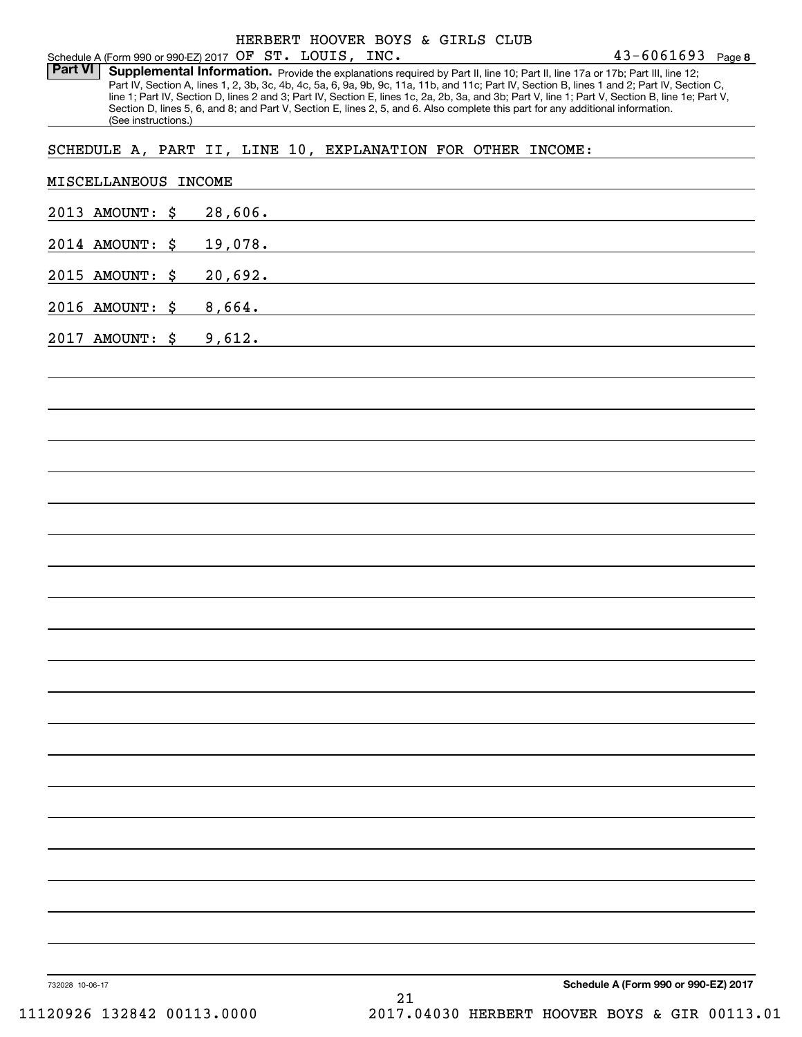HERBERT HOOVER BOYS & GIRLS CLUB

Schedule A (Form 990 or 990-EZ) 2017 OF ST. LOUIS, INC. 43-6061693 Page 8

**Part VI** **Supplemental Information.** Provide the explanations required by Part II, line 10; Part II, line 17a or 17b; Part III, line 12; Part IV, Section A, lines 1, 2, 3b, 3c, 4b, 4c, 5a, 6, 9a, 9b, 9c, 11a, 11b, and 11c; Part IV, Section B, lines 1 and 2; Part IV, Section C, line 1; Part IV, Section D, lines 2 and 3; Part IV, Section E, lines 1c, 2a, 2b, 3a, and 3b; Part V, line 1; Part V, Section B, line 1e; Part V, Section D, lines 5, 6, and 8; and Part V, Section E, lines 2, 5, and 6. Also complete this part for any additional information. (See instructions.)

SCHEDULE A, PART II, LINE 10, EXPLANATION FOR OTHER INCOME:

MISCELLANEOUS INCOME

2013 AMOUNT: $ 28,606.

2014 AMOUNT: $ 19,078.

2015 AMOUNT: $ 20,692.

2016 AMOUNT: $ 8,664.

2017 AMOUNT: $ 9,612.

732028 10-06-17

**Schedule A (Form 990 or 990-EZ) 2017**

11120926 132842 00113.0000 2017.04030 HERBERT HOOVER BOYS & GIR 00113.01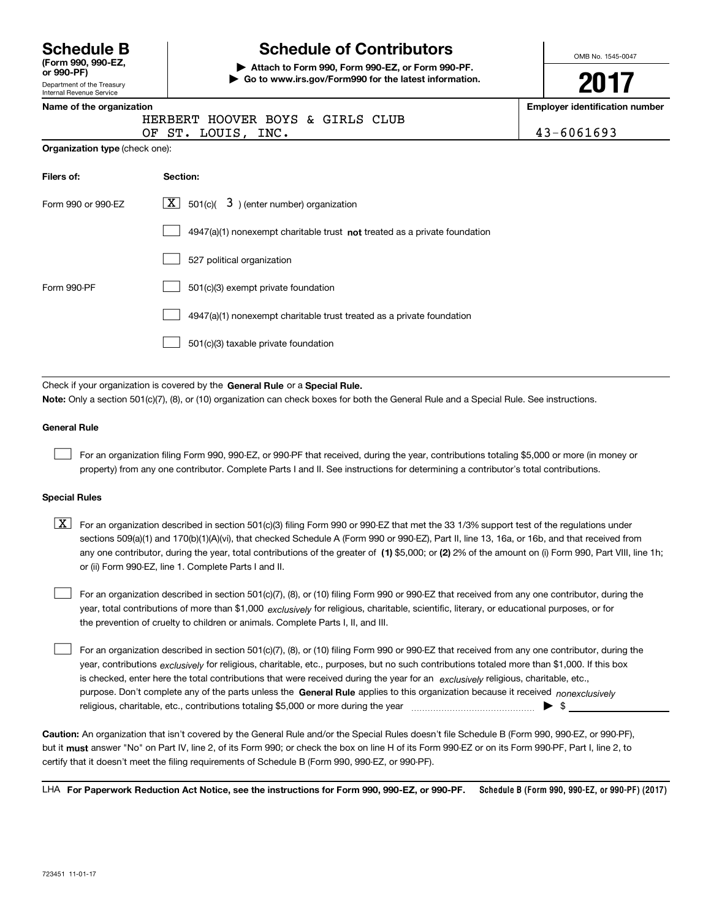# Schedule B

**(Form 990, 990-EZ, or 990-PF)**

Department of the Treasury
Internal Revenue Service

# Schedule of Contributors

**▶ Attach to Form 990, Form 990-EZ, or Form 990-PF.**
**▶ Go to www.irs.gov/Form990 for the latest information.**

OMB No. 1545-0047

**2017**

**Name of the organization**

HERBERT HOOVER BOYS & GIRLS CLUB
OF ST. LOUIS, INC.

**Employer identification number**

43-6061693

**Organization type** (check one):

| **Filers of:** | **Section:** |
|---|---|
| Form 990 or 990-EZ | [X] 501(c)( 3 ) (enter number) organization |
| | [ ] 4947(a)(1) nonexempt charitable trust **not** treated as a private foundation |
| | [ ] 527 political organization |
| Form 990-PF | [ ] 501(c)(3) exempt private foundation |
| | [ ] 4947(a)(1) nonexempt charitable trust treated as a private foundation |
| | [ ] 501(c)(3) taxable private foundation |

Check if your organization is covered by the **General Rule** or a **Special Rule.**

**Note:** Only a section 501(c)(7), (8), or (10) organization can check boxes for both the General Rule and a Special Rule. See instructions.

**General Rule**

[ ] For an organization filing Form 990, 990-EZ, or 990-PF that received, during the year, contributions totaling $5,000 or more (in money or property) from any one contributor. Complete Parts I and II. See instructions for determining a contributor's total contributions.

**Special Rules**

[X] For an organization described in section 501(c)(3) filing Form 990 or 990-EZ that met the 33 1/3% support test of the regulations under sections 509(a)(1) and 170(b)(1)(A)(vi), that checked Schedule A (Form 990 or 990-EZ), Part II, line 13, 16a, or 16b, and that received from any one contributor, during the year, total contributions of the greater of **(1)** $5,000; or **(2)** 2% of the amount on (i) Form 990, Part VIII, line 1h; or (ii) Form 990-EZ, line 1. Complete Parts I and II.

[ ] For an organization described in section 501(c)(7), (8), or (10) filing Form 990 or 990-EZ that received from any one contributor, during the year, total contributions of more than $1,000 *exclusively* for religious, charitable, scientific, literary, or educational purposes, or for the prevention of cruelty to children or animals. Complete Parts I, II, and III.

[ ] For an organization described in section 501(c)(7), (8), or (10) filing Form 990 or 990-EZ that received from any one contributor, during the year, contributions *exclusively* for religious, charitable, etc., purposes, but no such contributions totaled more than $1,000. If this box is checked, enter here the total contributions that were received during the year for an *exclusively* religious, charitable, etc., purpose. Don't complete any of the parts unless the **General Rule** applies to this organization because it received *nonexclusively* religious, charitable, etc., contributions totaling $5,000 or more during the year ▶ $

**Caution:** An organization that isn't covered by the General Rule and/or the Special Rules doesn't file Schedule B (Form 990, 990-EZ, or 990-PF), but it **must** answer "No" on Part IV, line 2, of its Form 990; or check the box on line H of its Form 990-EZ or on its Form 990-PF, Part I, line 2, to certify that it doesn't meet the filing requirements of Schedule B (Form 990, 990-EZ, or 990-PF).

LHA **For Paperwork Reduction Act Notice, see the instructions for Form 990, 990-EZ, or 990-PF.** **Schedule B (Form 990, 990-EZ, or 990-PF) (2017)**

723451 11-01-17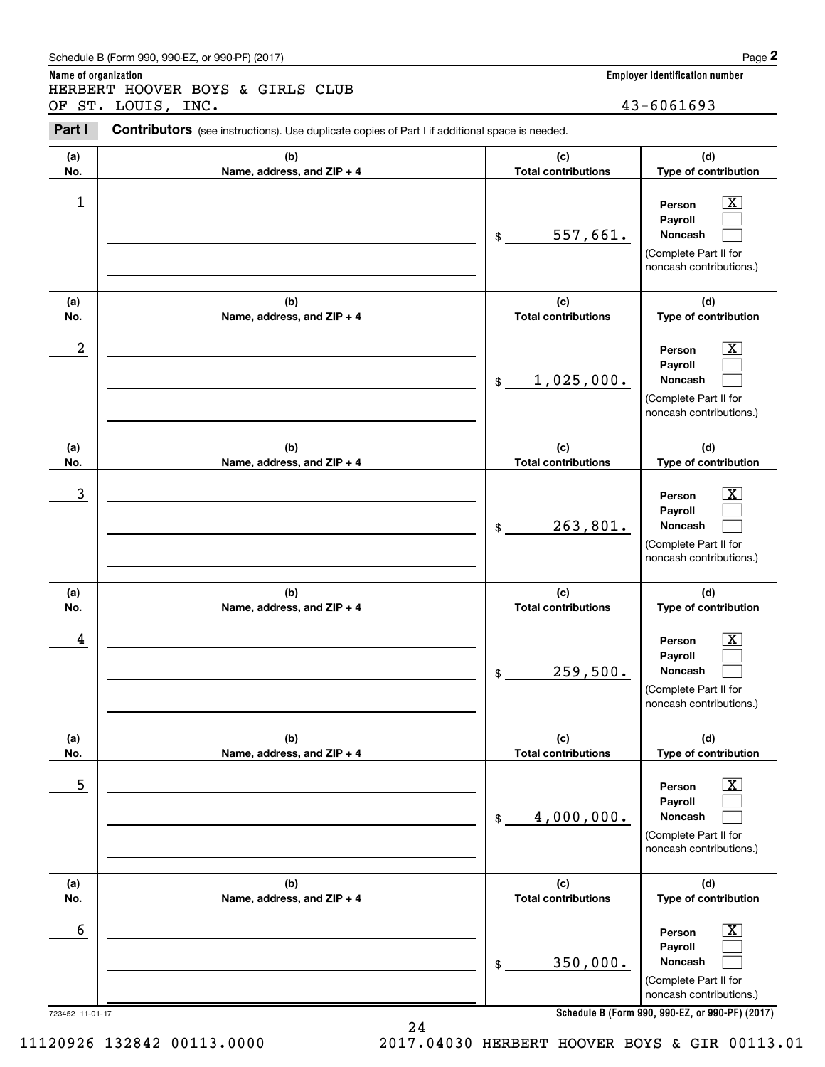Schedule B (Form 990, 990-EZ, or 990-PF) (2017)

**Name of organization**

HERBERT HOOVER BOYS & GIRLS CLUB OF ST. LOUIS, INC.

**Employer identification number**

43-6061693

**Part I Contributors** (see instructions). Use duplicate copies of Part I if additional space is needed.

| (a) No. | (b) Name, address, and ZIP + 4 | (c) Total contributions | (d) Type of contribution |
|---|---|---|---|
| 1 | | $ 557,661. | Person [X] Payroll [ ] Noncash [ ] (Complete Part II for noncash contributions.) |
| 2 | | $ 1,025,000. | Person [X] Payroll [ ] Noncash [ ] (Complete Part II for noncash contributions.) |
| 3 | | $ 263,801. | Person [X] Payroll [ ] Noncash [ ] (Complete Part II for noncash contributions.) |
| 4 | | $ 259,500. | Person [X] Payroll [ ] Noncash [ ] (Complete Part II for noncash contributions.) |
| 5 | | $ 4,000,000. | Person [X] Payroll [ ] Noncash [ ] (Complete Part II for noncash contributions.) |
| 6 | | $ 350,000. | Person [X] Payroll [ ] Noncash [ ] (Complete Part II for noncash contributions.) |

723452 11-01-17

**Schedule B (Form 990, 990-EZ, or 990-PF) (2017)**

11120926 132842 00113.0000 2017.04030 HERBERT HOOVER BOYS & GIR 00113.01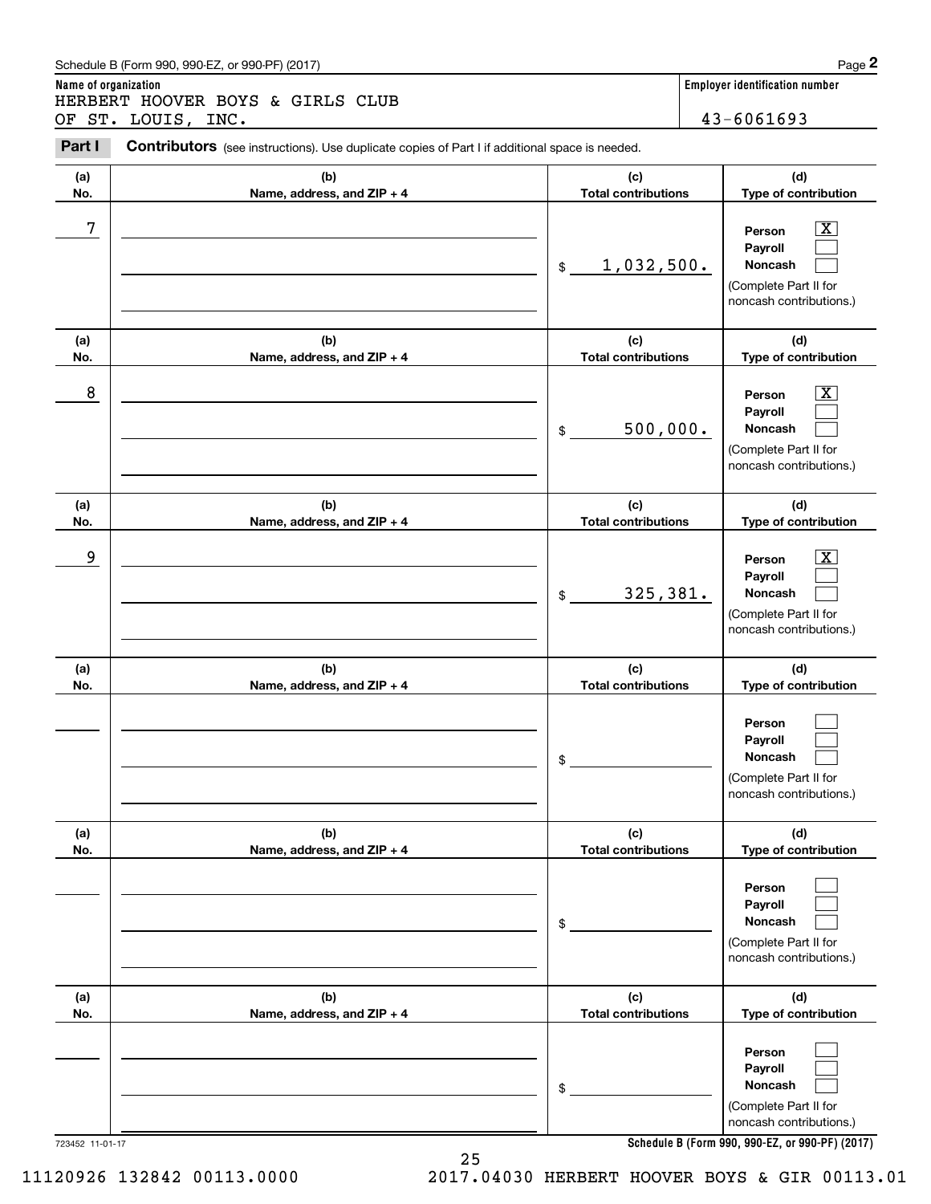Schedule B (Form 990, 990-EZ, or 990-PF) (2017)

**Name of organization**
HERBERT HOOVER BOYS & GIRLS CLUB
OF ST. LOUIS, INC.

**Employer identification number**
43-6061693

**Part I** **Contributors** (see instructions). Use duplicate copies of Part I if additional space is needed.

| (a) No. | (b) Name, address, and ZIP + 4 | (c) Total contributions | (d) Type of contribution |
|---|---|---|---|
| 7 | | $ 1,032,500. | Person [X] Payroll [ ] Noncash [ ] (Complete Part II for noncash contributions.) |
| 8 | | $ 500,000. | Person [X] Payroll [ ] Noncash [ ] (Complete Part II for noncash contributions.) |
| 9 | | $ 325,381. | Person [X] Payroll [ ] Noncash [ ] (Complete Part II for noncash contributions.) |
| | | $ | Person [ ] Payroll [ ] Noncash [ ] (Complete Part II for noncash contributions.) |
| | | $ | Person [ ] Payroll [ ] Noncash [ ] (Complete Part II for noncash contributions.) |
| | | $ | Person [ ] Payroll [ ] Noncash [ ] (Complete Part II for noncash contributions.) |

723452 11-01-17

**Schedule B (Form 990, 990-EZ, or 990-PF) (2017)**

11120926 132842 00113.0000 2017.04030 HERBERT HOOVER BOYS & GIR 00113.01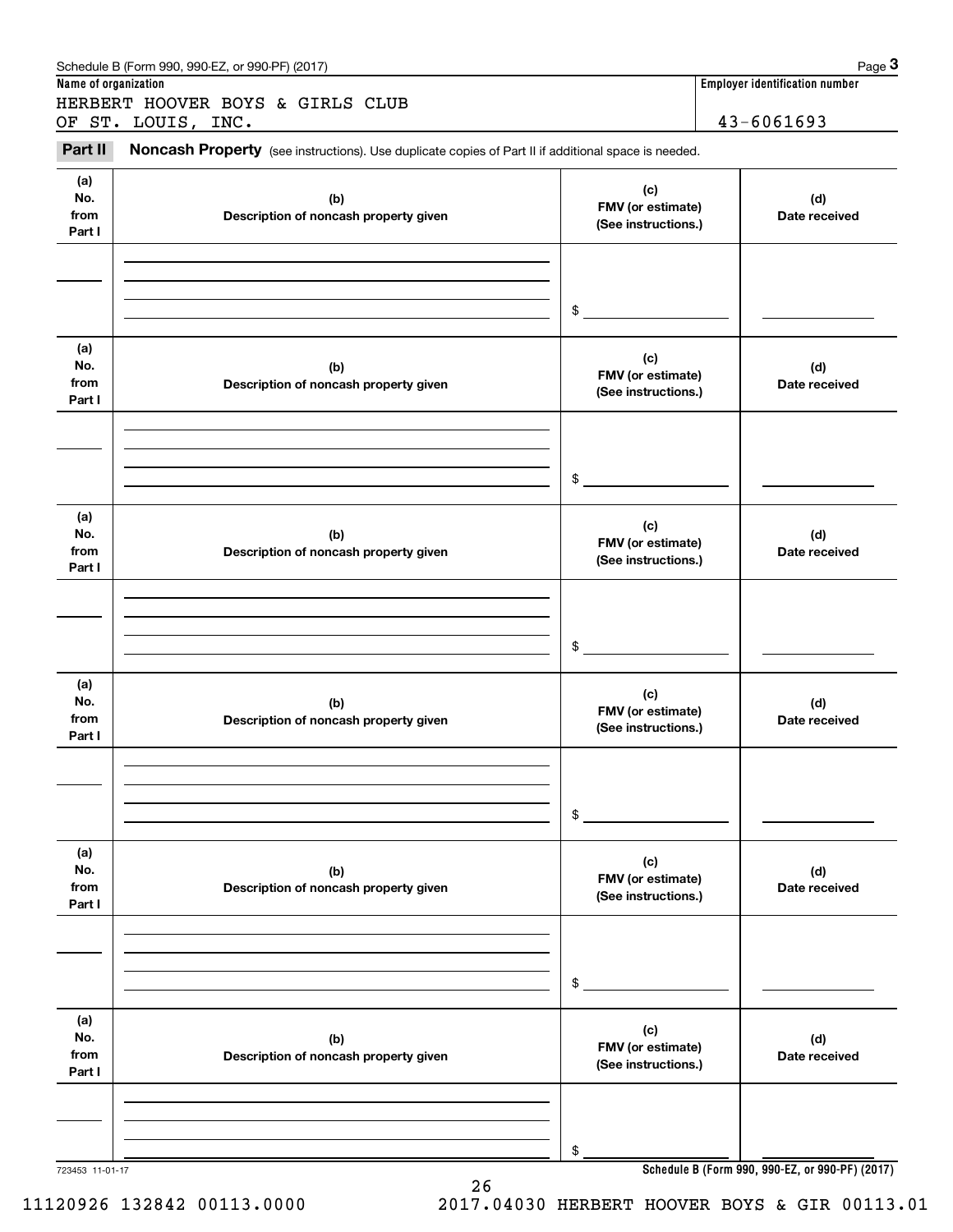Schedule B (Form 990, 990-EZ, or 990-PF) (2017)

**Name of organization**

HERBERT HOOVER BOYS & GIRLS CLUB OF ST. LOUIS, INC.

**Employer identification number**

43-6061693

**Part II** **Noncash Property** (see instructions). Use duplicate copies of Part II if additional space is needed.

| (a) No. from Part I | (b) Description of noncash property given | (c) FMV (or estimate) (See instructions.) | (d) Date received |
|---|---|---|---|
| | | $ | |

| (a) No. from Part I | (b) Description of noncash property given | (c) FMV (or estimate) (See instructions.) | (d) Date received |
|---|---|---|---|
| | | $ | |

| (a) No. from Part I | (b) Description of noncash property given | (c) FMV (or estimate) (See instructions.) | (d) Date received |
|---|---|---|---|
| | | $ | |

| (a) No. from Part I | (b) Description of noncash property given | (c) FMV (or estimate) (See instructions.) | (d) Date received |
|---|---|---|---|
| | | $ | |

| (a) No. from Part I | (b) Description of noncash property given | (c) FMV (or estimate) (See instructions.) | (d) Date received |
|---|---|---|---|
| | | $ | |

| (a) No. from Part I | (b) Description of noncash property given | (c) FMV (or estimate) (See instructions.) | (d) Date received |
|---|---|---|---|
| | | $ | |

723453 11-01-17

**Schedule B (Form 990, 990-EZ, or 990-PF) (2017)**

11120926 132842 00113.0000 2017.04030 HERBERT HOOVER BOYS & GIR 00113.01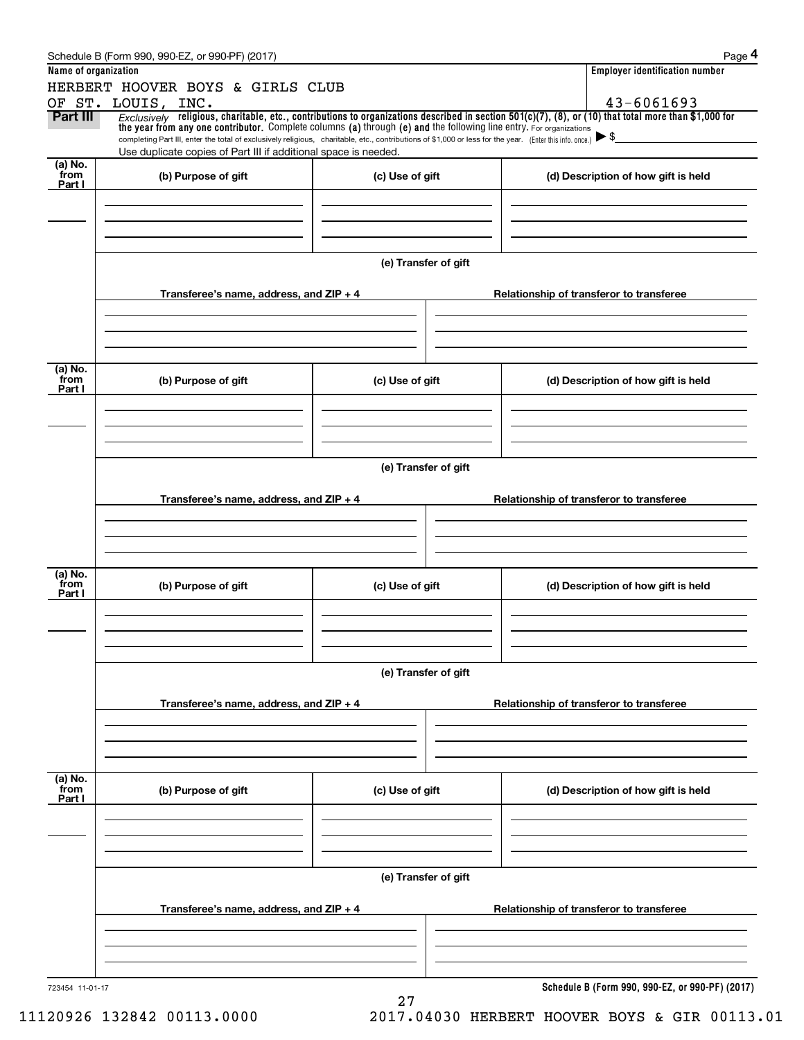Schedule B (Form 990, 990-EZ, or 990-PF) (2017) Page **4**

**Name of organization**

HERBERT HOOVER BOYS & GIRLS CLUB OF ST. LOUIS, INC.

**Employer identification number**

43-6061693

**Part III** *Exclusively* **religious, charitable, etc., contributions to organizations described in section 501(c)(7), (8), or (10) that total more than $1,000 for the year from any one contributor.** Complete columns **(a)** through **(e) and** the following line entry. For organizations completing Part III, enter the total of exclusively religious, charitable, etc., contributions of $1,000 or less for the year. (Enter this info. once.) ▶ $

Use duplicate copies of Part III if additional space is needed.

| (a) No. from Part I | (b) Purpose of gift | (c) Use of gift | (d) Description of how gift is held |
| --- | --- | --- | --- |
| | | | |

**(e) Transfer of gift**

| Transferee's name, address, and ZIP + 4 | Relationship of transferor to transferee |
| --- | --- |
| | |

| (a) No. from Part I | (b) Purpose of gift | (c) Use of gift | (d) Description of how gift is held |
| --- | --- | --- | --- |
| | | | |

**(e) Transfer of gift**

| Transferee's name, address, and ZIP + 4 | Relationship of transferor to transferee |
| --- | --- |
| | |

| (a) No. from Part I | (b) Purpose of gift | (c) Use of gift | (d) Description of how gift is held |
| --- | --- | --- | --- |
| | | | |

**(e) Transfer of gift**

| Transferee's name, address, and ZIP + 4 | Relationship of transferor to transferee |
| --- | --- |
| | |

| (a) No. from Part I | (b) Purpose of gift | (c) Use of gift | (d) Description of how gift is held |
| --- | --- | --- | --- |
| | | | |

**(e) Transfer of gift**

| Transferee's name, address, and ZIP + 4 | Relationship of transferor to transferee |
| --- | --- |
| | |

723454 11-01-17 **Schedule B (Form 990, 990-EZ, or 990-PF) (2017)**

11120926 132842 00113.0000 2017.04030 HERBERT HOOVER BOYS & GIR 00113.01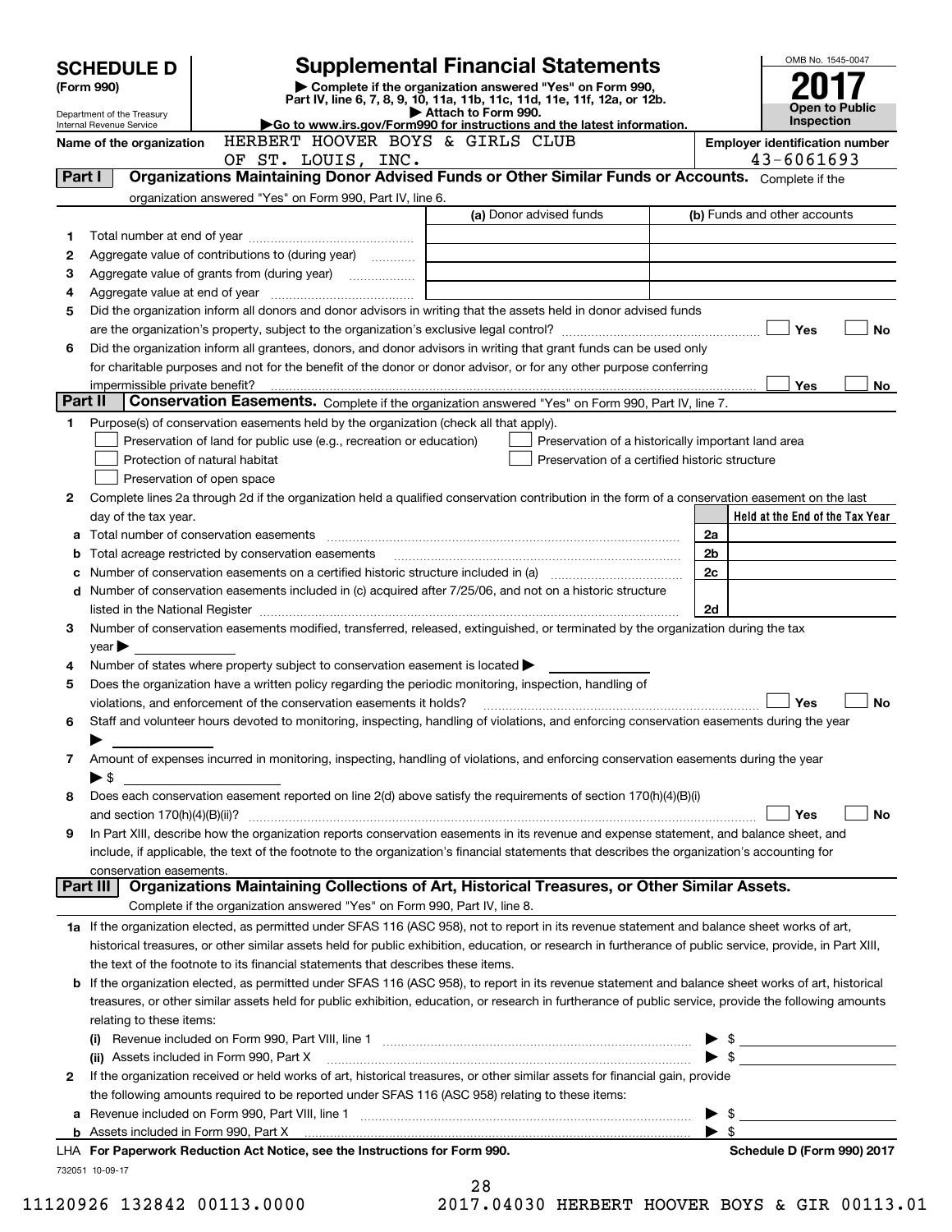# SCHEDULE D (Form 990)

Department of the Treasury
Internal Revenue Service

## Supplemental Financial Statements

▶ Complete if the organization answered "Yes" on Form 990, Part IV, line 6, 7, 8, 9, 10, 11a, 11b, 11c, 11d, 11e, 11f, 12a, or 12b.
▶ Attach to Form 990.
▶Go to www.irs.gov/Form990 for instructions and the latest information.

OMB No. 1545-0047

**2017**

**Open to Public Inspection**

Name of the organization: HERBERT HOOVER BOYS & GIRLS CLUB OF ST. LOUIS, INC.

Employer identification number: 43-6061693

**Part I** **Organizations Maintaining Donor Advised Funds or Other Similar Funds or Accounts.** Complete if the organization answered "Yes" on Form 990, Part IV, line 6.

| | | (a) Donor advised funds | (b) Funds and other accounts |
|---|---|---|---|
| 1 | Total number at end of year | | |
| 2 | Aggregate value of contributions to (during year) | | |
| 3 | Aggregate value of grants from (during year) | | |
| 4 | Aggregate value at end of year | | |

5 Did the organization inform all donors and donor advisors in writing that the assets held in donor advised funds are the organization's property, subject to the organization's exclusive legal control? ☐ Yes ☐ No

6 Did the organization inform all grantees, donors, and donor advisors in writing that grant funds can be used only for charitable purposes and not for the benefit of the donor or donor advisor, or for any other purpose conferring impermissible private benefit? ☐ Yes ☐ No

**Part II** **Conservation Easements.** Complete if the organization answered "Yes" on Form 990, Part IV, line 7.

1 Purpose(s) of conservation easements held by the organization (check all that apply).

- ☐ Preservation of land for public use (e.g., recreation or education)
- ☐ Preservation of a historically important land area
- ☐ Protection of natural habitat
- ☐ Preservation of a certified historic structure
- ☐ Preservation of open space

2 Complete lines 2a through 2d if the organization held a qualified conservation contribution in the form of a conservation easement on the last day of the tax year.

| | | | Held at the End of the Tax Year |
|---|---|---|---|
| a | Total number of conservation easements | 2a | |
| b | Total acreage restricted by conservation easements | 2b | |
| c | Number of conservation easements on a certified historic structure included in (a) | 2c | |
| d | Number of conservation easements included in (c) acquired after 7/25/06, and not on a historic structure listed in the National Register | 2d | |

3 Number of conservation easements modified, transferred, released, extinguished, or terminated by the organization during the tax year ▶

4 Number of states where property subject to conservation easement is located ▶

5 Does the organization have a written policy regarding the periodic monitoring, inspection, handling of violations, and enforcement of the conservation easements it holds? ☐ Yes ☐ No

6 Staff and volunteer hours devoted to monitoring, inspecting, handling of violations, and enforcing conservation easements during the year ▶

7 Amount of expenses incurred in monitoring, inspecting, handling of violations, and enforcing conservation easements during the year ▶ $

8 Does each conservation easement reported on line 2(d) above satisfy the requirements of section 170(h)(4)(B)(i) and section 170(h)(4)(B)(ii)? ☐ Yes ☐ No

9 In Part XIII, describe how the organization reports conservation easements in its revenue and expense statement, and balance sheet, and include, if applicable, the text of the footnote to the organization's financial statements that describes the organization's accounting for conservation easements.

**Part III** **Organizations Maintaining Collections of Art, Historical Treasures, or Other Similar Assets.** Complete if the organization answered "Yes" on Form 990, Part IV, line 8.

1a If the organization elected, as permitted under SFAS 116 (ASC 958), not to report in its revenue statement and balance sheet works of art, historical treasures, or other similar assets held for public exhibition, education, or research in furtherance of public service, provide, in Part XIII, the text of the footnote to its financial statements that describes these items.

b If the organization elected, as permitted under SFAS 116 (ASC 958), to report in its revenue statement and balance sheet works of art, historical treasures, or other similar assets held for public exhibition, education, or research in furtherance of public service, provide the following amounts relating to these items:

(i) Revenue included on Form 990, Part VIII, line 1 ▶ $

(ii) Assets included in Form 990, Part X ▶ $

2 If the organization received or held works of art, historical treasures, or other similar assets for financial gain, provide the following amounts required to be reported under SFAS 116 (ASC 958) relating to these items:

a Revenue included on Form 990, Part VIII, line 1 ▶ $

b Assets included in Form 990, Part X ▶ $

LHA **For Paperwork Reduction Act Notice, see the Instructions for Form 990.** **Schedule D (Form 990) 2017**

732051 10-09-17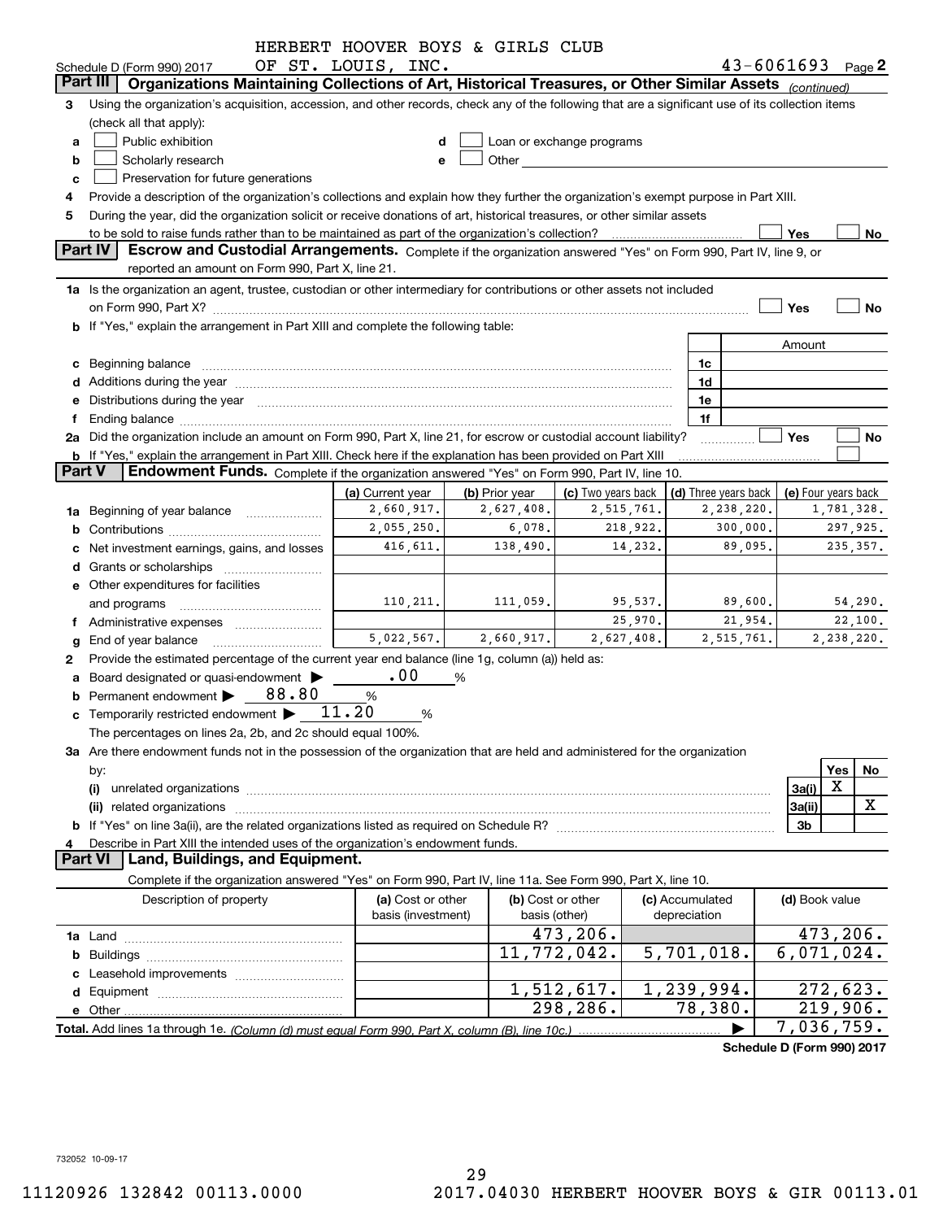HERBERT HOOVER BOYS & GIRLS CLUB

Schedule D (Form 990) 2017 OF ST. LOUIS, INC. 43-6061693 Page 2

## Part III Organizations Maintaining Collections of Art, Historical Treasures, or Other Similar Assets *(continued)*

3 Using the organization's acquisition, accession, and other records, check any of the following that are a significant use of its collection items (check all that apply):

- a ☐ Public exhibition
- b ☐ Scholarly research
- c ☐ Preservation for future generations
- d ☐ Loan or exchange programs
- e ☐ Other

4 Provide a description of the organization's collections and explain how they further the organization's exempt purpose in Part XIII.

5 During the year, did the organization solicit or receive donations of art, historical treasures, or other similar assets to be sold to raise funds rather than to be maintained as part of the organization's collection? ☐ Yes ☐ No

## Part IV Escrow and Custodial Arrangements.

Complete if the organization answered "Yes" on Form 990, Part IV, line 9, or reported an amount on Form 990, Part X, line 21.

1a Is the organization an agent, trustee, custodian or other intermediary for contributions or other assets not included on Form 990, Part X? ☐ Yes ☐ No

b If "Yes," explain the arrangement in Part XIII and complete the following table:

| | | Amount |
|---|---|---|
| c Beginning balance | 1c | |
| d Additions during the year | 1d | |
| e Distributions during the year | 1e | |
| f Ending balance | 1f | |

2a Did the organization include an amount on Form 990, Part X, line 21, for escrow or custodial account liability? ☐ Yes ☐ No

b If "Yes," explain the arrangement in Part XIII. Check here if the explanation has been provided on Part XIII ☐

## Part V Endowment Funds.

Complete if the organization answered "Yes" on Form 990, Part IV, line 10.

| | (a) Current year | (b) Prior year | (c) Two years back | (d) Three years back | (e) Four years back |
|---|---|---|---|---|---|
| 1a Beginning of year balance | 2,660,917. | 2,627,408. | 2,515,761. | 2,238,220. | 1,781,328. |
| b Contributions | 2,055,250. | 6,078. | 218,922. | 300,000. | 297,925. |
| c Net investment earnings, gains, and losses | 416,611. | 138,490. | 14,232. | 89,095. | 235,357. |
| d Grants or scholarships | | | | | |
| e Other expenditures for facilities and programs | 110,211. | 111,059. | 95,537. | 89,600. | 54,290. |
| f Administrative expenses | | | 25,970. | 21,954. | 22,100. |
| g End of year balance | 5,022,567. | 2,660,917. | 2,627,408. | 2,515,761. | 2,238,220. |

2 Provide the estimated percentage of the current year end balance (line 1g, column (a)) held as:

a Board designated or quasi-endowment ▶ .00 %

b Permanent endowment ▶ 88.80 %

c Temporarily restricted endowment ▶ 11.20 %

The percentages on lines 2a, 2b, and 2c should equal 100%.

3a Are there endowment funds not in the possession of the organization that are held and administered for the organization by:

| | | Yes | No |
|---|---|---|---|
| (i) unrelated organizations | 3a(i) | X | |
| (ii) related organizations | 3a(ii) | | X |
| b If "Yes" on line 3a(ii), are the related organizations listed as required on Schedule R? | 3b | | |

4 Describe in Part XIII the intended uses of the organization's endowment funds.

## Part VI Land, Buildings, and Equipment.

Complete if the organization answered "Yes" on Form 990, Part IV, line 11a. See Form 990, Part X, line 10.

| Description of property | (a) Cost or other basis (investment) | (b) Cost or other basis (other) | (c) Accumulated depreciation | (d) Book value |
|---|---|---|---|---|
| 1a Land | | 473,206. | | 473,206. |
| b Buildings | | 11,772,042. | 5,701,018. | 6,071,024. |
| c Leasehold improvements | | | | |
| d Equipment | | 1,512,617. | 1,239,994. | 272,623. |
| e Other | | 298,286. | 78,380. | 219,906. |
| **Total.** Add lines 1a through 1e. *(Column (d) must equal Form 990, Part X, column (B), line 10c.)* | | | ▶ | 7,036,759. |

**Schedule D (Form 990) 2017**

732052 10-09-17

11120926 132842 00113.0000 2017.04030 HERBERT HOOVER BOYS & GIR 00113.01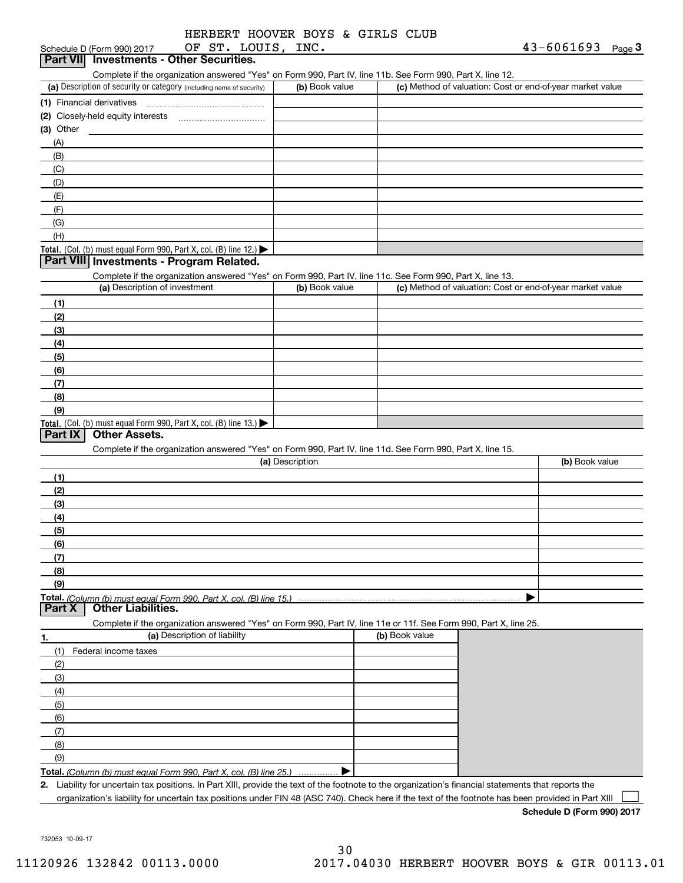Schedule D (Form 990) 2017 HERBERT HOOVER BOYS & GIRLS CLUB OF ST. LOUIS, INC. 43-6061693 Page **3**

## Part VII Investments - Other Securities.

Complete if the organization answered "Yes" on Form 990, Part IV, line 11b. See Form 990, Part X, line 12.

| (a) Description of security or category (including name of security) | (b) Book value | (c) Method of valuation: Cost or end-of-year market value |
|---|---|---|
| (1) Financial derivatives | | |
| (2) Closely-held equity interests | | |
| (3) Other | | |
| (A) | | |
| (B) | | |
| (C) | | |
| (D) | | |
| (E) | | |
| (F) | | |
| (G) | | |
| (H) | | |
| **Total.** (Col. (b) must equal Form 990, Part X, col. (B) line 12.) ▶ | | |

## Part VIII Investments - Program Related.

Complete if the organization answered "Yes" on Form 990, Part IV, line 11c. See Form 990, Part X, line 13.

| (a) Description of investment | (b) Book value | (c) Method of valuation: Cost or end-of-year market value |
|---|---|---|
| (1) | | |
| (2) | | |
| (3) | | |
| (4) | | |
| (5) | | |
| (6) | | |
| (7) | | |
| (8) | | |
| (9) | | |
| **Total.** (Col. (b) must equal Form 990, Part X, col. (B) line 13.) ▶ | | |

## Part IX Other Assets.

Complete if the organization answered "Yes" on Form 990, Part IV, line 11d. See Form 990, Part X, line 15.

| (a) Description | (b) Book value |
|---|---|
| (1) | |
| (2) | |
| (3) | |
| (4) | |
| (5) | |
| (6) | |
| (7) | |
| (8) | |
| (9) | |
| **Total.** *(Column (b) must equal Form 990, Part X, col. (B) line 15.)* ▶ | |

## Part X Other Liabilities.

Complete if the organization answered "Yes" on Form 990, Part IV, line 11e or 11f. See Form 990, Part X, line 25.

| 1. (a) Description of liability | (b) Book value |
|---|---|
| (1) Federal income taxes | |
| (2) | |
| (3) | |
| (4) | |
| (5) | |
| (6) | |
| (7) | |
| (8) | |
| (9) | |
| **Total.** *(Column (b) must equal Form 990, Part X, col. (B) line 25.)* ▶ | |

**2.** Liability for uncertain tax positions. In Part XIII, provide the text of the footnote to the organization's financial statements that reports the organization's liability for uncertain tax positions under FIN 48 (ASC 740). Check here if the text of the footnote has been provided in Part XIII ☐

**Schedule D (Form 990) 2017**

732053 10-09-17

11120926 132842 00113.0000 2017.04030 HERBERT HOOVER BOYS & GIR 00113.01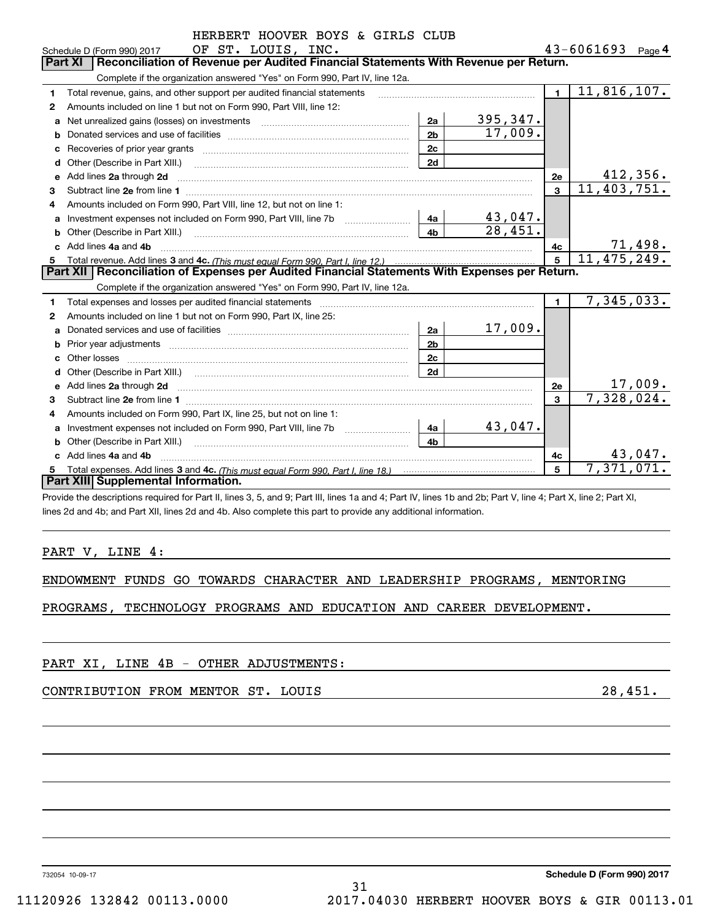HERBERT HOOVER BOYS & GIRLS CLUB
Schedule D (Form 990) 2017 OF ST. LOUIS, INC. 43-6061693 Page 4

## Part XI Reconciliation of Revenue per Audited Financial Statements With Revenue per Return.

Complete if the organization answered "Yes" on Form 990, Part IV, line 12a.

| | | | | | |
|---|---|---|---|---|---|
| 1 | Total revenue, gains, and other support per audited financial statements | | | 1 | 11,816,107. |
| 2 | Amounts included on line 1 but not on Form 990, Part VIII, line 12: | | | | |
| a | Net unrealized gains (losses) on investments | 2a | 395,347. | | |
| b | Donated services and use of facilities | 2b | 17,009. | | |
| c | Recoveries of prior year grants | 2c | | | |
| d | Other (Describe in Part XIII.) | 2d | | | |
| e | Add lines 2a through 2d | | | 2e | 412,356. |
| 3 | Subtract line 2e from line 1 | | | 3 | 11,403,751. |
| 4 | Amounts included on Form 990, Part VIII, line 12, but not on line 1: | | | | |
| a | Investment expenses not included on Form 990, Part VIII, line 7b | 4a | 43,047. | | |
| b | Other (Describe in Part XIII.) | 4b | 28,451. | | |
| c | Add lines 4a and 4b | | | 4c | 71,498. |
| 5 | Total revenue. Add lines 3 and 4c. *(This must equal Form 990, Part I, line 12.)* | | | 5 | 11,475,249. |

## Part XII Reconciliation of Expenses per Audited Financial Statements With Expenses per Return.

Complete if the organization answered "Yes" on Form 990, Part IV, line 12a.

| | | | | | |
|---|---|---|---|---|---|
| 1 | Total expenses and losses per audited financial statements | | | 1 | 7,345,033. |
| 2 | Amounts included on line 1 but not on Form 990, Part IX, line 25: | | | | |
| a | Donated services and use of facilities | 2a | 17,009. | | |
| b | Prior year adjustments | 2b | | | |
| c | Other losses | 2c | | | |
| d | Other (Describe in Part XIII.) | 2d | | | |
| e | Add lines 2a through 2d | | | 2e | 17,009. |
| 3 | Subtract line 2e from line 1 | | | 3 | 7,328,024. |
| 4 | Amounts included on Form 990, Part IX, line 25, but not on line 1: | | | | |
| a | Investment expenses not included on Form 990, Part VIII, line 7b | 4a | 43,047. | | |
| b | Other (Describe in Part XIII.) | 4b | | | |
| c | Add lines 4a and 4b | | | 4c | 43,047. |
| 5 | Total expenses. Add lines 3 and 4c. *(This must equal Form 990, Part I, line 18.)* | | | 5 | 7,371,071. |

## Part XIII Supplemental Information.

Provide the descriptions required for Part II, lines 3, 5, and 9; Part III, lines 1a and 4; Part IV, lines 1b and 2b; Part V, line 4; Part X, line 2; Part XI, lines 2d and 4b; and Part XII, lines 2d and 4b. Also complete this part to provide any additional information.

PART V, LINE 4:

ENDOWMENT FUNDS GO TOWARDS CHARACTER AND LEADERSHIP PROGRAMS, MENTORING PROGRAMS, TECHNOLOGY PROGRAMS AND EDUCATION AND CAREER DEVELOPMENT.

PART XI, LINE 4B - OTHER ADJUSTMENTS:

CONTRIBUTION FROM MENTOR ST. LOUIS 28,451.

732054 10-09-17 Schedule D (Form 990) 2017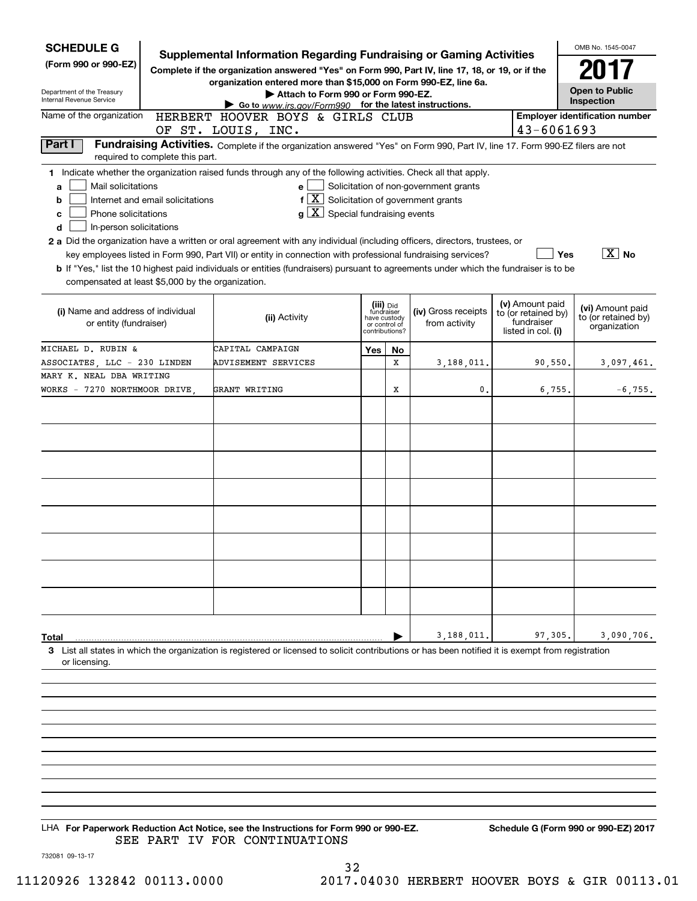**SCHEDULE G (Form 990 or 990-EZ)**

Department of the Treasury
Internal Revenue Service

# Supplemental Information Regarding Fundraising or Gaming Activities

**Complete if the organization answered "Yes" on Form 990, Part IV, line 17, 18, or 19, or if the organization entered more than $15,000 on Form 990-EZ, line 6a.**

**▶ Attach to Form 990 or Form 990-EZ.**

**▶ Go to www.irs.gov/Form990 for the latest instructions.**

OMB No. 1545-0047

**2017**

**Open to Public Inspection**

Name of the organization: HERBERT HOOVER BOYS & GIRLS CLUB OF ST. LOUIS, INC.

Employer identification number: 43-6061693

**Part I** **Fundraising Activities.** Complete if the organization answered "Yes" on Form 990, Part IV, line 17. Form 990-EZ filers are not required to complete this part.

**1** Indicate whether the organization raised funds through any of the following activities. Check all that apply.

- **a** [ ] Mail solicitations
- **b** [ ] Internet and email solicitations
- **c** [ ] Phone solicitations
- **d** [ ] In-person solicitations
- **e** [ ] Solicitation of non-government grants
- **f** [X] Solicitation of government grants
- **g** [X] Special fundraising events

**2 a** Did the organization have a written or oral agreement with any individual (including officers, directors, trustees, or key employees listed in Form 990, Part VII) or entity in connection with professional fundraising services? [ ] Yes [X] No

**b** If "Yes," list the 10 highest paid individuals or entities (fundraisers) pursuant to agreements under which the fundraiser is to be compensated at least $5,000 by the organization.

| (i) Name and address of individual or entity (fundraiser) | (ii) Activity | (iii) Did fundraiser have custody or control of contributions? Yes | No | (iv) Gross receipts from activity | (v) Amount paid to (or retained by) fundraiser listed in col. (i) | (vi) Amount paid to (or retained by) organization |
|---|---|---|---|---|---|---|
| MICHAEL D. RUBIN & ASSOCIATES, LLC - 230 LINDEN | CAPITAL CAMPAIGN ADVISEMENT SERVICES | | X | 3,188,011. | 90,550. | 3,097,461. |
| MARY K. NEAL DBA WRITING WORKS - 7270 NORTHMOOR DRIVE, | GRANT WRITING | | X | 0. | 6,755. | -6,755. |
| | | | | | | |
| | | | | | | |
| | | | | | | |
| | | | | | | |
| | | | | | | |
| | | | | | | |
| | | | | | | |
| | | | | | | |
| **Total** | | | ▶ | 3,188,011. | 97,305. | 3,090,706. |

**3** List all states in which the organization is registered or licensed to solicit contributions or has been notified it is exempt from registration or licensing.

LHA **For Paperwork Reduction Act Notice, see the Instructions for Form 990 or 990-EZ.** **Schedule G (Form 990 or 990-EZ) 2017**

SEE PART IV FOR CONTINUATIONS

732081 09-13-17

11120926 132842 00113.0000 2017.04030 HERBERT HOOVER BOYS & GIR 00113.01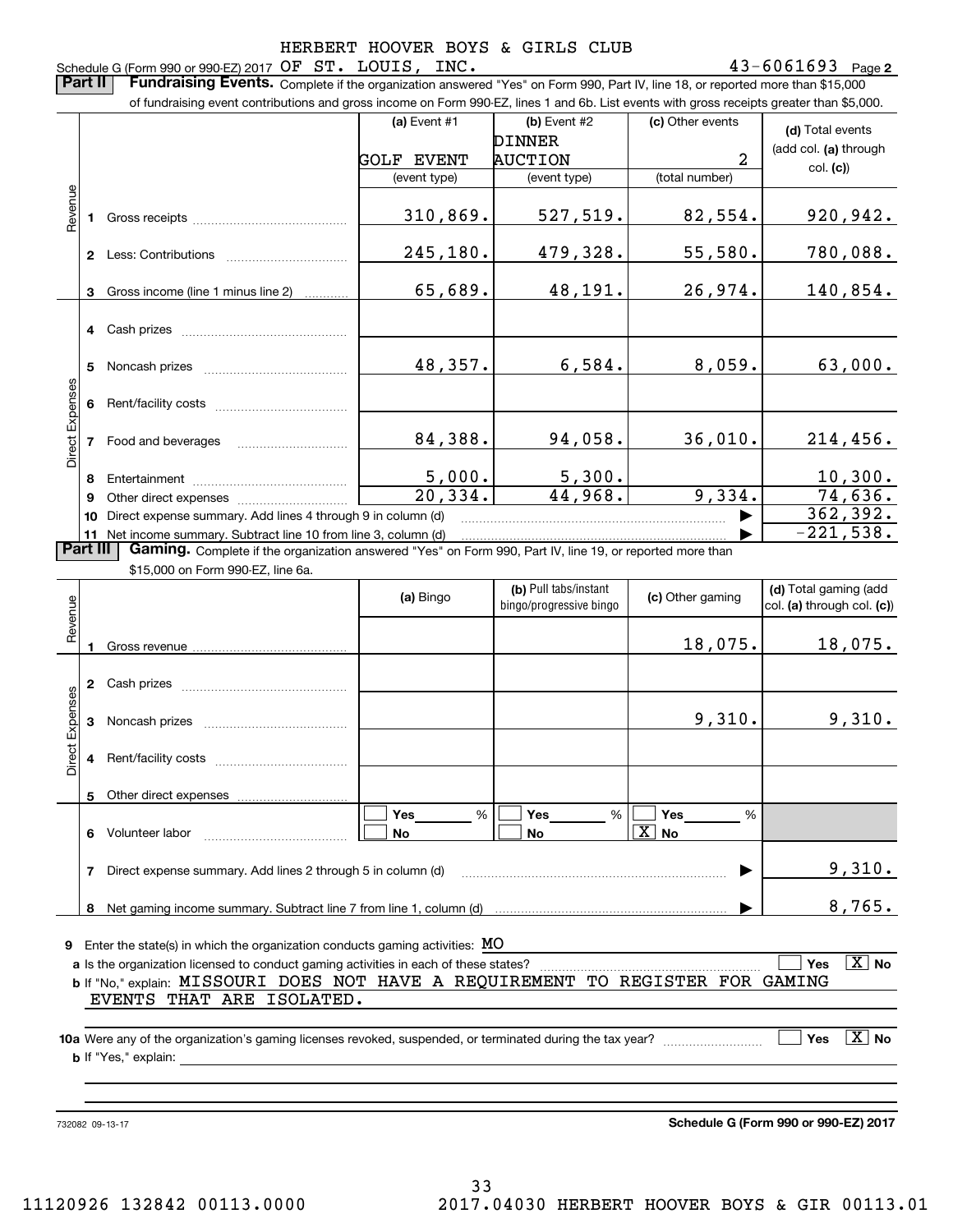HERBERT HOOVER BOYS & GIRLS CLUB

Schedule G (Form 990 or 990-EZ) 2017 OF ST. LOUIS, INC. 43-6061693 Page **2**

**Part II** **Fundraising Events.** Complete if the organization answered "Yes" on Form 990, Part IV, line 18, or reported more than $15,000 of fundraising event contributions and gross income on Form 990-EZ, lines 1 and 6b. List events with gross receipts greater than $5,000.

| | | (a) Event #1<br>GOLF EVENT<br>(event type) | (b) Event #2<br>DINNER AUCTION<br>(event type) | (c) Other events<br>2<br>(total number) | (d) Total events (add col. (a) through col. (c)) |
|---|---|---|---|---|---|
| Revenue | 1 Gross receipts | 310,869. | 527,519. | 82,554. | 920,942. |
| | 2 Less: Contributions | 245,180. | 479,328. | 55,580. | 780,088. |
| | 3 Gross income (line 1 minus line 2) | 65,689. | 48,191. | 26,974. | 140,854. |
| Direct Expenses | 4 Cash prizes | | | | |
| | 5 Noncash prizes | 48,357. | 6,584. | 8,059. | 63,000. |
| | 6 Rent/facility costs | | | | |
| | 7 Food and beverages | 84,388. | 94,058. | 36,010. | 214,456. |
| | 8 Entertainment | 5,000. | 5,300. | | 10,300. |
| | 9 Other direct expenses | 20,334. | 44,968. | 9,334. | 74,636. |
| | 10 Direct expense summary. Add lines 4 through 9 in column (d) | | | ▶ | 362,392. |
| | 11 Net income summary. Subtract line 10 from line 3, column (d) | | | ▶ | -221,538. |

**Part III** **Gaming.** Complete if the organization answered "Yes" on Form 990, Part IV, line 19, or reported more than $15,000 on Form 990-EZ, line 6a.

| | | (a) Bingo | (b) Pull tabs/instant bingo/progressive bingo | (c) Other gaming | (d) Total gaming (add col. (a) through col. (c)) |
|---|---|---|---|---|---|
| Revenue | 1 Gross revenue | | | 18,075. | 18,075. |
| Direct Expenses | 2 Cash prizes | | | | |
| | 3 Noncash prizes | | | 9,310. | 9,310. |
| | 4 Rent/facility costs | | | | |
| | 5 Other direct expenses | | | | |
| | 6 Volunteer labor | ☐ Yes ___ %<br>☐ No | ☐ Yes ___ %<br>☐ No | ☐ Yes ___ %<br>☒ No | |
| | 7 Direct expense summary. Add lines 2 through 5 in column (d) | | | ▶ | 9,310. |
| | 8 Net gaming income summary. Subtract line 7 from line 1, column (d) | | | ▶ | 8,765. |

**9** Enter the state(s) in which the organization conducts gaming activities: MO

**a** Is the organization licensed to conduct gaming activities in each of these states? ☐ Yes ☒ No

**b** If "No," explain: MISSOURI DOES NOT HAVE A REQUIREMENT TO REGISTER FOR GAMING EVENTS THAT ARE ISOLATED.

**10a** Were any of the organization's gaming licenses revoked, suspended, or terminated during the tax year? ☐ Yes ☒ No

**b** If "Yes," explain:

732082 09-13-17

**Schedule G (Form 990 or 990-EZ) 2017**

11120926 132842 00113.0000 2017.04030 HERBERT HOOVER BOYS & GIR 00113.01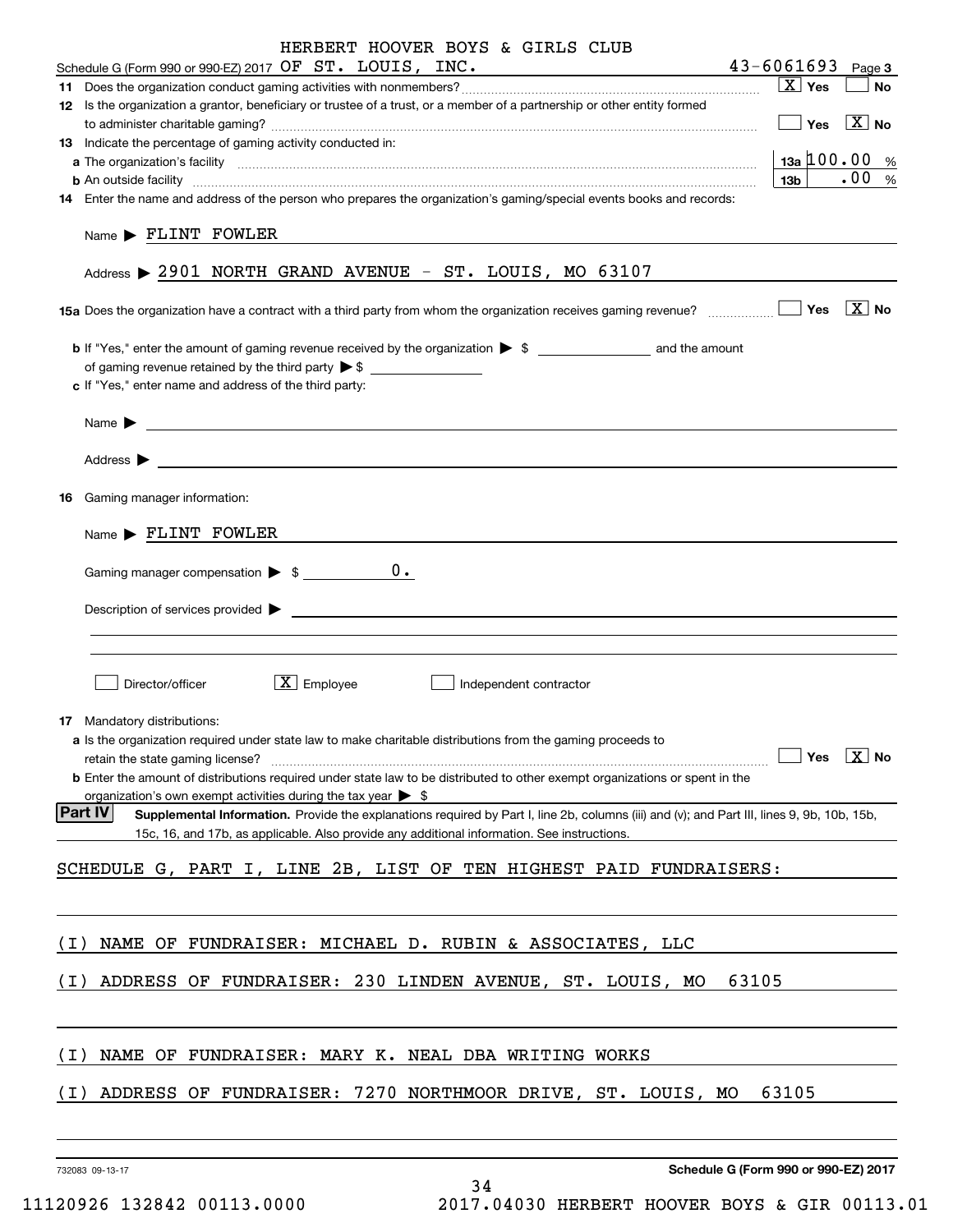HERBERT HOOVER BOYS & GIRLS CLUB

Schedule G (Form 990 or 990-EZ) 2017 OF ST. LOUIS, INC. 43-6061693 Page 3

11 Does the organization conduct gaming activities with nonmembers? [X] Yes [ ] No

12 Is the organization a grantor, beneficiary or trustee of a trust, or a member of a partnership or other entity formed to administer charitable gaming? [ ] Yes [X] No

13 Indicate the percentage of gaming activity conducted in:

a The organization's facility 13a 100.00 %

b An outside facility 13b .00 %

14 Enter the name and address of the person who prepares the organization's gaming/special events books and records:

Name ▶ FLINT FOWLER

Address ▶ 2901 NORTH GRAND AVENUE - ST. LOUIS, MO 63107

15a Does the organization have a contract with a third party from whom the organization receives gaming revenue? [ ] Yes [X] No

b If "Yes," enter the amount of gaming revenue received by the organization ▶ $ ______ and the amount of gaming revenue retained by the third party ▶ $ ______

c If "Yes," enter name and address of the third party:

Name ▶

Address ▶

16 Gaming manager information:

Name ▶ FLINT FOWLER

Gaming manager compensation ▶ $ 0.

Description of services provided ▶

[ ] Director/officer [X] Employee [ ] Independent contractor

17 Mandatory distributions:

a Is the organization required under state law to make charitable distributions from the gaming proceeds to retain the state gaming license? [ ] Yes [X] No

b Enter the amount of distributions required under state law to be distributed to other exempt organizations or spent in the organization's own exempt activities during the tax year ▶ $

**Part IV** **Supplemental Information.** Provide the explanations required by Part I, line 2b, columns (iii) and (v); and Part III, lines 9, 9b, 10b, 15b, 15c, 16, and 17b, as applicable. Also provide any additional information. See instructions.

SCHEDULE G, PART I, LINE 2B, LIST OF TEN HIGHEST PAID FUNDRAISERS:

(I) NAME OF FUNDRAISER: MICHAEL D. RUBIN & ASSOCIATES, LLC

(I) ADDRESS OF FUNDRAISER: 230 LINDEN AVENUE, ST. LOUIS, MO 63105

(I) NAME OF FUNDRAISER: MARY K. NEAL DBA WRITING WORKS

(I) ADDRESS OF FUNDRAISER: 7270 NORTHMOOR DRIVE, ST. LOUIS, MO 63105

732083 09-13-17 Schedule G (Form 990 or 990-EZ) 2017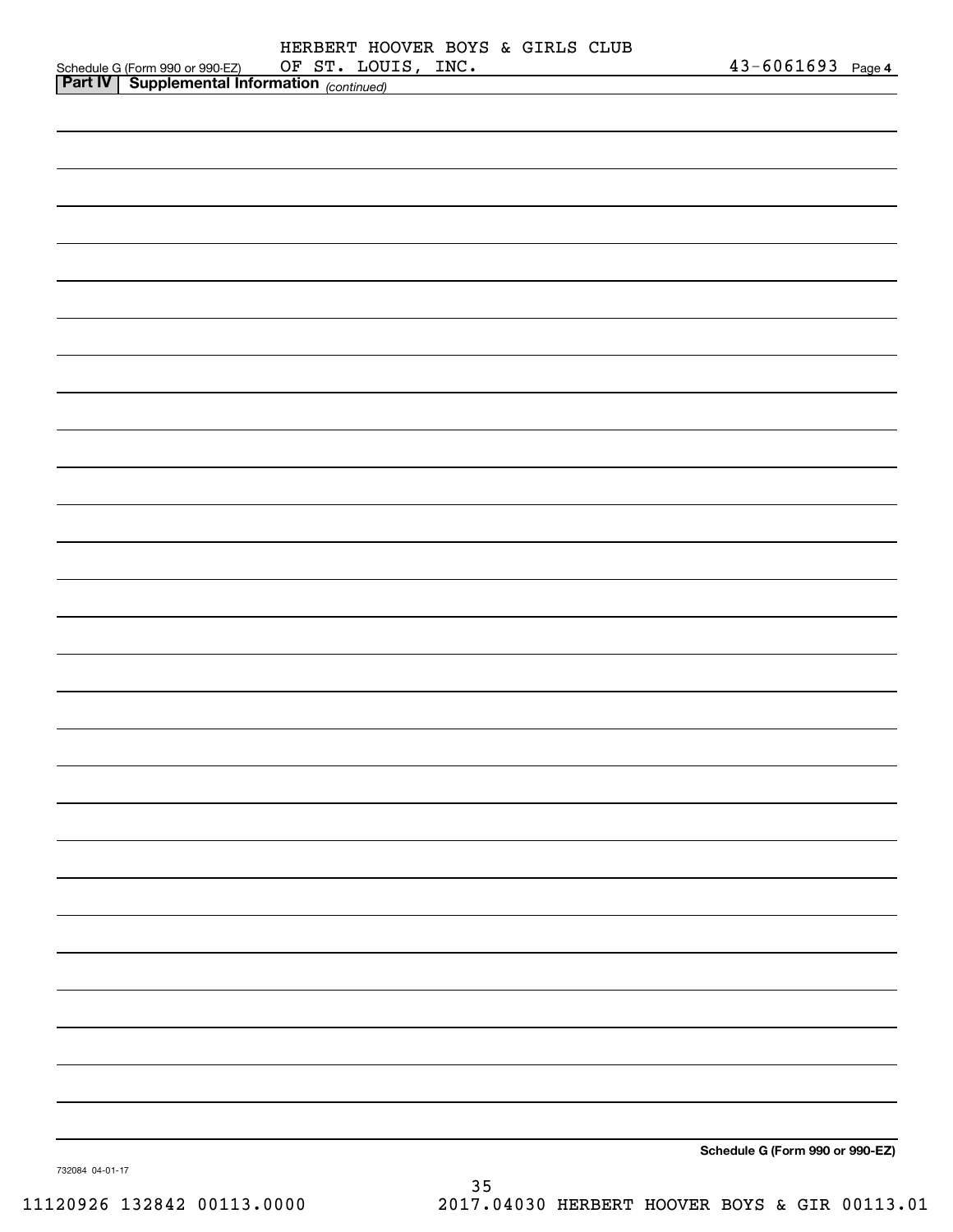Schedule G (Form 990 or 990-EZ) HERBERT HOOVER BOYS & GIRLS CLUB OF ST. LOUIS, INC. 43-6061693 Page 4

**Part IV | Supplemental Information** *(continued)*

**Schedule G (Form 990 or 990-EZ)**

732084 04-01-17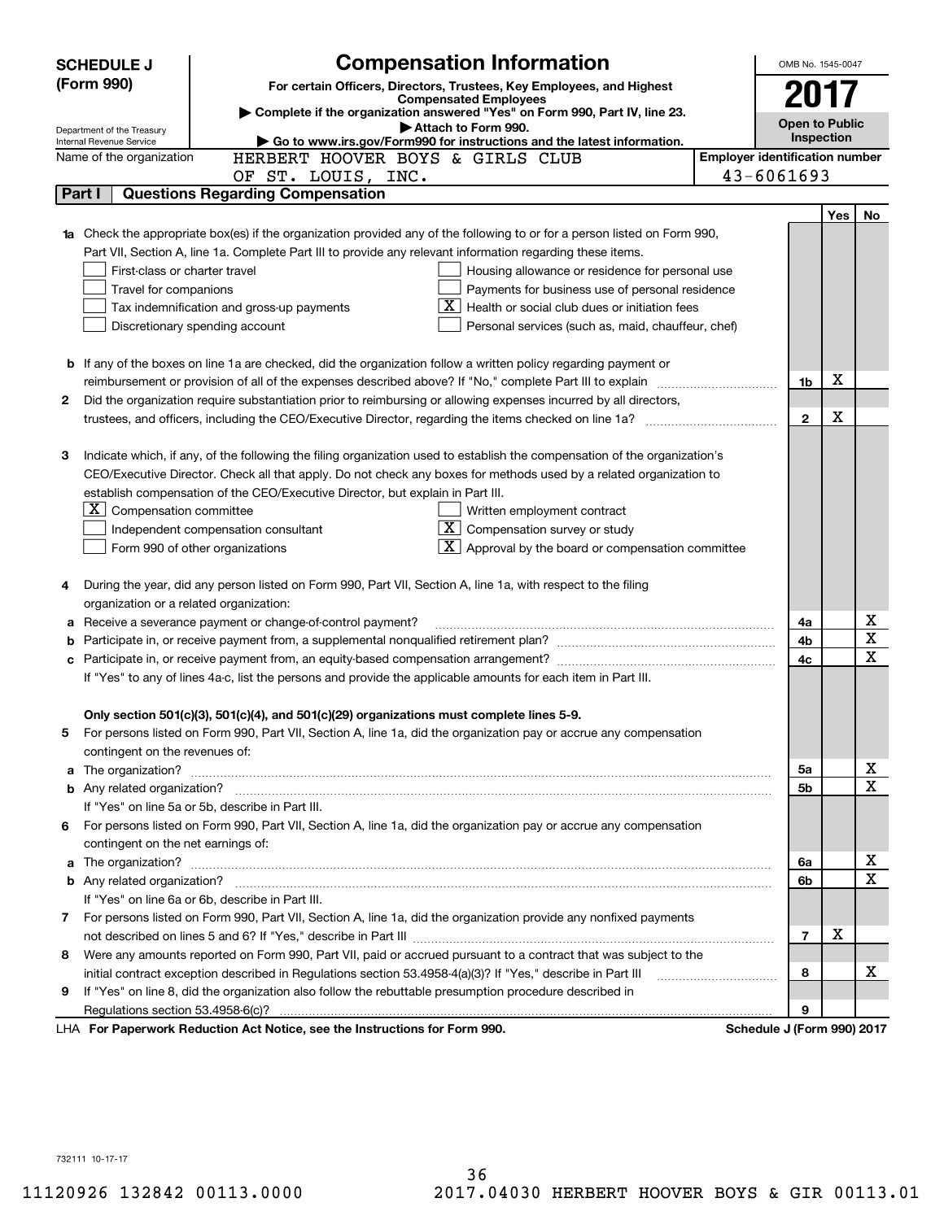# SCHEDULE J (Form 990)

## Compensation Information

**For certain Officers, Directors, Trustees, Key Employees, and Highest Compensated Employees**

▶ Complete if the organization answered "Yes" on Form 990, Part IV, line 23.

▶ Attach to Form 990.

▶ Go to www.irs.gov/Form990 for instructions and the latest information.

Department of the Treasury
Internal Revenue Service

OMB No. 1545-0047

**2017**

**Open to Public Inspection**

Name of the organization: HERBERT HOOVER BOYS & GIRLS CLUB OF ST. LOUIS, INC.

Employer identification number: 43-6061693

### Part I — Questions Regarding Compensation

| | | | Yes | No |
|---|---|---|---|---|
| **1a** | Check the appropriate box(es) if the organization provided any of the following to or for a person listed on Form 990, Part VII, Section A, line 1a. Complete Part III to provide any relevant information regarding these items.<br>☐ First-class or charter travel<br>☐ Travel for companions<br>☐ Tax indemnification and gross-up payments<br>☐ Discretionary spending account<br>☐ Housing allowance or residence for personal use<br>☐ Payments for business use of personal residence<br>☒ Health or social club dues or initiation fees<br>☐ Personal services (such as, maid, chauffeur, chef) | | | |
| **b** | If any of the boxes on line 1a are checked, did the organization follow a written policy regarding payment or reimbursement or provision of all of the expenses described above? If "No," complete Part III to explain | 1b | X | |
| **2** | Did the organization require substantiation prior to reimbursing or allowing expenses incurred by all directors, trustees, and officers, including the CEO/Executive Director, regarding the items checked on line 1a? | 2 | X | |
| **3** | Indicate which, if any, of the following the filing organization used to establish the compensation of the organization's CEO/Executive Director. Check all that apply. Do not check any boxes for methods used by a related organization to establish compensation of the CEO/Executive Director, but explain in Part III.<br>☒ Compensation committee<br>☐ Independent compensation consultant<br>☐ Form 990 of other organizations<br>☐ Written employment contract<br>☒ Compensation survey or study<br>☒ Approval by the board or compensation committee | | | |
| **4** | During the year, did any person listed on Form 990, Part VII, Section A, line 1a, with respect to the filing organization or a related organization: | | | |
| **a** | Receive a severance payment or change-of-control payment? | 4a | | X |
| **b** | Participate in, or receive payment from, a supplemental nonqualified retirement plan? | 4b | | X |
| **c** | Participate in, or receive payment from, an equity-based compensation arrangement? | 4c | | X |
| | If "Yes" to any of lines 4a-c, list the persons and provide the applicable amounts for each item in Part III. | | | |
| | **Only section 501(c)(3), 501(c)(4), and 501(c)(29) organizations must complete lines 5-9.** | | | |
| **5** | For persons listed on Form 990, Part VII, Section A, line 1a, did the organization pay or accrue any compensation contingent on the revenues of: | | | |
| **a** | The organization? | 5a | | X |
| **b** | Any related organization? | 5b | | X |
| | If "Yes" on line 5a or 5b, describe in Part III. | | | |
| **6** | For persons listed on Form 990, Part VII, Section A, line 1a, did the organization pay or accrue any compensation contingent on the net earnings of: | | | |
| **a** | The organization? | 6a | | X |
| **b** | Any related organization? | 6b | | X |
| | If "Yes" on line 6a or 6b, describe in Part III. | | | |
| **7** | For persons listed on Form 990, Part VII, Section A, line 1a, did the organization provide any nonfixed payments not described on lines 5 and 6? If "Yes," describe in Part III | 7 | X | |
| **8** | Were any amounts reported on Form 990, Part VII, paid or accrued pursuant to a contract that was subject to the initial contract exception described in Regulations section 53.4958-4(a)(3)? If "Yes," describe in Part III | 8 | | X |
| **9** | If "Yes" on line 8, did the organization also follow the rebuttable presumption procedure described in Regulations section 53.4958-6(c)? | 9 | | |

LHA **For Paperwork Reduction Act Notice, see the Instructions for Form 990.** **Schedule J (Form 990) 2017**

732111 10-17-17

11120926 132842 00113.0000 2017.04030 HERBERT HOOVER BOYS & GIR 00113.01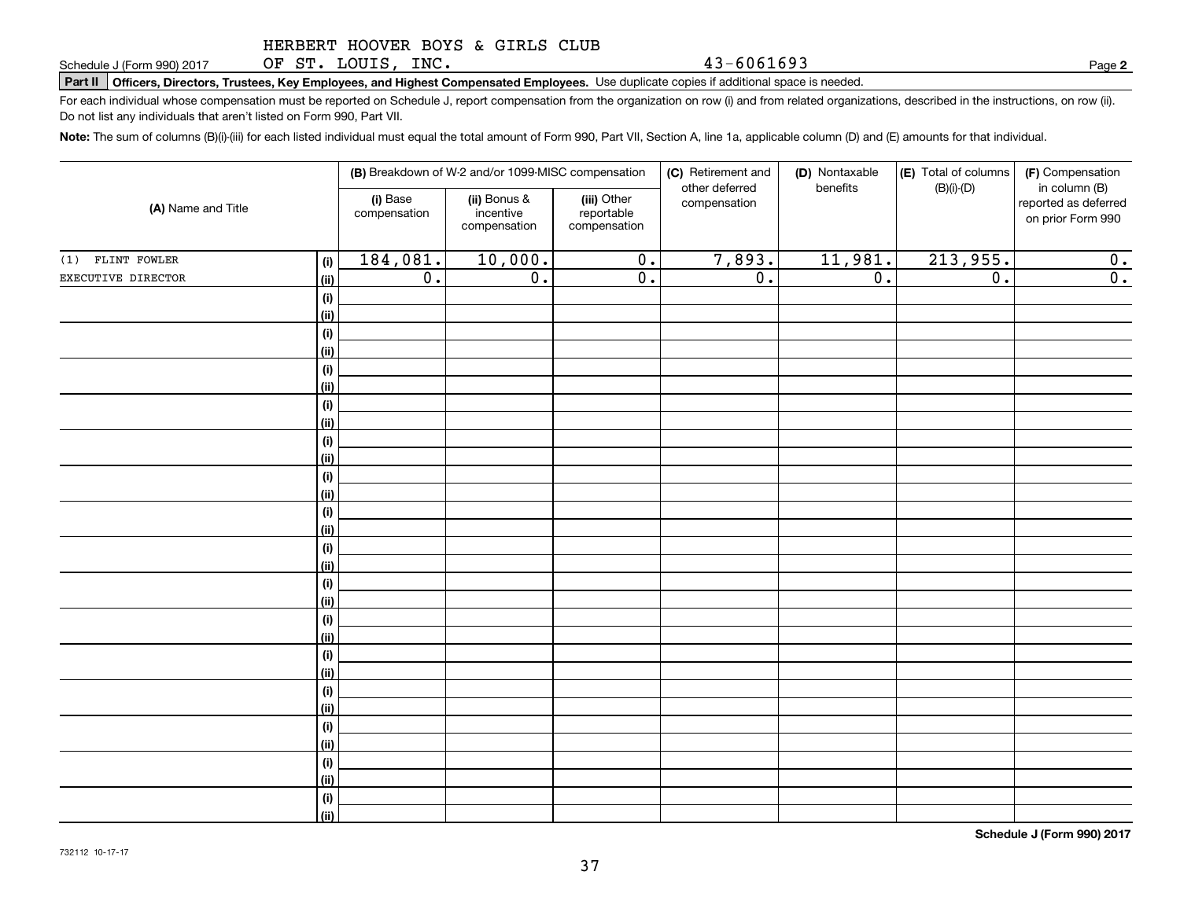HERBERT HOOVER BOYS & GIRLS CLUB
Schedule J (Form 990) 2017 OF ST. LOUIS, INC. 43-6061693 Page **2**

**Part II** **Officers, Directors, Trustees, Key Employees, and Highest Compensated Employees.** Use duplicate copies if additional space is needed.

For each individual whose compensation must be reported on Schedule J, report compensation from the organization on row (i) and from related organizations, described in the instructions, on row (ii). Do not list any individuals that aren't listed on Form 990, Part VII.

**Note:** The sum of columns (B)(i)-(iii) for each listed individual must equal the total amount of Form 990, Part VII, Section A, line 1a, applicable column (D) and (E) amounts for that individual.

| (A) Name and Title | | (B) Breakdown of W-2 and/or 1099-MISC compensation | | | (C) Retirement and other deferred compensation | (D) Nontaxable benefits | (E) Total of columns (B)(i)-(D) | (F) Compensation in column (B) reported as deferred on prior Form 990 |
|---|---|---|---|---|---|---|---|---|
| | | (i) Base compensation | (ii) Bonus & incentive compensation | (iii) Other reportable compensation | | | | |
| (1) FLINT FOWLER | (i) | 184,081. | 10,000. | 0. | 7,893. | 11,981. | 213,955. | 0. |
| EXECUTIVE DIRECTOR | (ii) | 0. | 0. | 0. | 0. | 0. | 0. | 0. |
| | (i) | | | | | | | |
| | (ii) | | | | | | | |
| | (i) | | | | | | | |
| | (ii) | | | | | | | |
| | (i) | | | | | | | |
| | (ii) | | | | | | | |
| | (i) | | | | | | | |
| | (ii) | | | | | | | |
| | (i) | | | | | | | |
| | (ii) | | | | | | | |
| | (i) | | | | | | | |
| | (ii) | | | | | | | |
| | (i) | | | | | | | |
| | (ii) | | | | | | | |
| | (i) | | | | | | | |
| | (ii) | | | | | | | |
| | (i) | | | | | | | |
| | (ii) | | | | | | | |
| | (i) | | | | | | | |
| | (ii) | | | | | | | |
| | (i) | | | | | | | |
| | (ii) | | | | | | | |
| | (i) | | | | | | | |
| | (ii) | | | | | | | |
| | (i) | | | | | | | |
| | (ii) | | | | | | | |
| | (i) | | | | | | | |
| | (ii) | | | | | | | |
| | (i) | | | | | | | |
| | (ii) | | | | | | | |

**Schedule J (Form 990) 2017**

732112 10-17-17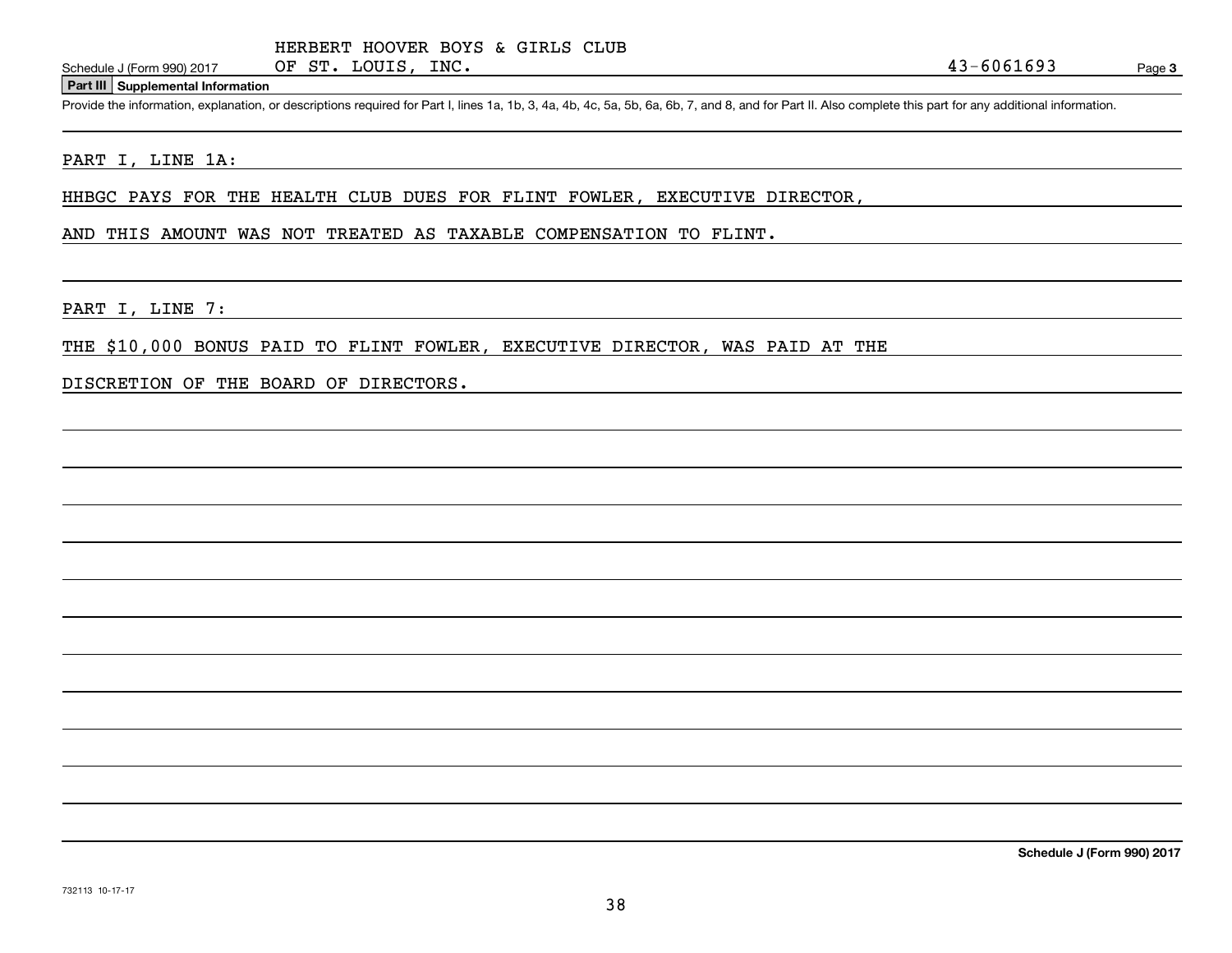HERBERT HOOVER BOYS & GIRLS CLUB OF ST. LOUIS, INC. 43-6061693

Schedule J (Form 990) 2017 Page 3

**Part III Supplemental Information**

Provide the information, explanation, or descriptions required for Part I, lines 1a, 1b, 3, 4a, 4b, 4c, 5a, 5b, 6a, 6b, 7, and 8, and for Part II. Also complete this part for any additional information.

PART I, LINE 1A:

HHBGC PAYS FOR THE HEALTH CLUB DUES FOR FLINT FOWLER, EXECUTIVE DIRECTOR, AND THIS AMOUNT WAS NOT TREATED AS TAXABLE COMPENSATION TO FLINT.

PART I, LINE 7:

THE $10,000 BONUS PAID TO FLINT FOWLER, EXECUTIVE DIRECTOR, WAS PAID AT THE DISCRETION OF THE BOARD OF DIRECTORS.

Schedule J (Form 990) 2017

732113 10-17-17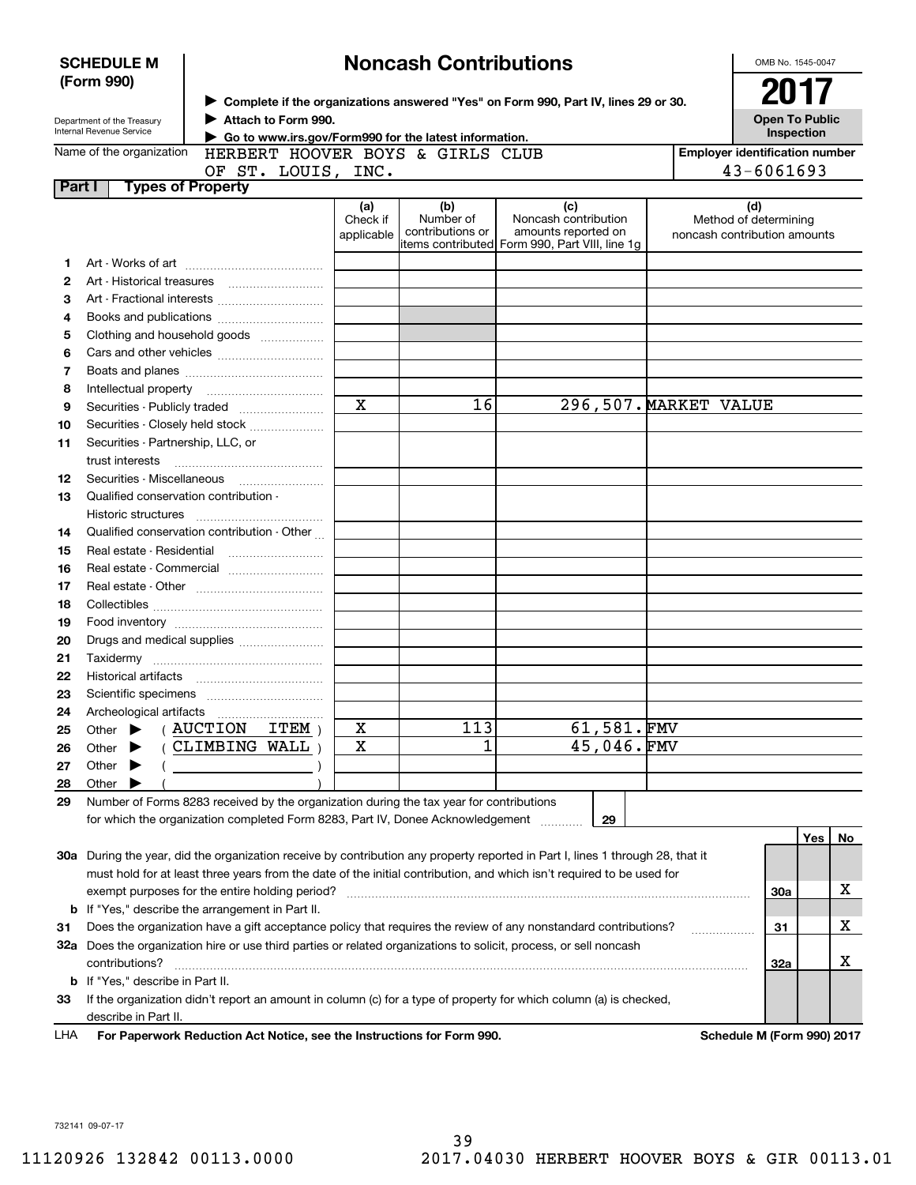**SCHEDULE M (Form 990)**

Department of the Treasury
Internal Revenue Service

# Noncash Contributions

▶ Complete if the organizations answered "Yes" on Form 990, Part IV, lines 29 or 30.
▶ Attach to Form 990.
▶ Go to www.irs.gov/Form990 for the latest information.

OMB No. 1545-0047

**2017**

**Open To Public Inspection**

Name of the organization: HERBERT HOOVER BOYS & GIRLS CLUB OF ST. LOUIS, INC.

Employer identification number: 43-6061693

## Part I Types of Property

| | | (a) Check if applicable | (b) Number of contributions or items contributed | (c) Noncash contribution amounts reported on Form 990, Part VIII, line 1g | (d) Method of determining noncash contribution amounts |
|---|---|---|---|---|---|
| 1 | Art - Works of art | | | | |
| 2 | Art - Historical treasures | | | | |
| 3 | Art - Fractional interests | | | | |
| 4 | Books and publications | | | | |
| 5 | Clothing and household goods | | | | |
| 6 | Cars and other vehicles | | | | |
| 7 | Boats and planes | | | | |
| 8 | Intellectual property | | | | |
| 9 | Securities - Publicly traded | X | 16 | 296,507. | MARKET VALUE |
| 10 | Securities - Closely held stock | | | | |
| 11 | Securities - Partnership, LLC, or trust interests | | | | |
| 12 | Securities - Miscellaneous | | | | |
| 13 | Qualified conservation contribution - Historic structures | | | | |
| 14 | Qualified conservation contribution - Other | | | | |
| 15 | Real estate - Residential | | | | |
| 16 | Real estate - Commercial | | | | |
| 17 | Real estate - Other | | | | |
| 18 | Collectibles | | | | |
| 19 | Food inventory | | | | |
| 20 | Drugs and medical supplies | | | | |
| 21 | Taxidermy | | | | |
| 22 | Historical artifacts | | | | |
| 23 | Scientific specimens | | | | |
| 24 | Archeological artifacts | | | | |
| 25 | Other ▶ ( AUCTION ITEM ) | X | 113 | 61,581. | FMV |
| 26 | Other ▶ ( CLIMBING WALL ) | X | 1 | 45,046. | FMV |
| 27 | Other ▶ ( ) | | | | |
| 28 | Other ▶ ( ) | | | | |

29 Number of Forms 8283 received by the organization during the tax year for contributions for which the organization completed Form 8283, Part IV, Donee Acknowledgement ..... 29

| | | | Yes | No |
|---|---|---|---|---|
| 30a | During the year, did the organization receive by contribution any property reported in Part I, lines 1 through 28, that it must hold for at least three years from the date of the initial contribution, and which isn't required to be used for exempt purposes for the entire holding period? | 30a | | X |
| b | If "Yes," describe the arrangement in Part II. | | | |
| 31 | Does the organization have a gift acceptance policy that requires the review of any nonstandard contributions? | 31 | | X |
| 32a | Does the organization hire or use third parties or related organizations to solicit, process, or sell noncash contributions? | 32a | | X |
| b | If "Yes," describe in Part II. | | | |
| 33 | If the organization didn't report an amount in column (c) for a type of property for which column (a) is checked, describe in Part II. | | | |

LHA For Paperwork Reduction Act Notice, see the Instructions for Form 990. Schedule M (Form 990) 2017

732141 09-07-17

11120926 132842 00113.0000 2017.04030 HERBERT HOOVER BOYS & GIR 00113.01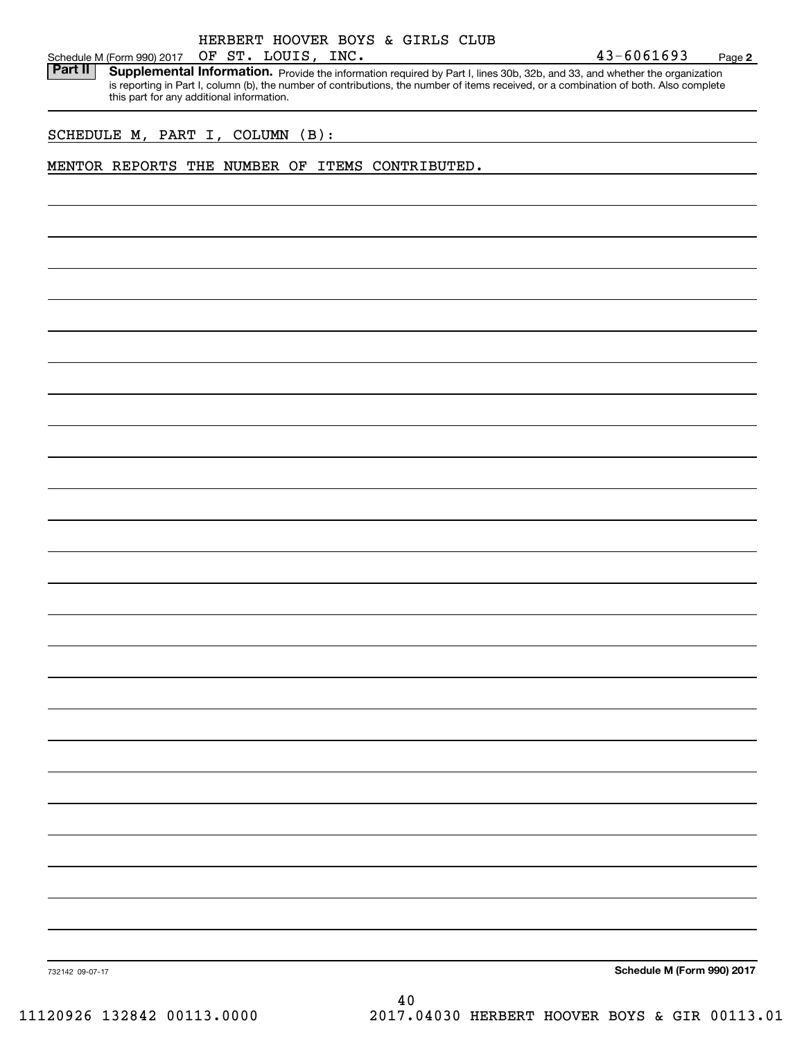HERBERT HOOVER BOYS & GIRLS CLUB OF ST. LOUIS, INC. 43-6061693

Schedule M (Form 990) 2017 Page **2**

**Part II** **Supplemental Information.** Provide the information required by Part I, lines 30b, 32b, and 33, and whether the organization is reporting in Part I, column (b), the number of contributions, the number of items received, or a combination of both. Also complete this part for any additional information.

SCHEDULE M, PART I, COLUMN (B):

MENTOR REPORTS THE NUMBER OF ITEMS CONTRIBUTED.

732142 09-07-17

**Schedule M (Form 990) 2017**

40

11120926 132842 00113.0000 2017.04030 HERBERT HOOVER BOYS & GIR 00113.01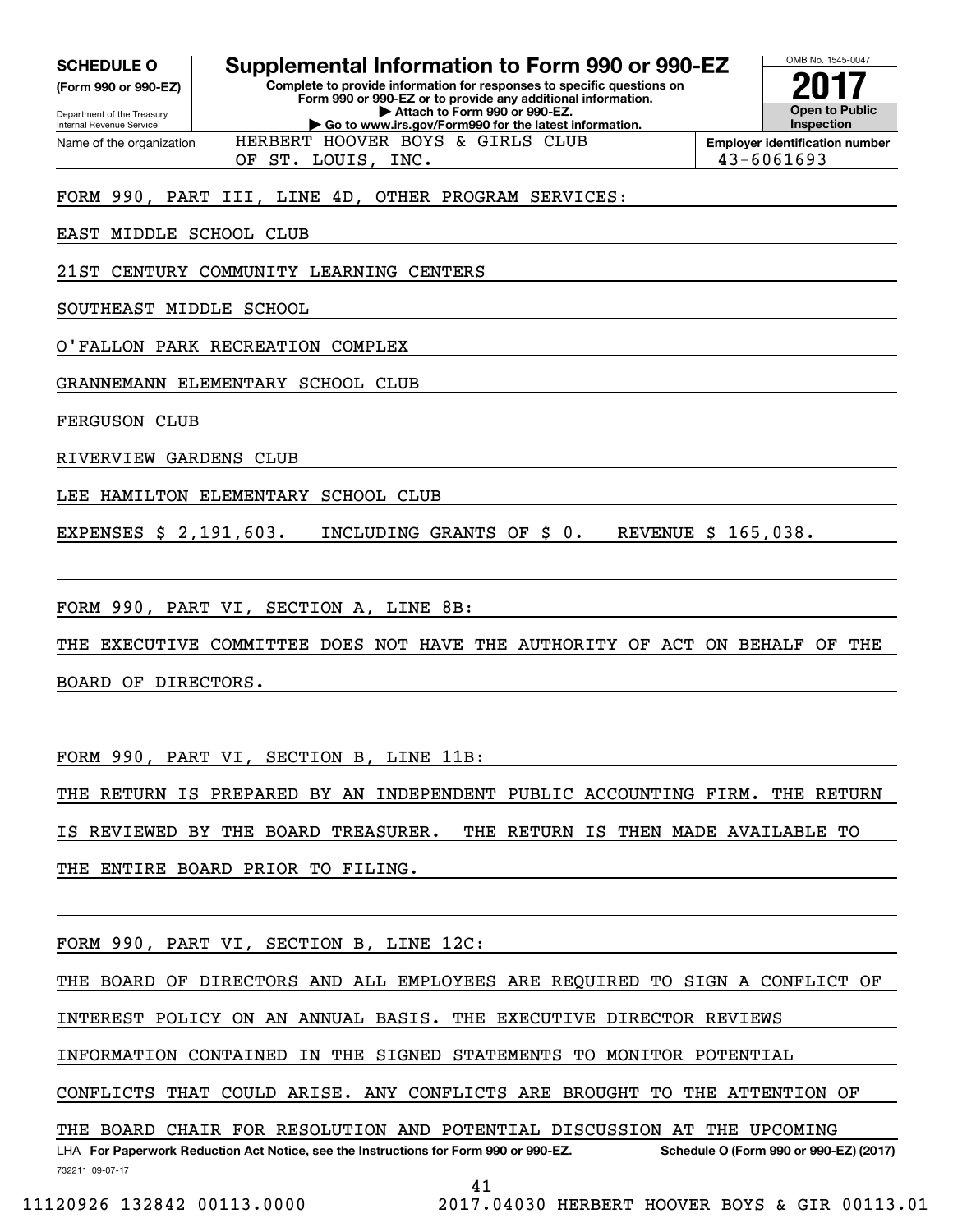**SCHEDULE O**
**(Form 990 or 990-EZ)**

Department of the Treasury
Internal Revenue Service

# Supplemental Information to Form 990 or 990-EZ

**Complete to provide information for responses to specific questions on Form 990 or 990-EZ or to provide any additional information.**
**▶ Attach to Form 990 or 990-EZ.**
**▶ Go to www.irs.gov/Form990 for the latest information.**

OMB No. 1545-0047
**2017**
**Open to Public Inspection**

Name of the organization: HERBERT HOOVER BOYS & GIRLS CLUB OF ST. LOUIS, INC.

**Employer identification number:** 43-6061693

FORM 990, PART III, LINE 4D, OTHER PROGRAM SERVICES:

EAST MIDDLE SCHOOL CLUB

21ST CENTURY COMMUNITY LEARNING CENTERS

SOUTHEAST MIDDLE SCHOOL

O'FALLON PARK RECREATION COMPLEX

GRANNEMANN ELEMENTARY SCHOOL CLUB

FERGUSON CLUB

RIVERVIEW GARDENS CLUB

LEE HAMILTON ELEMENTARY SCHOOL CLUB

EXPENSES $ 2,191,603. INCLUDING GRANTS OF $ 0. REVENUE $ 165,038.

FORM 990, PART VI, SECTION A, LINE 8B:

THE EXECUTIVE COMMITTEE DOES NOT HAVE THE AUTHORITY OF ACT ON BEHALF OF THE BOARD OF DIRECTORS.

FORM 990, PART VI, SECTION B, LINE 11B:

THE RETURN IS PREPARED BY AN INDEPENDENT PUBLIC ACCOUNTING FIRM. THE RETURN IS REVIEWED BY THE BOARD TREASURER. THE RETURN IS THEN MADE AVAILABLE TO THE ENTIRE BOARD PRIOR TO FILING.

FORM 990, PART VI, SECTION B, LINE 12C:

THE BOARD OF DIRECTORS AND ALL EMPLOYEES ARE REQUIRED TO SIGN A CONFLICT OF INTEREST POLICY ON AN ANNUAL BASIS. THE EXECUTIVE DIRECTOR REVIEWS INFORMATION CONTAINED IN THE SIGNED STATEMENTS TO MONITOR POTENTIAL CONFLICTS THAT COULD ARISE. ANY CONFLICTS ARE BROUGHT TO THE ATTENTION OF THE BOARD CHAIR FOR RESOLUTION AND POTENTIAL DISCUSSION AT THE UPCOMING

LHA **For Paperwork Reduction Act Notice, see the Instructions for Form 990 or 990-EZ.** **Schedule O (Form 990 or 990-EZ) (2017)**
732211 09-07-17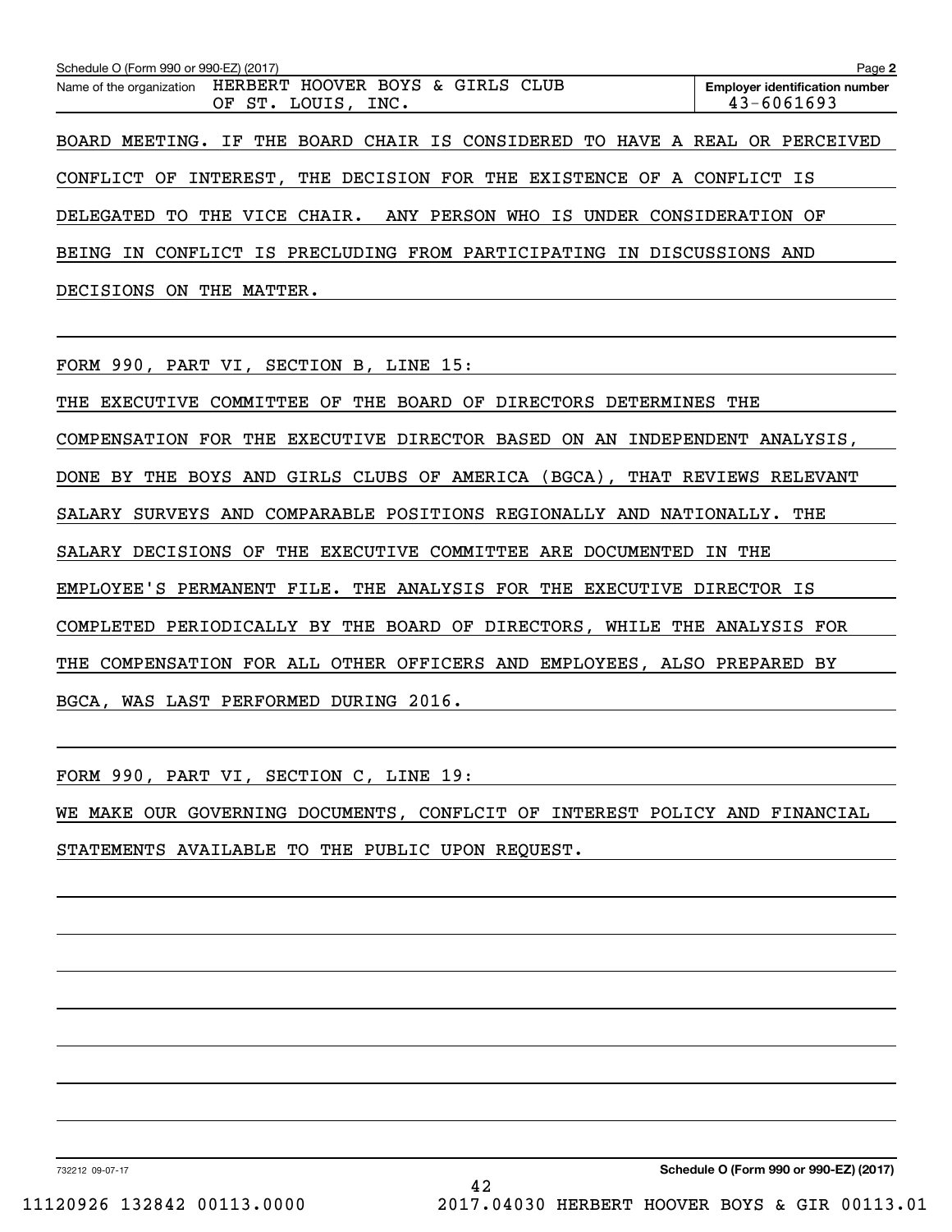Schedule O (Form 990 or 990-EZ) (2017)

Name of the organization: HERBERT HOOVER BOYS & GIRLS CLUB OF ST. LOUIS, INC.

Employer identification number: 43-6061693

BOARD MEETING. IF THE BOARD CHAIR IS CONSIDERED TO HAVE A REAL OR PERCEIVED CONFLICT OF INTEREST, THE DECISION FOR THE EXISTENCE OF A CONFLICT IS DELEGATED TO THE VICE CHAIR.  ANY PERSON WHO IS UNDER CONSIDERATION OF BEING IN CONFLICT IS PRECLUDING FROM PARTICIPATING IN DISCUSSIONS AND DECISIONS ON THE MATTER.

FORM 990, PART VI, SECTION B, LINE 15:

THE EXECUTIVE COMMITTEE OF THE BOARD OF DIRECTORS DETERMINES THE COMPENSATION FOR THE EXECUTIVE DIRECTOR BASED ON AN INDEPENDENT ANALYSIS, DONE BY THE BOYS AND GIRLS CLUBS OF AMERICA (BGCA), THAT REVIEWS RELEVANT SALARY SURVEYS AND COMPARABLE POSITIONS REGIONALLY AND NATIONALLY. THE SALARY DECISIONS OF THE EXECUTIVE COMMITTEE ARE DOCUMENTED IN THE EMPLOYEE'S PERMANENT FILE. THE ANALYSIS FOR THE EXECUTIVE DIRECTOR IS COMPLETED PERIODICALLY BY THE BOARD OF DIRECTORS, WHILE THE ANALYSIS FOR THE COMPENSATION FOR ALL OTHER OFFICERS AND EMPLOYEES, ALSO PREPARED BY BGCA, WAS LAST PERFORMED DURING 2016.

FORM 990, PART VI, SECTION C, LINE 19:

WE MAKE OUR GOVERNING DOCUMENTS, CONFLCIT OF INTEREST POLICY AND FINANCIAL STATEMENTS AVAILABLE TO THE PUBLIC UPON REQUEST.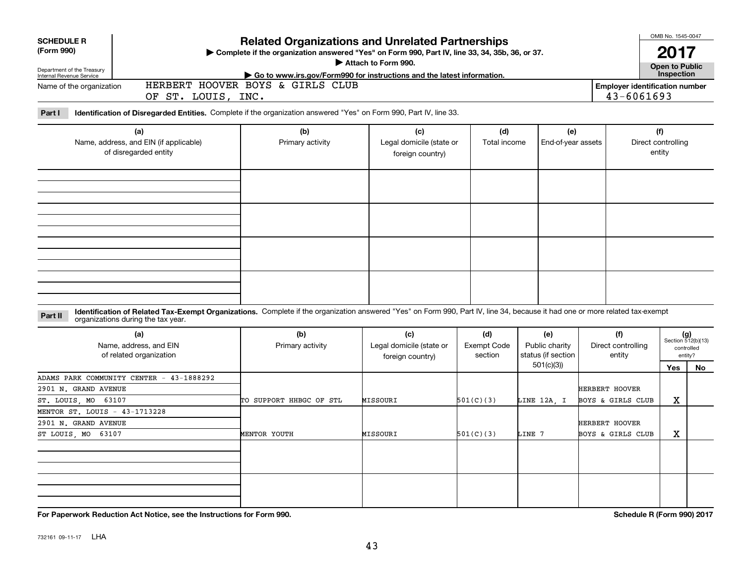**SCHEDULE R (Form 990)**

Department of the Treasury
Internal Revenue Service

# Related Organizations and Unrelated Partnerships

▶ Complete if the organization answered "Yes" on Form 990, Part IV, line 33, 34, 35b, 36, or 37.
▶ Attach to Form 990.
▶ Go to www.irs.gov/Form990 for instructions and the latest information.

OMB No. 1545-0047

**2017**

**Open to Public Inspection**

Name of the organization: HERBERT HOOVER BOYS & GIRLS CLUB OF ST. LOUIS, INC.

Employer identification number: 43-6061693

**Part I** **Identification of Disregarded Entities.** Complete if the organization answered "Yes" on Form 990, Part IV, line 33.

| (a) Name, address, and EIN (if applicable) of disregarded entity | (b) Primary activity | (c) Legal domicile (state or foreign country) | (d) Total income | (e) End-of-year assets | (f) Direct controlling entity |
|---|---|---|---|---|---|
| | | | | | |
| | | | | | |
| | | | | | |
| | | | | | |

**Part II** **Identification of Related Tax-Exempt Organizations.** Complete if the organization answered "Yes" on Form 990, Part IV, line 34, because it had one or more related tax-exempt organizations during the tax year.

| (a) Name, address, and EIN of related organization | (b) Primary activity | (c) Legal domicile (state or foreign country) | (d) Exempt Code section | (e) Public charity status (if section 501(c)(3)) | (f) Direct controlling entity | (g) Section 512(b)(13) controlled entity? Yes | No |
|---|---|---|---|---|---|---|---|
| ADAMS PARK COMMUNITY CENTER - 43-1888292<br>2901 N. GRAND AVENUE<br>ST. LOUIS, MO 63107 | TO SUPPORT HHBGC OF STL | MISSOURI | 501(C)(3) | LINE 12A, I | HERBERT HOOVER BOYS & GIRLS CLUB | X | |
| MENTOR ST. LOUIS - 43-1713228<br>2901 N. GRAND AVENUE<br>ST LOUIS, MO 63107 | MENTOR YOUTH | MISSOURI | 501(C)(3) | LINE 7 | HERBERT HOOVER BOYS & GIRLS CLUB | X | |
| | | | | | | | |
| | | | | | | | |

**For Paperwork Reduction Act Notice, see the Instructions for Form 990.** **Schedule R (Form 990) 2017**

732161 09-11-17 LHA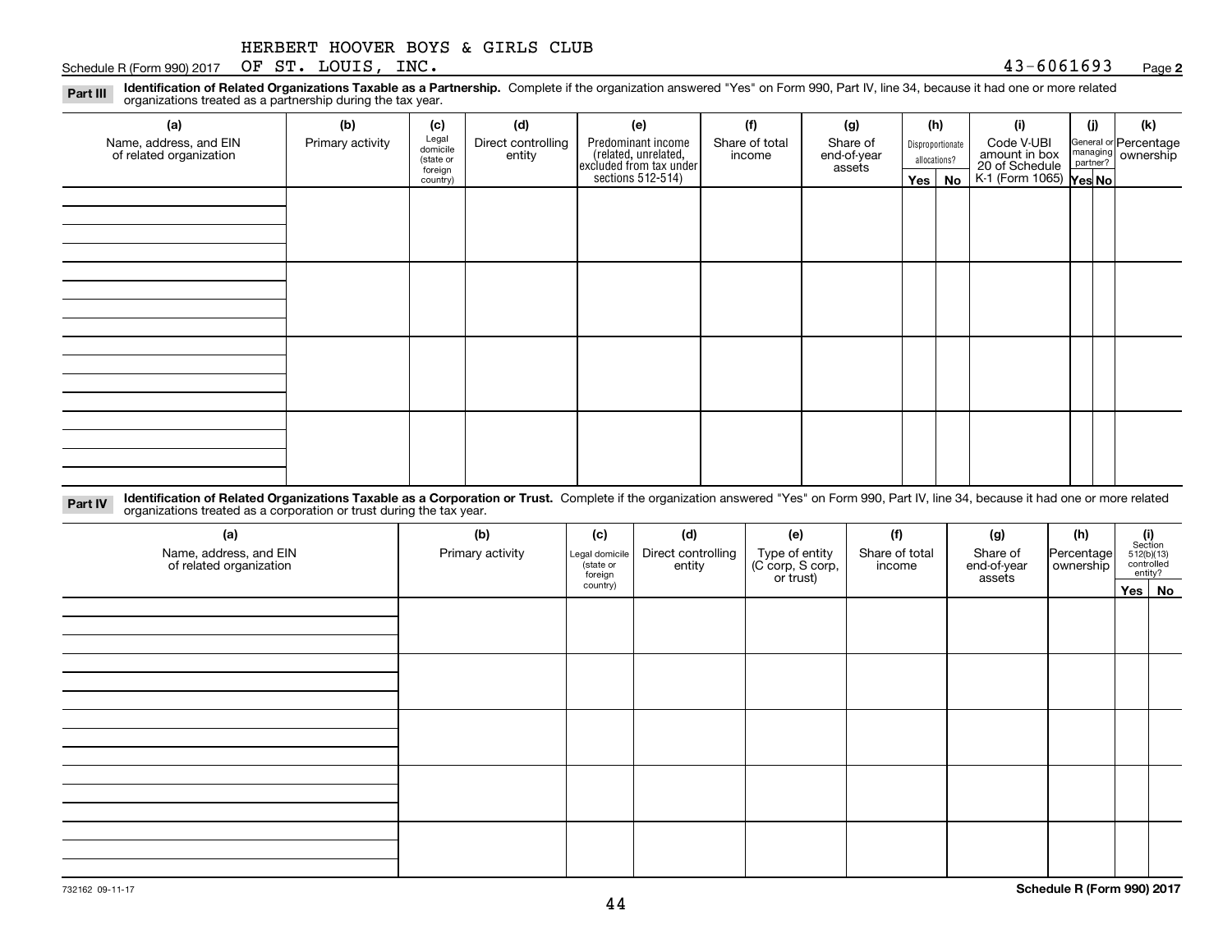HERBERT HOOVER BOYS & GIRLS CLUB

Schedule R (Form 990) 2017 OF ST. LOUIS, INC. 43-6061693 Page **2**

**Part III** **Identification of Related Organizations Taxable as a Partnership.** Complete if the organization answered "Yes" on Form 990, Part IV, line 34, because it had one or more related organizations treated as a partnership during the tax year.

| (a) Name, address, and EIN of related organization | (b) Primary activity | (c) Legal domicile (state or foreign country) | (d) Direct controlling entity | (e) Predominant income (related, unrelated, excluded from tax under sections 512-514) | (f) Share of total income | (g) Share of end-of-year assets | (h) Disproportionate allocations? | | (i) Code V-UBI amount in box 20 of Schedule K-1 (Form 1065) | (j) General or managing partner? | | (k) Percentage ownership |
|---|---|---|---|---|---|---|---|---|---|---|---|---|
| | | | | | | | Yes | No | | Yes | No | |
| | | | | | | | | | | | | |
| | | | | | | | | | | | | |
| | | | | | | | | | | | | |
| | | | | | | | | | | | | |

**Part IV** **Identification of Related Organizations Taxable as a Corporation or Trust.** Complete if the organization answered "Yes" on Form 990, Part IV, line 34, because it had one or more related organizations treated as a corporation or trust during the tax year.

| (a) Name, address, and EIN of related organization | (b) Primary activity | (c) Legal domicile (state or foreign country) | (d) Direct controlling entity | (e) Type of entity (C corp, S corp, or trust) | (f) Share of total income | (g) Share of end-of-year assets | (h) Percentage ownership | (i) Section 512(b)(13) controlled entity? | |
|---|---|---|---|---|---|---|---|---|---|
| | | | | | | | | Yes | No |
| | | | | | | | | | |
| | | | | | | | | | |
| | | | | | | | | | |
| | | | | | | | | | |
| | | | | | | | | | |

732162 09-11-17

**Schedule R (Form 990) 2017**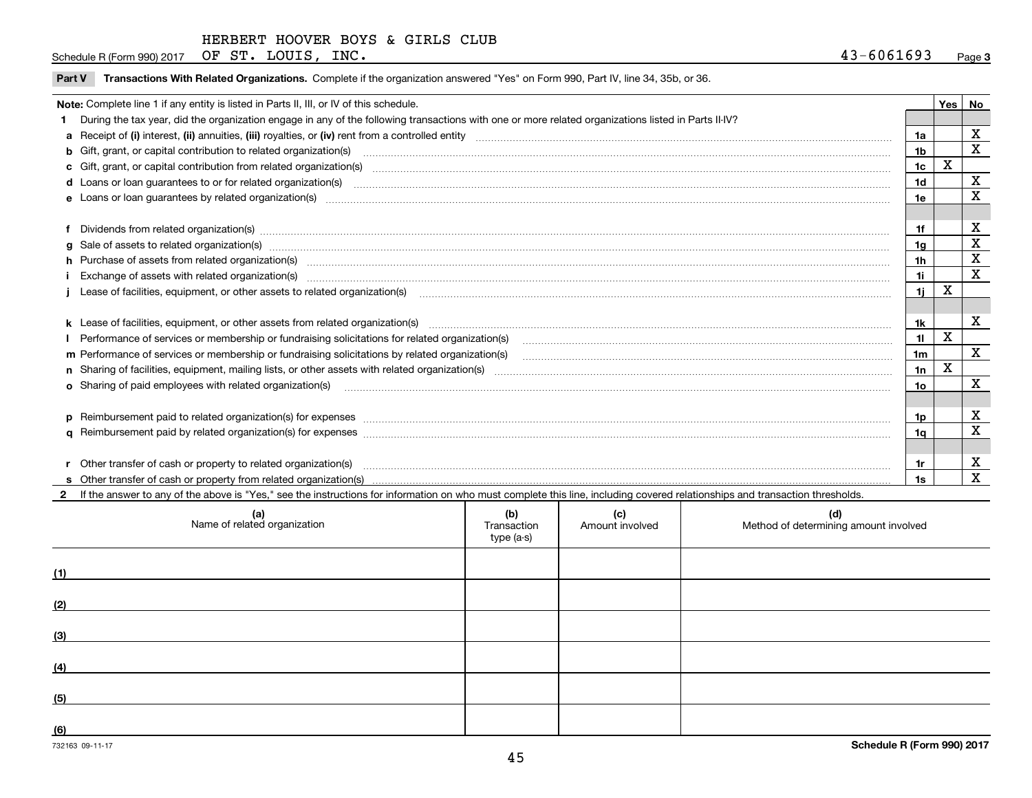HERBERT HOOVER BOYS & GIRLS CLUB

Schedule R (Form 990) 2017 OF ST. LOUIS, INC. 43-6061693 Page **3**

**Part V** **Transactions With Related Organizations.** Complete if the organization answered "Yes" on Form 990, Part IV, line 34, 35b, or 36.

| **Note:** Complete line 1 if any entity is listed in Parts II, III, or IV of this schedule. | | Yes | No |
|---|---|---|---|
| **1** During the tax year, did the organization engage in any of the following transactions with one or more related organizations listed in Parts II-IV? | | | |
| **a** Receipt of **(i)** interest, **(ii)** annuities, **(iii)** royalties, or **(iv)** rent from a controlled entity | **1a** | | X |
| **b** Gift, grant, or capital contribution to related organization(s) | **1b** | | X |
| **c** Gift, grant, or capital contribution from related organization(s) | **1c** | X | |
| **d** Loans or loan guarantees to or for related organization(s) | **1d** | | X |
| **e** Loans or loan guarantees by related organization(s) | **1e** | | X |
| **f** Dividends from related organization(s) | **1f** | | X |
| **g** Sale of assets to related organization(s) | **1g** | | X |
| **h** Purchase of assets from related organization(s) | **1h** | | X |
| **i** Exchange of assets with related organization(s) | **1i** | | X |
| **j** Lease of facilities, equipment, or other assets to related organization(s) | **1j** | X | |
| **k** Lease of facilities, equipment, or other assets from related organization(s) | **1k** | | X |
| **l** Performance of services or membership or fundraising solicitations for related organization(s) | **1l** | X | |
| **m** Performance of services or membership or fundraising solicitations by related organization(s) | **1m** | | X |
| **n** Sharing of facilities, equipment, mailing lists, or other assets with related organization(s) | **1n** | X | |
| **o** Sharing of paid employees with related organization(s) | **1o** | | X |
| **p** Reimbursement paid to related organization(s) for expenses | **1p** | | X |
| **q** Reimbursement paid by related organization(s) for expenses | **1q** | | X |
| **r** Other transfer of cash or property to related organization(s) | **1r** | | X |
| **s** Other transfer of cash or property from related organization(s) | **1s** | | X |

**2** If the answer to any of the above is "Yes," see the instructions for information on who must complete this line, including covered relationships and transaction thresholds.

| | (a) Name of related organization | (b) Transaction type (a-s) | (c) Amount involved | (d) Method of determining amount involved |
|---|---|---|---|---|
| (1) | | | | |
| (2) | | | | |
| (3) | | | | |
| (4) | | | | |
| (5) | | | | |
| (6) | | | | |

732163 09-11-17 **Schedule R (Form 990) 2017**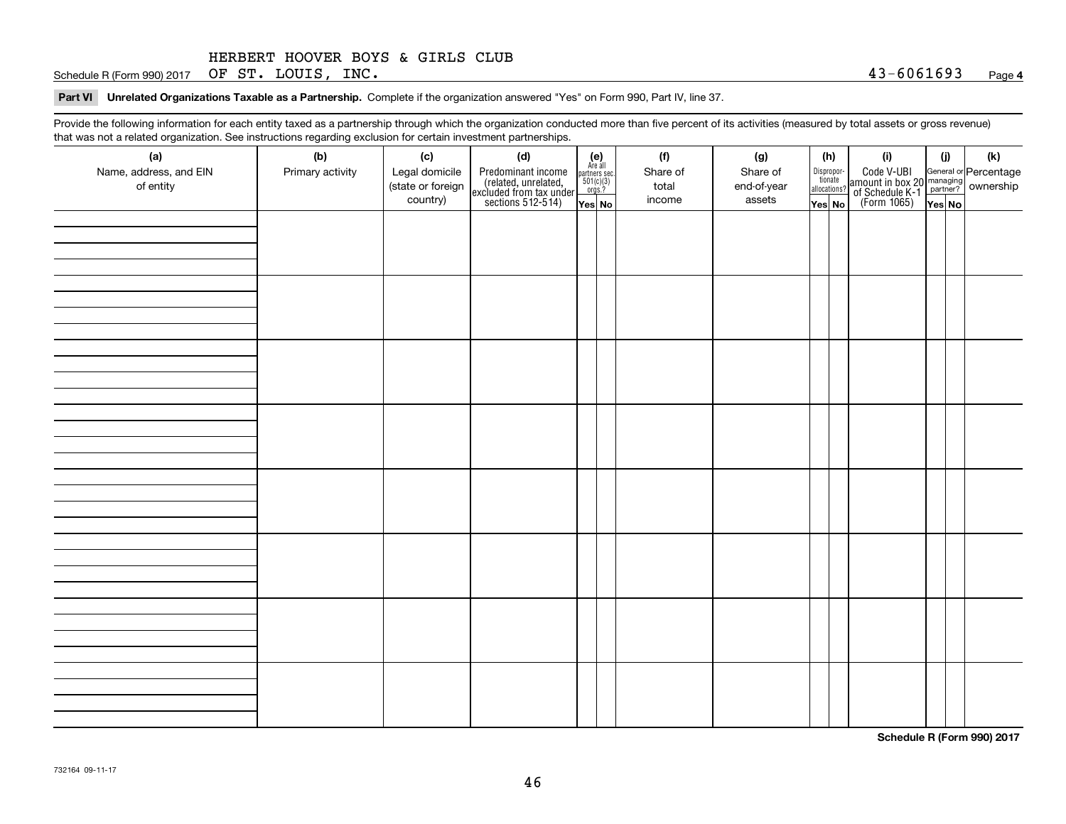HERBERT HOOVER BOYS & GIRLS CLUB

Schedule R (Form 990) 2017 OF ST. LOUIS, INC. 43-6061693 Page **4**

**Part VI Unrelated Organizations Taxable as a Partnership.** Complete if the organization answered "Yes" on Form 990, Part IV, line 37.

Provide the following information for each entity taxed as a partnership through which the organization conducted more than five percent of its activities (measured by total assets or gross revenue) that was not a related organization. See instructions regarding exclusion for certain investment partnerships.

| (a) Name, address, and EIN of entity | (b) Primary activity | (c) Legal domicile (state or foreign country) | (d) Predominant income (related, unrelated, excluded from tax under sections 512-514) | (e) Are all partners sec. 501(c)(3) orgs.? | | (f) Share of total income | (g) Share of end-of-year assets | (h) Disproportionate allocations? | | (i) Code V-UBI amount in box 20 of Schedule K-1 (Form 1065) | (j) General or managing partner? | | (k) Percentage ownership |
|---|---|---|---|---|---|---|---|---|---|---|---|---|---|
| | | | | Yes | No | | | Yes | No | | Yes | No | |
| | | | | | | | | | | | | | |
| | | | | | | | | | | | | | |
| | | | | | | | | | | | | | |
| | | | | | | | | | | | | | |
| | | | | | | | | | | | | | |
| | | | | | | | | | | | | | |
| | | | | | | | | | | | | | |
| | | | | | | | | | | | | | |

**Schedule R (Form 990) 2017**

732164 09-11-17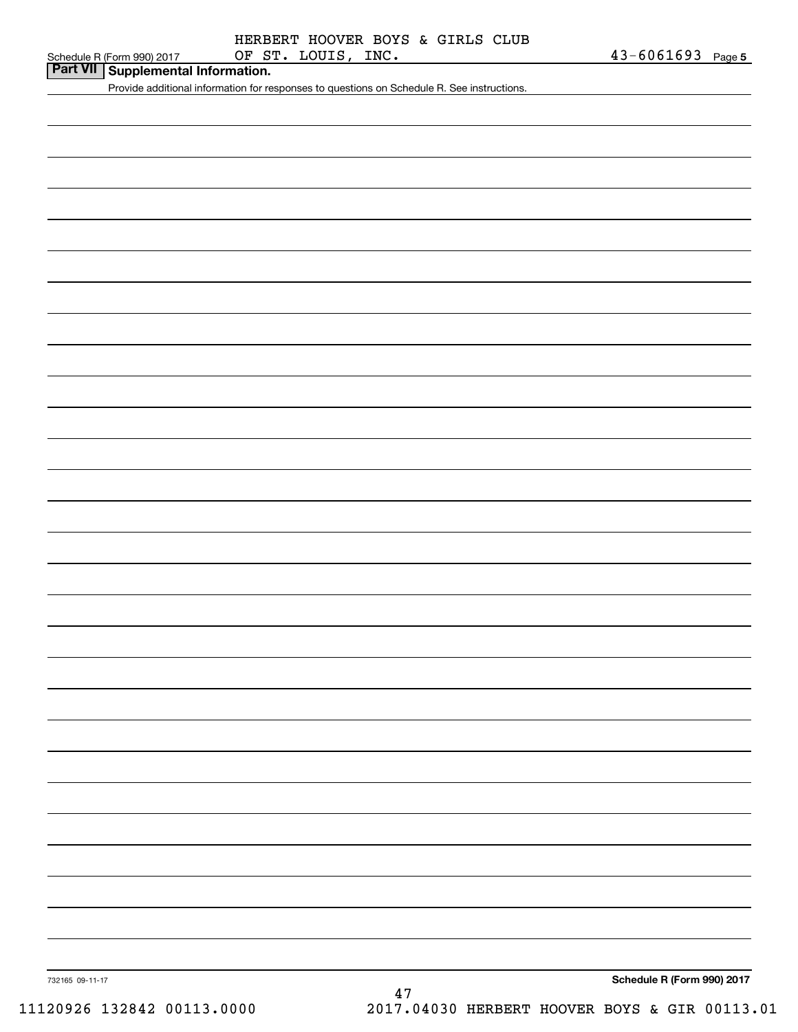HERBERT HOOVER BOYS & GIRLS CLUB OF ST. LOUIS, INC. 43-6061693

## Part VII Supplemental Information.

Provide additional information for responses to questions on Schedule R. See instructions.

732165 09-11-17

Schedule R (Form 990) 2017

11120926 132842 00113.0000 2017.04030 HERBERT HOOVER BOYS & GIR 00113.01